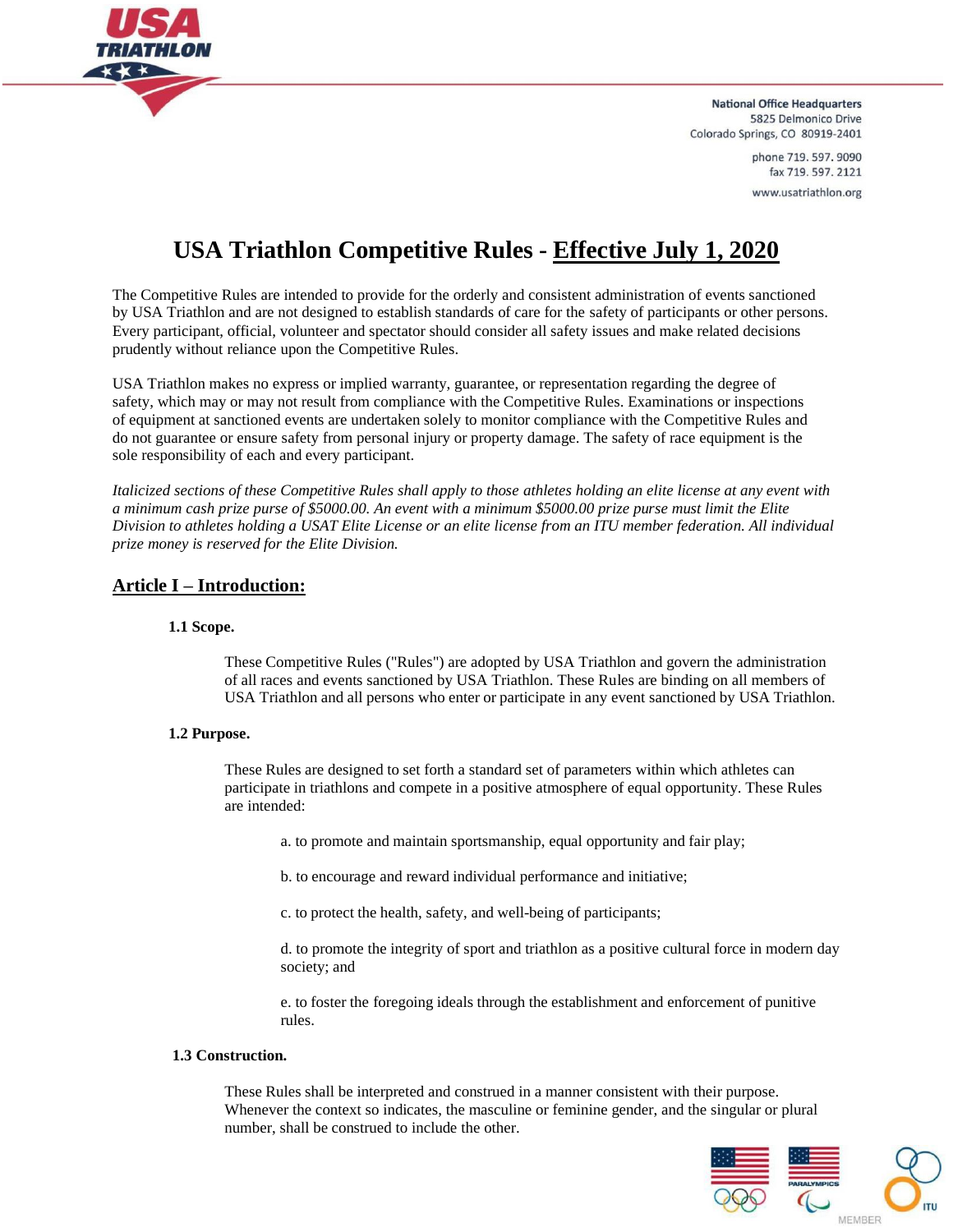National Office Headquarters
5825 Delmonico Drive
Colorado Springs, CO 80919-2401

phone 719. 597. 9090
fax 719. 597. 2121

www.usatriathlon.org

# USA Triathlon Competitive Rules - Effective July 1, 2020

The Competitive Rules are intended to provide for the orderly and consistent administration of events sanctioned by USA Triathlon and are not designed to establish standards of care for the safety of participants or other persons. Every participant, official, volunteer and spectator should consider all safety issues and make related decisions prudently without reliance upon the Competitive Rules.

USA Triathlon makes no express or implied warranty, guarantee, or representation regarding the degree of safety, which may or may not result from compliance with the Competitive Rules. Examinations or inspections of equipment at sanctioned events are undertaken solely to monitor compliance with the Competitive Rules and do not guarantee or ensure safety from personal injury or property damage. The safety of race equipment is the sole responsibility of each and every participant.

*Italicized sections of these Competitive Rules shall apply to those athletes holding an elite license at any event with a minimum cash prize purse of $5000.00. An event with a minimum $5000.00 prize purse must limit the Elite Division to athletes holding a USAT Elite License or an elite license from an ITU member federation. All individual prize money is reserved for the Elite Division.*

## Article I – Introduction:

### 1.1 Scope.

These Competitive Rules ("Rules") are adopted by USA Triathlon and govern the administration of all races and events sanctioned by USA Triathlon. These Rules are binding on all members of USA Triathlon and all persons who enter or participate in any event sanctioned by USA Triathlon.

### 1.2 Purpose.

These Rules are designed to set forth a standard set of parameters within which athletes can participate in triathlons and compete in a positive atmosphere of equal opportunity. These Rules are intended:

a. to promote and maintain sportsmanship, equal opportunity and fair play;

b. to encourage and reward individual performance and initiative;

c. to protect the health, safety, and well-being of participants;

d. to promote the integrity of sport and triathlon as a positive cultural force in modern day society; and

e. to foster the foregoing ideals through the establishment and enforcement of punitive rules.

### 1.3 Construction.

These Rules shall be interpreted and construed in a manner consistent with their purpose. Whenever the context so indicates, the masculine or feminine gender, and the singular or plural number, shall be construed to include the other.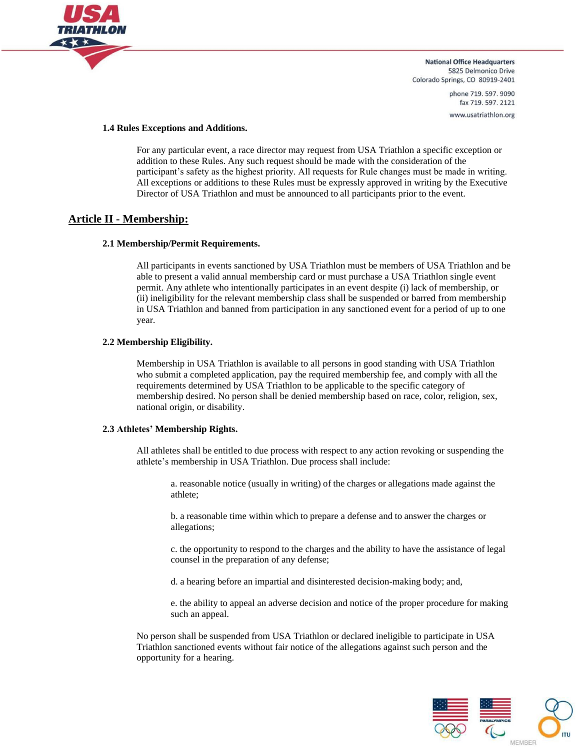### 1.4 Rules Exceptions and Additions.

For any particular event, a race director may request from USA Triathlon a specific exception or addition to these Rules. Any such request should be made with the consideration of the participant's safety as the highest priority. All requests for Rule changes must be made in writing. All exceptions or additions to these Rules must be expressly approved in writing by the Executive Director of USA Triathlon and must be announced to all participants prior to the event.

## Article II - Membership:

### 2.1 Membership/Permit Requirements.

All participants in events sanctioned by USA Triathlon must be members of USA Triathlon and be able to present a valid annual membership card or must purchase a USA Triathlon single event permit. Any athlete who intentionally participates in an event despite (i) lack of membership, or (ii) ineligibility for the relevant membership class shall be suspended or barred from membership in USA Triathlon and banned from participation in any sanctioned event for a period of up to one year.

### 2.2 Membership Eligibility.

Membership in USA Triathlon is available to all persons in good standing with USA Triathlon who submit a completed application, pay the required membership fee, and comply with all the requirements determined by USA Triathlon to be applicable to the specific category of membership desired. No person shall be denied membership based on race, color, religion, sex, national origin, or disability.

### 2.3 Athletes' Membership Rights.

All athletes shall be entitled to due process with respect to any action revoking or suspending the athlete's membership in USA Triathlon. Due process shall include:

a. reasonable notice (usually in writing) of the charges or allegations made against the athlete;

b. a reasonable time within which to prepare a defense and to answer the charges or allegations;

c. the opportunity to respond to the charges and the ability to have the assistance of legal counsel in the preparation of any defense;

d. a hearing before an impartial and disinterested decision-making body; and,

e. the ability to appeal an adverse decision and notice of the proper procedure for making such an appeal.

No person shall be suspended from USA Triathlon or declared ineligible to participate in USA Triathlon sanctioned events without fair notice of the allegations against such person and the opportunity for a hearing.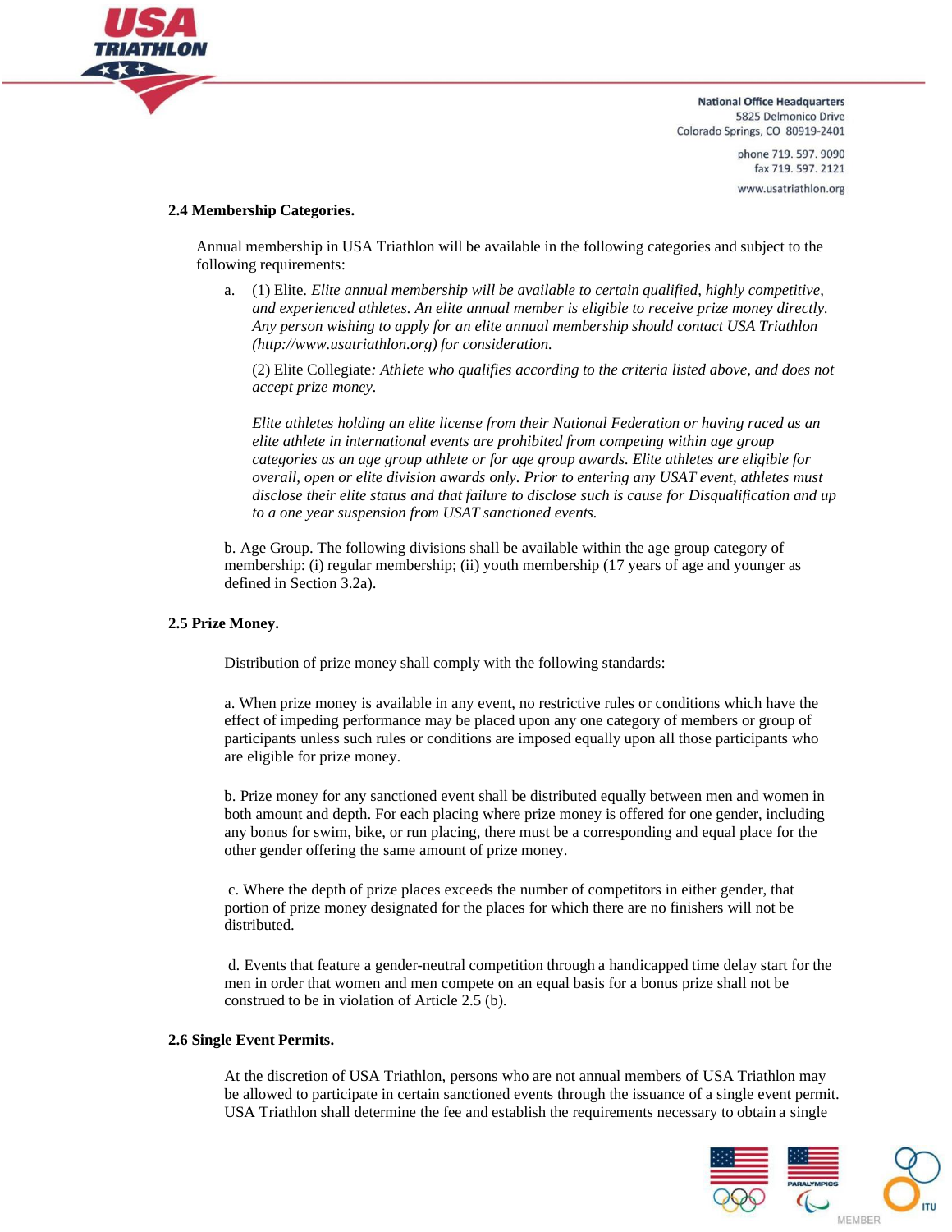### 2.4 Membership Categories.

Annual membership in USA Triathlon will be available in the following categories and subject to the following requirements:

a. (1) Elite. *Elite annual membership will be available to certain qualified, highly competitive, and experienced athletes. An elite annual member is eligible to receive prize money directly. Any person wishing to apply for an elite annual membership should contact USA Triathlon (http://www.usatriathlon.org) for consideration.*

(2) Elite Collegiate*: Athlete who qualifies according to the criteria listed above, and does not accept prize money.*

*Elite athletes holding an elite license from their National Federation or having raced as an elite athlete in international events are prohibited from competing within age group categories as an age group athlete or for age group awards. Elite athletes are eligible for overall, open or elite division awards only. Prior to entering any USAT event, athletes must disclose their elite status and that failure to disclose such is cause for Disqualification and up to a one year suspension from USAT sanctioned events.*

b. Age Group. The following divisions shall be available within the age group category of membership: (i) regular membership; (ii) youth membership (17 years of age and younger as defined in Section 3.2a).

### 2.5 Prize Money.

Distribution of prize money shall comply with the following standards:

a. When prize money is available in any event, no restrictive rules or conditions which have the effect of impeding performance may be placed upon any one category of members or group of participants unless such rules or conditions are imposed equally upon all those participants who are eligible for prize money.

b. Prize money for any sanctioned event shall be distributed equally between men and women in both amount and depth. For each placing where prize money is offered for one gender, including any bonus for swim, bike, or run placing, there must be a corresponding and equal place for the other gender offering the same amount of prize money.

c. Where the depth of prize places exceeds the number of competitors in either gender, that portion of prize money designated for the places for which there are no finishers will not be distributed.

d. Events that feature a gender-neutral competition through a handicapped time delay start for the men in order that women and men compete on an equal basis for a bonus prize shall not be construed to be in violation of Article 2.5 (b).

### 2.6 Single Event Permits.

At the discretion of USA Triathlon, persons who are not annual members of USA Triathlon may be allowed to participate in certain sanctioned events through the issuance of a single event permit. USA Triathlon shall determine the fee and establish the requirements necessary to obtain a single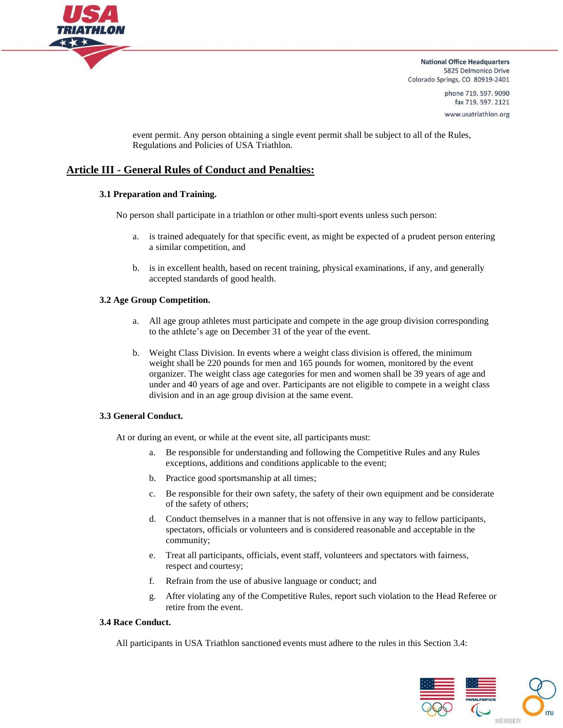event permit. Any person obtaining a single event permit shall be subject to all of the Rules, Regulations and Policies of USA Triathlon.

## Article III - General Rules of Conduct and Penalties:

### 3.1 Preparation and Training.

No person shall participate in a triathlon or other multi-sport events unless such person:

a. is trained adequately for that specific event, as might be expected of a prudent person entering a similar competition, and

b. is in excellent health, based on recent training, physical examinations, if any, and generally accepted standards of good health.

### 3.2 Age Group Competition.

a. All age group athletes must participate and compete in the age group division corresponding to the athlete's age on December 31 of the year of the event.

b. Weight Class Division. In events where a weight class division is offered, the minimum weight shall be 220 pounds for men and 165 pounds for women, monitored by the event organizer. The weight class age categories for men and women shall be 39 years of age and under and 40 years of age and over. Participants are not eligible to compete in a weight class division and in an age group division at the same event.

### 3.3 General Conduct.

At or during an event, or while at the event site, all participants must:

a. Be responsible for understanding and following the Competitive Rules and any Rules exceptions, additions and conditions applicable to the event;

b. Practice good sportsmanship at all times;

c. Be responsible for their own safety, the safety of their own equipment and be considerate of the safety of others;

d. Conduct themselves in a manner that is not offensive in any way to fellow participants, spectators, officials or volunteers and is considered reasonable and acceptable in the community;

e. Treat all participants, officials, event staff, volunteers and spectators with fairness, respect and courtesy;

f. Refrain from the use of abusive language or conduct; and

g. After violating any of the Competitive Rules, report such violation to the Head Referee or retire from the event.

### 3.4 Race Conduct.

All participants in USA Triathlon sanctioned events must adhere to the rules in this Section 3.4: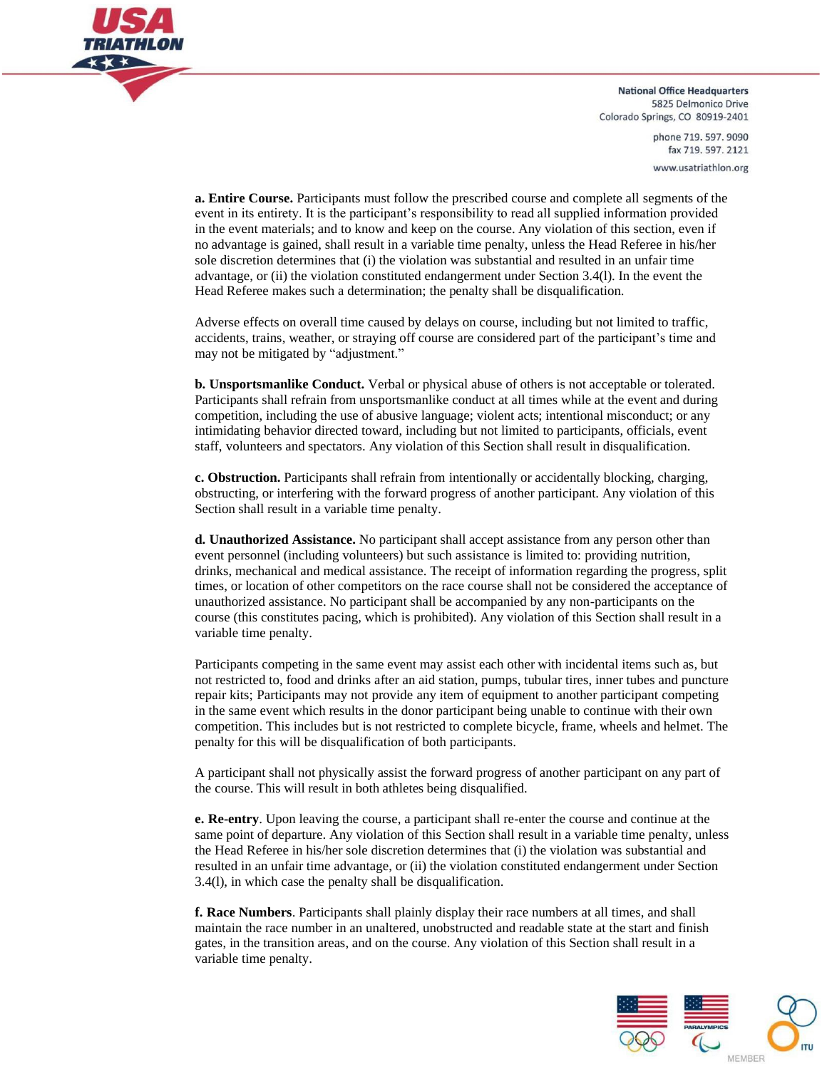**a. Entire Course.** Participants must follow the prescribed course and complete all segments of the event in its entirety. It is the participant's responsibility to read all supplied information provided in the event materials; and to know and keep on the course. Any violation of this section, even if no advantage is gained, shall result in a variable time penalty, unless the Head Referee in his/her sole discretion determines that (i) the violation was substantial and resulted in an unfair time advantage, or (ii) the violation constituted endangerment under Section 3.4(l). In the event the Head Referee makes such a determination; the penalty shall be disqualification.

Adverse effects on overall time caused by delays on course, including but not limited to traffic, accidents, trains, weather, or straying off course are considered part of the participant's time and may not be mitigated by "adjustment."

**b. Unsportsmanlike Conduct.** Verbal or physical abuse of others is not acceptable or tolerated. Participants shall refrain from unsportsmanlike conduct at all times while at the event and during competition, including the use of abusive language; violent acts; intentional misconduct; or any intimidating behavior directed toward, including but not limited to participants, officials, event staff, volunteers and spectators. Any violation of this Section shall result in disqualification.

**c. Obstruction.** Participants shall refrain from intentionally or accidentally blocking, charging, obstructing, or interfering with the forward progress of another participant. Any violation of this Section shall result in a variable time penalty.

**d. Unauthorized Assistance.** No participant shall accept assistance from any person other than event personnel (including volunteers) but such assistance is limited to: providing nutrition, drinks, mechanical and medical assistance. The receipt of information regarding the progress, split times, or location of other competitors on the race course shall not be considered the acceptance of unauthorized assistance. No participant shall be accompanied by any non-participants on the course (this constitutes pacing, which is prohibited). Any violation of this Section shall result in a variable time penalty.

Participants competing in the same event may assist each other with incidental items such as, but not restricted to, food and drinks after an aid station, pumps, tubular tires, inner tubes and puncture repair kits; Participants may not provide any item of equipment to another participant competing in the same event which results in the donor participant being unable to continue with their own competition. This includes but is not restricted to complete bicycle, frame, wheels and helmet. The penalty for this will be disqualification of both participants.

A participant shall not physically assist the forward progress of another participant on any part of the course. This will result in both athletes being disqualified.

**e. Re-entry**. Upon leaving the course, a participant shall re-enter the course and continue at the same point of departure. Any violation of this Section shall result in a variable time penalty, unless the Head Referee in his/her sole discretion determines that (i) the violation was substantial and resulted in an unfair time advantage, or (ii) the violation constituted endangerment under Section 3.4(l), in which case the penalty shall be disqualification.

**f. Race Numbers**. Participants shall plainly display their race numbers at all times, and shall maintain the race number in an unaltered, unobstructed and readable state at the start and finish gates, in the transition areas, and on the course. Any violation of this Section shall result in a variable time penalty.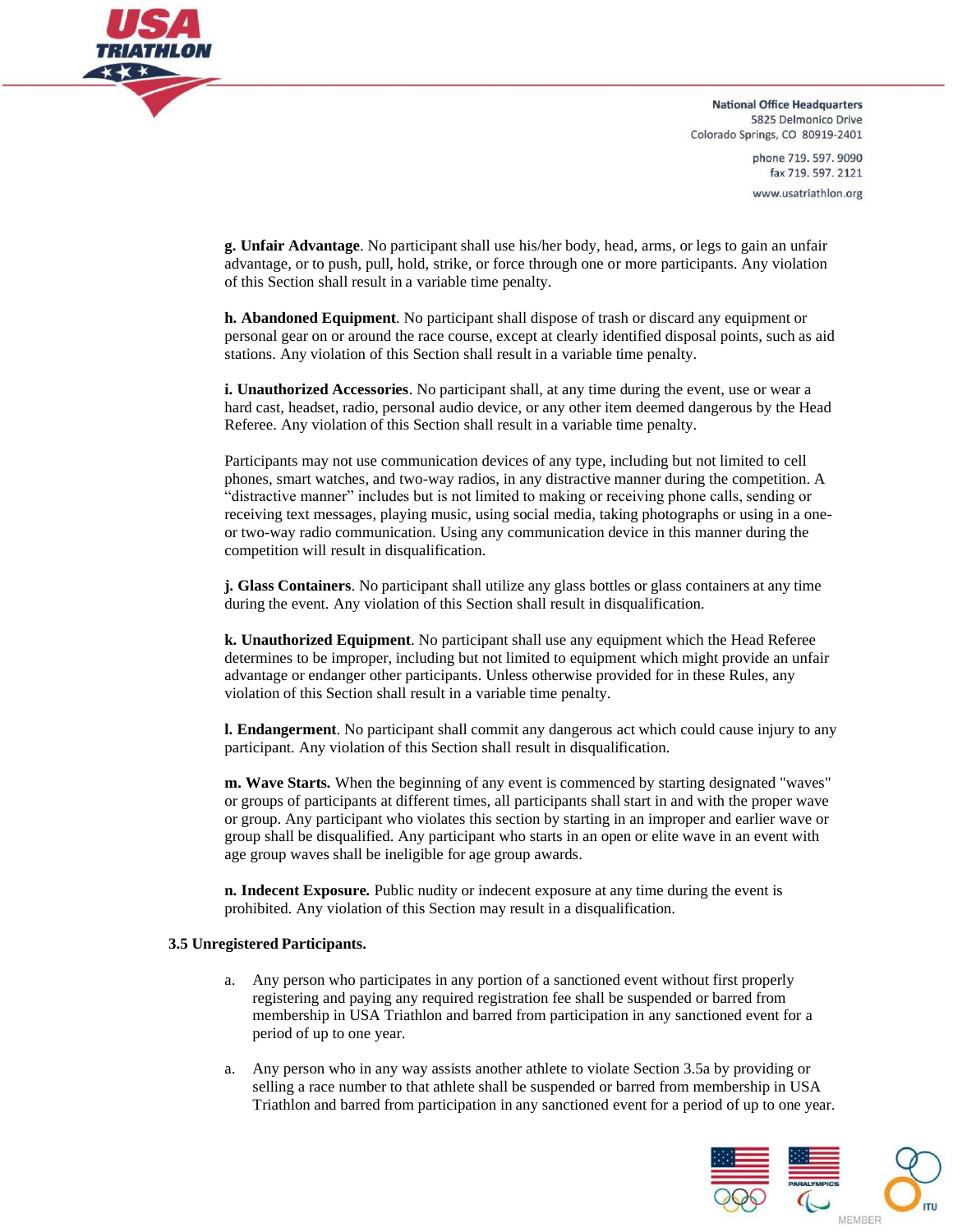**g. Unfair Advantage**. No participant shall use his/her body, head, arms, or legs to gain an unfair advantage, or to push, pull, hold, strike, or force through one or more participants. Any violation of this Section shall result in a variable time penalty.

**h. Abandoned Equipment**. No participant shall dispose of trash or discard any equipment or personal gear on or around the race course, except at clearly identified disposal points, such as aid stations. Any violation of this Section shall result in a variable time penalty.

**i. Unauthorized Accessories**. No participant shall, at any time during the event, use or wear a hard cast, headset, radio, personal audio device, or any other item deemed dangerous by the Head Referee. Any violation of this Section shall result in a variable time penalty.

Participants may not use communication devices of any type, including but not limited to cell phones, smart watches, and two-way radios, in any distractive manner during the competition. A "distractive manner" includes but is not limited to making or receiving phone calls, sending or receiving text messages, playing music, using social media, taking photographs or using in a one- or two-way radio communication. Using any communication device in this manner during the competition will result in disqualification.

**j. Glass Containers**. No participant shall utilize any glass bottles or glass containers at any time during the event. Any violation of this Section shall result in disqualification.

**k. Unauthorized Equipment**. No participant shall use any equipment which the Head Referee determines to be improper, including but not limited to equipment which might provide an unfair advantage or endanger other participants. Unless otherwise provided for in these Rules, any violation of this Section shall result in a variable time penalty.

**l. Endangerment**. No participant shall commit any dangerous act which could cause injury to any participant. Any violation of this Section shall result in disqualification.

**m. Wave Starts.** When the beginning of any event is commenced by starting designated "waves" or groups of participants at different times, all participants shall start in and with the proper wave or group. Any participant who violates this section by starting in an improper and earlier wave or group shall be disqualified. Any participant who starts in an open or elite wave in an event with age group waves shall be ineligible for age group awards.

**n. Indecent Exposure.** Public nudity or indecent exposure at any time during the event is prohibited. Any violation of this Section may result in a disqualification.

**3.5 Unregistered Participants.**

a. Any person who participates in any portion of a sanctioned event without first properly registering and paying any required registration fee shall be suspended or barred from membership in USA Triathlon and barred from participation in any sanctioned event for a period of up to one year.

a. Any person who in any way assists another athlete to violate Section 3.5a by providing or selling a race number to that athlete shall be suspended or barred from membership in USA Triathlon and barred from participation in any sanctioned event for a period of up to one year.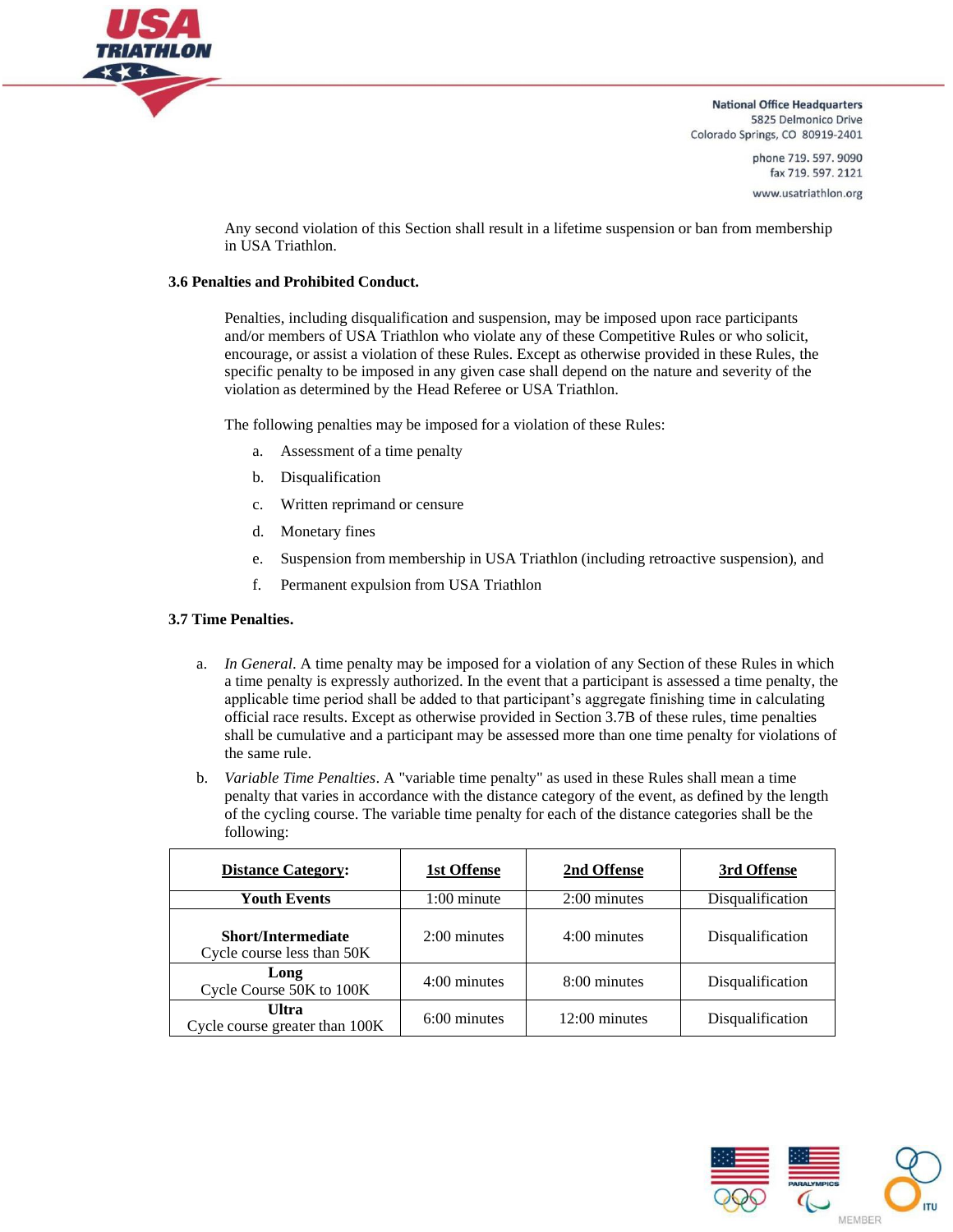Any second violation of this Section shall result in a lifetime suspension or ban from membership in USA Triathlon.

**3.6 Penalties and Prohibited Conduct.**

Penalties, including disqualification and suspension, may be imposed upon race participants and/or members of USA Triathlon who violate any of these Competitive Rules or who solicit, encourage, or assist a violation of these Rules. Except as otherwise provided in these Rules, the specific penalty to be imposed in any given case shall depend on the nature and severity of the violation as determined by the Head Referee or USA Triathlon.

The following penalties may be imposed for a violation of these Rules:

a. Assessment of a time penalty

b. Disqualification

c. Written reprimand or censure

d. Monetary fines

e. Suspension from membership in USA Triathlon (including retroactive suspension), and

f. Permanent expulsion from USA Triathlon

**3.7 Time Penalties.**

a. *In General*. A time penalty may be imposed for a violation of any Section of these Rules in which a time penalty is expressly authorized. In the event that a participant is assessed a time penalty, the applicable time period shall be added to that participant's aggregate finishing time in calculating official race results. Except as otherwise provided in Section 3.7B of these rules, time penalties shall be cumulative and a participant may be assessed more than one time penalty for violations of the same rule.

b. *Variable Time Penalties*. A "variable time penalty" as used in these Rules shall mean a time penalty that varies in accordance with the distance category of the event, as defined by the length of the cycling course. The variable time penalty for each of the distance categories shall be the following:

| **Distance Category:** | **1st Offense** | **2nd Offense** | **3rd Offense** |
|---|---|---|---|
| **Youth Events** | 1:00 minute | 2:00 minutes | Disqualification |
| **Short/Intermediate** Cycle course less than 50K | 2:00 minutes | 4:00 minutes | Disqualification |
| **Long** Cycle Course 50K to 100K | 4:00 minutes | 8:00 minutes | Disqualification |
| **Ultra** Cycle course greater than 100K | 6:00 minutes | 12:00 minutes | Disqualification |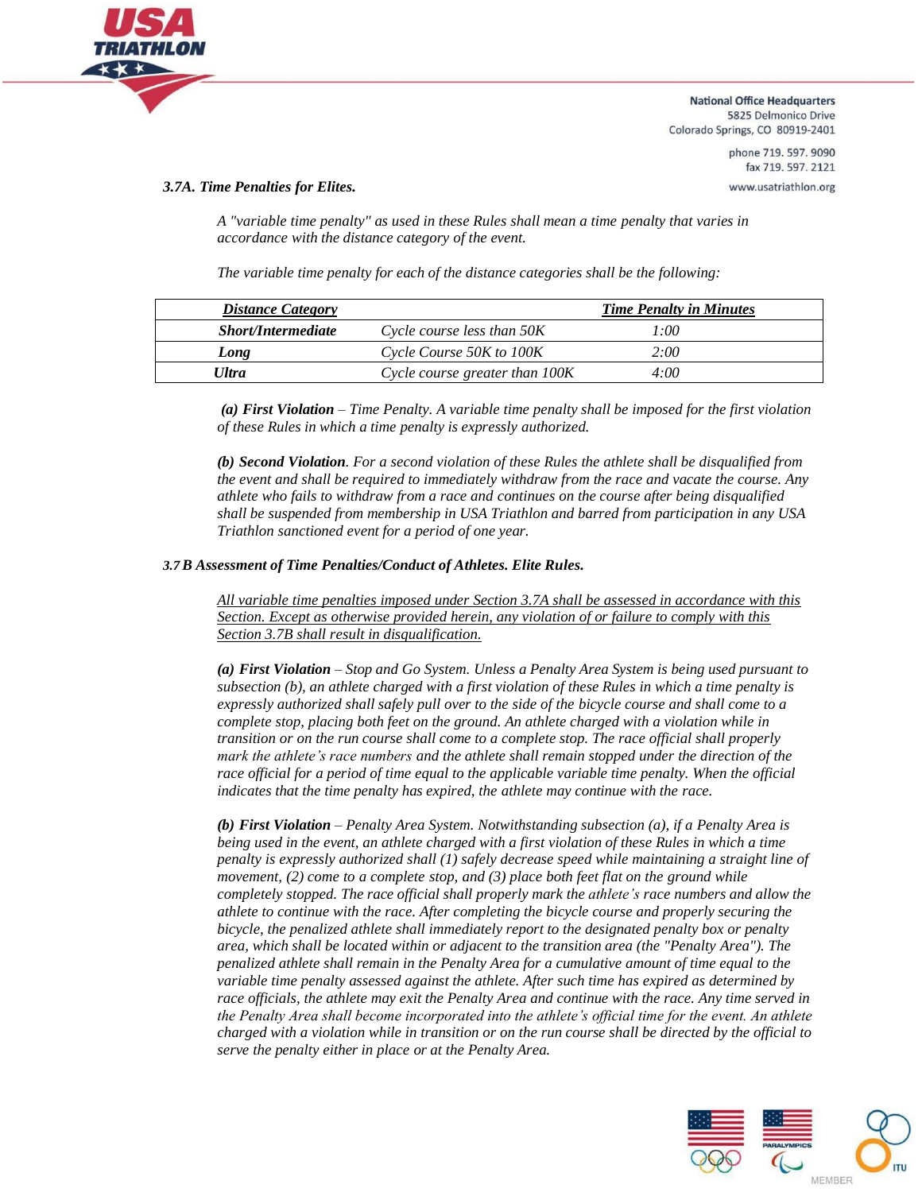### *3.7A. Time Penalties for Elites.*

*A "variable time penalty" as used in these Rules shall mean a time penalty that varies in accordance with the distance category of the event.*

*The variable time penalty for each of the distance categories shall be the following:*

| ***Distance Category*** | | ***Time Penalty in Minutes*** |
|---|---|---|
| ***Short/Intermediate*** | *Cycle course less than 50K* | *1:00* |
| ***Long*** | *Cycle Course 50K to 100K* | *2:00* |
| ***Ultra*** | *Cycle course greater than 100K* | *4:00* |

***(a) First Violation*** *– Time Penalty. A variable time penalty shall be imposed for the first violation of these Rules in which a time penalty is expressly authorized.*

***(b) Second Violation****. For a second violation of these Rules the athlete shall be disqualified from the event and shall be required to immediately withdraw from the race and vacate the course. Any athlete who fails to withdraw from a race and continues on the course after being disqualified shall be suspended from membership in USA Triathlon and barred from participation in any USA Triathlon sanctioned event for a period of one year.*

### *3.7 B Assessment of Time Penalties/Conduct of Athletes. Elite Rules.*

*All variable time penalties imposed under Section 3.7A shall be assessed in accordance with this Section. Except as otherwise provided herein, any violation of or failure to comply with this Section 3.7B shall result in disqualification.*

***(a) First Violation*** *– Stop and Go System. Unless a Penalty Area System is being used pursuant to subsection (b), an athlete charged with a first violation of these Rules in which a time penalty is expressly authorized shall safely pull over to the side of the bicycle course and shall come to a complete stop, placing both feet on the ground. An athlete charged with a violation while in transition or on the run course shall come to a complete stop. The race official shall properly mark the athlete's race numbers and the athlete shall remain stopped under the direction of the race official for a period of time equal to the applicable variable time penalty. When the official indicates that the time penalty has expired, the athlete may continue with the race.*

***(b) First Violation*** *– Penalty Area System. Notwithstanding subsection (a), if a Penalty Area is being used in the event, an athlete charged with a first violation of these Rules in which a time penalty is expressly authorized shall (1) safely decrease speed while maintaining a straight line of movement, (2) come to a complete stop, and (3) place both feet flat on the ground while completely stopped. The race official shall properly mark the athlete's race numbers and allow the athlete to continue with the race. After completing the bicycle course and properly securing the bicycle, the penalized athlete shall immediately report to the designated penalty box or penalty area, which shall be located within or adjacent to the transition area (the "Penalty Area"). The penalized athlete shall remain in the Penalty Area for a cumulative amount of time equal to the variable time penalty assessed against the athlete. After such time has expired as determined by race officials, the athlete may exit the Penalty Area and continue with the race. Any time served in the Penalty Area shall become incorporated into the athlete's official time for the event. An athlete charged with a violation while in transition or on the run course shall be directed by the official to serve the penalty either in place or at the Penalty Area.*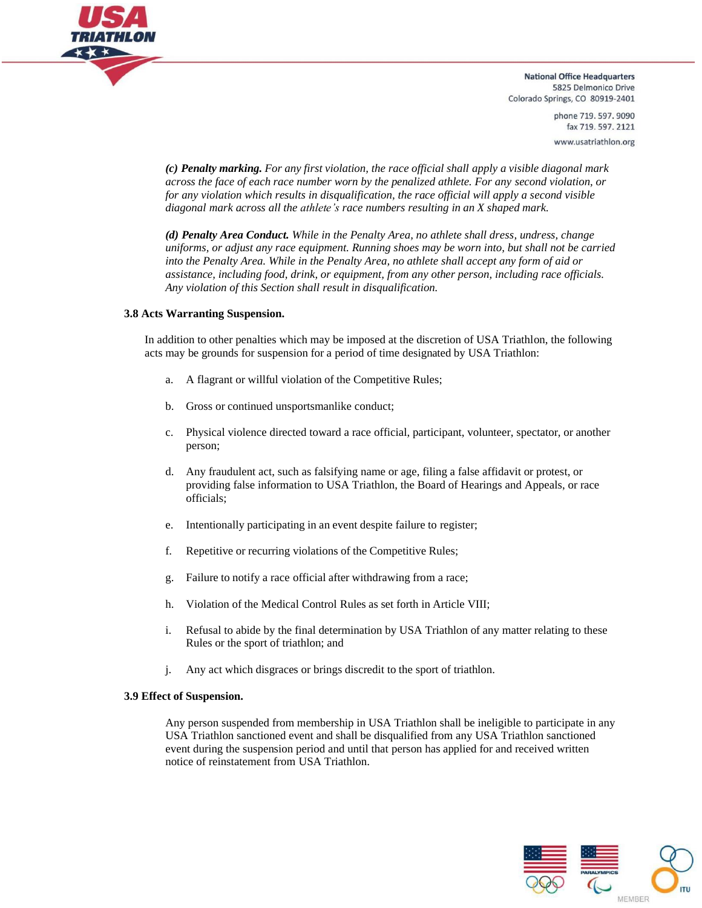*(c)* ***Penalty marking.*** *For any first violation, the race official shall apply a visible diagonal mark across the face of each race number worn by the penalized athlete. For any second violation, or for any violation which results in disqualification, the race official will apply a second visible diagonal mark across all the athlete's race numbers resulting in an X shaped mark.*

*(d)* ***Penalty Area Conduct.*** *While in the Penalty Area, no athlete shall dress, undress, change uniforms, or adjust any race equipment. Running shoes may be worn into, but shall not be carried into the Penalty Area. While in the Penalty Area, no athlete shall accept any form of aid or assistance, including food, drink, or equipment, from any other person, including race officials. Any violation of this Section shall result in disqualification.*

**3.8 Acts Warranting Suspension.**

In addition to other penalties which may be imposed at the discretion of USA Triathlon, the following acts may be grounds for suspension for a period of time designated by USA Triathlon:

a. A flagrant or willful violation of the Competitive Rules;

b. Gross or continued unsportsmanlike conduct;

c. Physical violence directed toward a race official, participant, volunteer, spectator, or another person;

d. Any fraudulent act, such as falsifying name or age, filing a false affidavit or protest, or providing false information to USA Triathlon, the Board of Hearings and Appeals, or race officials;

e. Intentionally participating in an event despite failure to register;

f. Repetitive or recurring violations of the Competitive Rules;

g. Failure to notify a race official after withdrawing from a race;

h. Violation of the Medical Control Rules as set forth in Article VIII;

i. Refusal to abide by the final determination by USA Triathlon of any matter relating to these Rules or the sport of triathlon; and

j. Any act which disgraces or brings discredit to the sport of triathlon.

**3.9 Effect of Suspension.**

Any person suspended from membership in USA Triathlon shall be ineligible to participate in any USA Triathlon sanctioned event and shall be disqualified from any USA Triathlon sanctioned event during the suspension period and until that person has applied for and received written notice of reinstatement from USA Triathlon.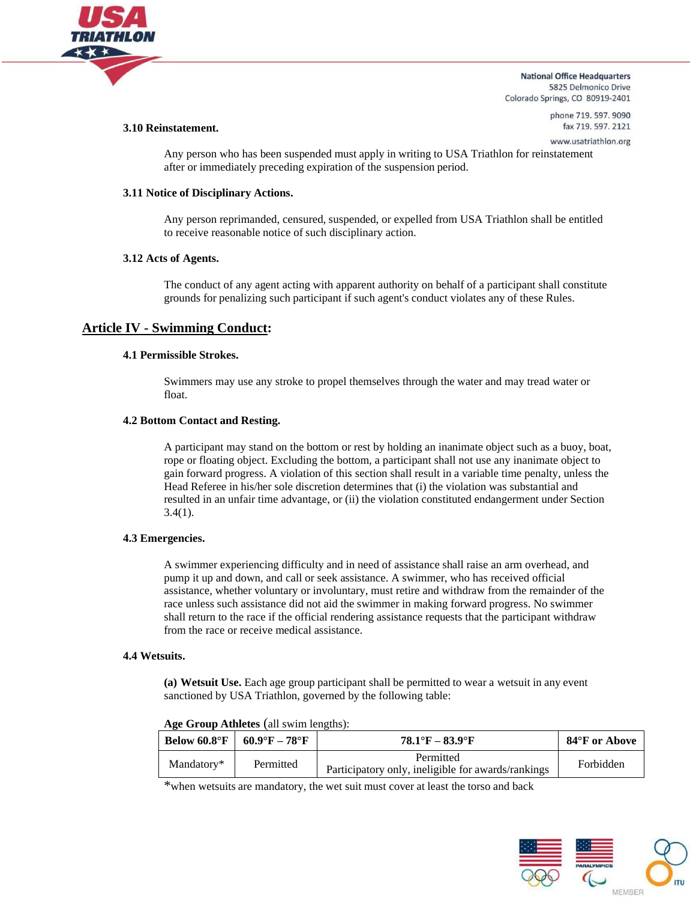### 3.10 Reinstatement.

Any person who has been suspended must apply in writing to USA Triathlon for reinstatement after or immediately preceding expiration of the suspension period.

### 3.11 Notice of Disciplinary Actions.

Any person reprimanded, censured, suspended, or expelled from USA Triathlon shall be entitled to receive reasonable notice of such disciplinary action.

### 3.12 Acts of Agents.

The conduct of any agent acting with apparent authority on behalf of a participant shall constitute grounds for penalizing such participant if such agent's conduct violates any of these Rules.

## Article IV - Swimming Conduct:

### 4.1 Permissible Strokes.

Swimmers may use any stroke to propel themselves through the water and may tread water or float.

### 4.2 Bottom Contact and Resting.

A participant may stand on the bottom or rest by holding an inanimate object such as a buoy, boat, rope or floating object. Excluding the bottom, a participant shall not use any inanimate object to gain forward progress. A violation of this section shall result in a variable time penalty, unless the Head Referee in his/her sole discretion determines that (i) the violation was substantial and resulted in an unfair time advantage, or (ii) the violation constituted endangerment under Section 3.4(1).

### 4.3 Emergencies.

A swimmer experiencing difficulty and in need of assistance shall raise an arm overhead, and pump it up and down, and call or seek assistance. A swimmer, who has received official assistance, whether voluntary or involuntary, must retire and withdraw from the remainder of the race unless such assistance did not aid the swimmer in making forward progress. No swimmer shall return to the race if the official rendering assistance requests that the participant withdraw from the race or receive medical assistance.

### 4.4 Wetsuits.

**(a) Wetsuit Use.** Each age group participant shall be permitted to wear a wetsuit in any event sanctioned by USA Triathlon, governed by the following table:

**Age Group Athletes** (all swim lengths):

| Below 60.8°F | 60.9°F – 78°F | 78.1°F – 83.9°F | 84°F or Above |
|---|---|---|---|
| Mandatory* | Permitted | Permitted<br>Participatory only, ineligible for awards/rankings | Forbidden |

*when wetsuits are mandatory, the wet suit must cover at least the torso and back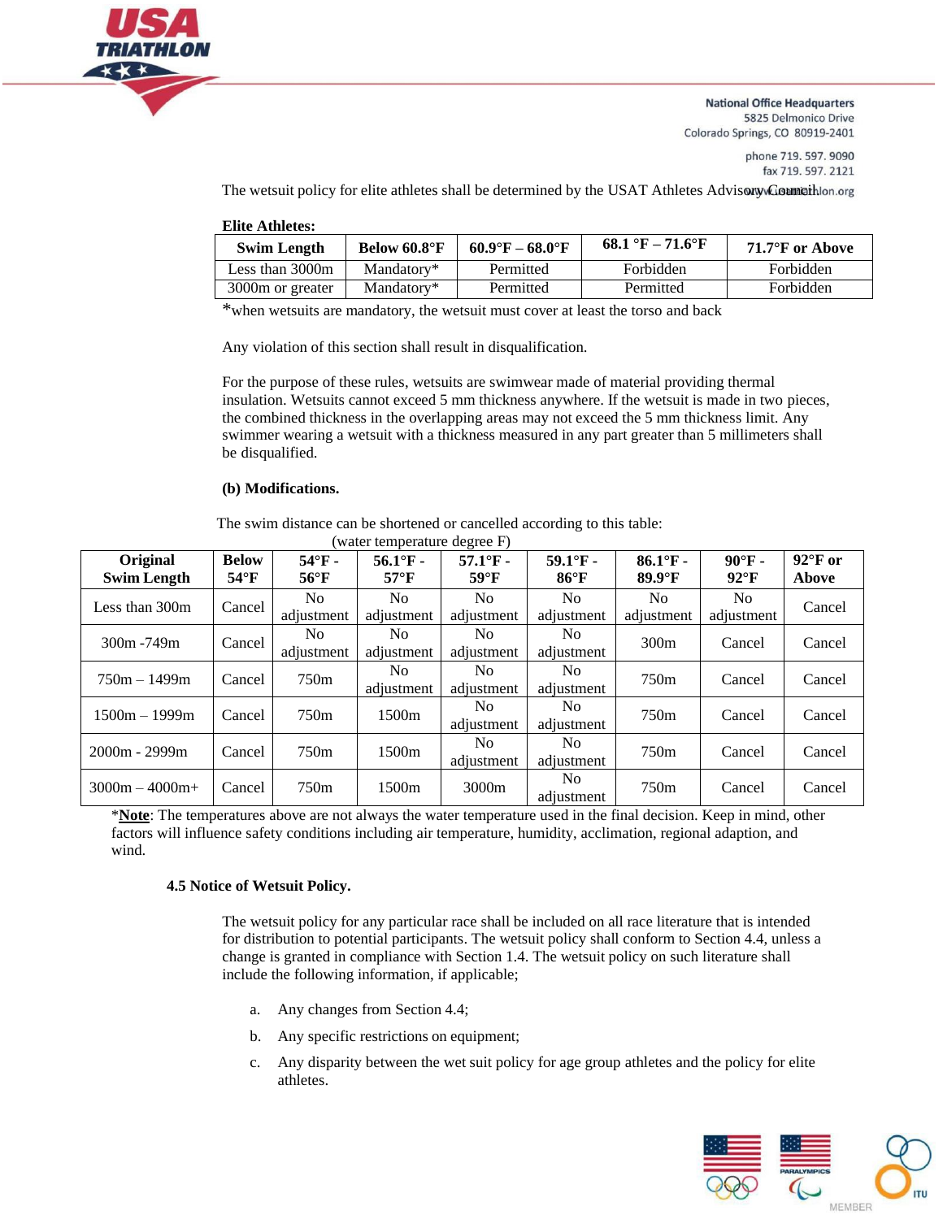The wetsuit policy for elite athletes shall be determined by the USAT Athletes Advisory Council.

**Elite Athletes:**

| Swim Length | Below 60.8°F | 60.9°F – 68.0°F | 68.1 °F – 71.6°F | 71.7°F or Above |
|---|---|---|---|---|
| Less than 3000m | Mandatory* | Permitted | Forbidden | Forbidden |
| 3000m or greater | Mandatory* | Permitted | Permitted | Forbidden |

*when wetsuits are mandatory, the wetsuit must cover at least the torso and back

Any violation of this section shall result in disqualification.

For the purpose of these rules, wetsuits are swimwear made of material providing thermal insulation. Wetsuits cannot exceed 5 mm thickness anywhere. If the wetsuit is made in two pieces, the combined thickness in the overlapping areas may not exceed the 5 mm thickness limit. Any swimmer wearing a wetsuit with a thickness measured in any part greater than 5 millimeters shall be disqualified.

**(b) Modifications.**

The swim distance can be shortened or cancelled according to this table:

(water temperature degree F)

| Original Swim Length | Below 54°F | 54°F - 56°F | 56.1°F - 57°F | 57.1°F - 59°F | 59.1°F - 86°F | 86.1°F - 89.9°F | 90°F - 92°F | 92°F or Above |
|---|---|---|---|---|---|---|---|---|
| Less than 300m | Cancel | No adjustment | No adjustment | No adjustment | No adjustment | No adjustment | No adjustment | Cancel |
| 300m -749m | Cancel | No adjustment | No adjustment | No adjustment | No adjustment | 300m | Cancel | Cancel |
| 750m – 1499m | Cancel | 750m | No adjustment | No adjustment | No adjustment | 750m | Cancel | Cancel |
| 1500m – 1999m | Cancel | 750m | 1500m | No adjustment | No adjustment | 750m | Cancel | Cancel |
| 2000m - 2999m | Cancel | 750m | 1500m | No adjustment | No adjustment | 750m | Cancel | Cancel |
| 3000m – 4000m+ | Cancel | 750m | 1500m | 3000m | No adjustment | 750m | Cancel | Cancel |

***Note**: The temperatures above are not always the water temperature used in the final decision. Keep in mind, other factors will influence safety conditions including air temperature, humidity, acclimation, regional adaption, and wind.

**4.5 Notice of Wetsuit Policy.**

The wetsuit policy for any particular race shall be included on all race literature that is intended for distribution to potential participants. The wetsuit policy shall conform to Section 4.4, unless a change is granted in compliance with Section 1.4. The wetsuit policy on such literature shall include the following information, if applicable;

a. Any changes from Section 4.4;

b. Any specific restrictions on equipment;

c. Any disparity between the wet suit policy for age group athletes and the policy for elite athletes.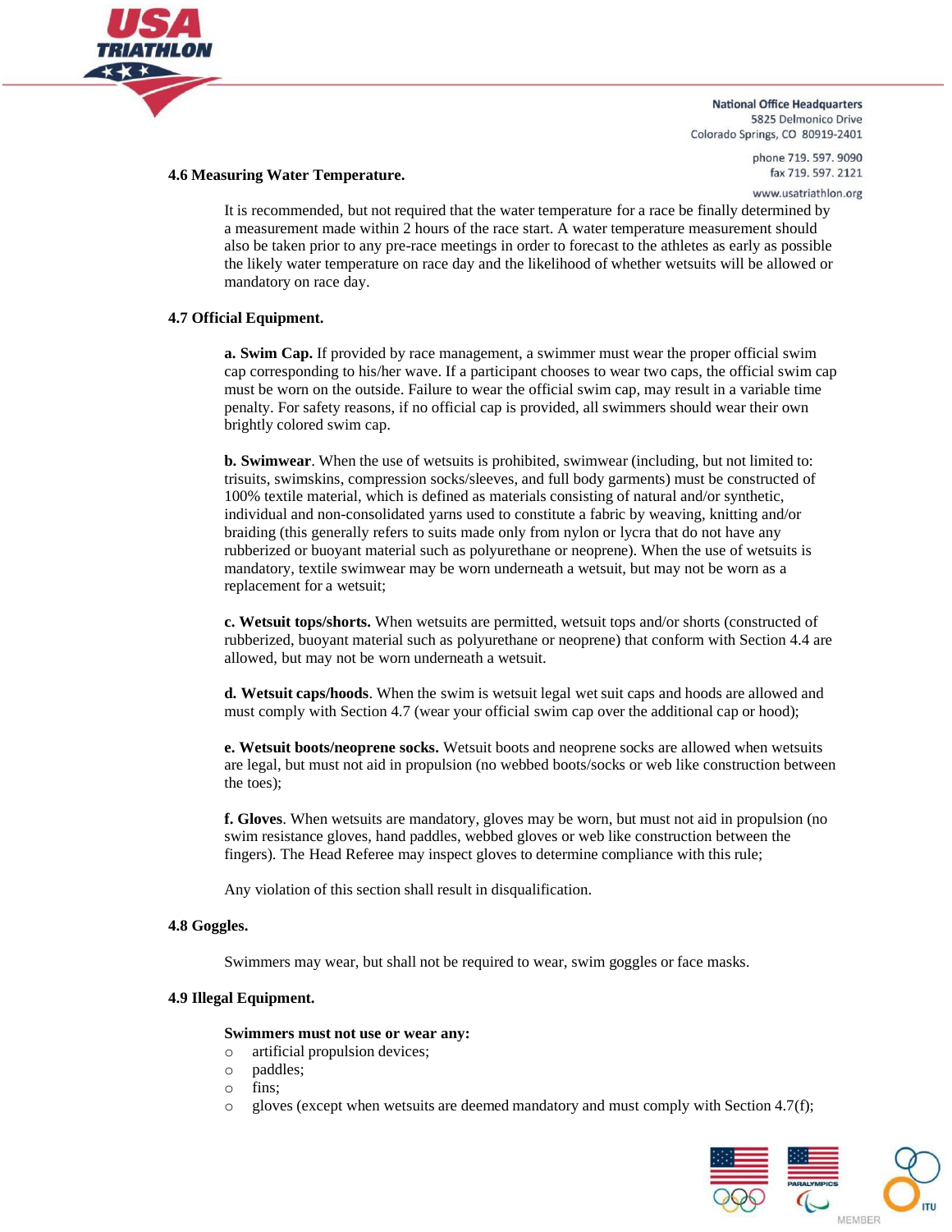### 4.6 Measuring Water Temperature.

It is recommended, but not required that the water temperature for a race be finally determined by a measurement made within 2 hours of the race start. A water temperature measurement should also be taken prior to any pre-race meetings in order to forecast to the athletes as early as possible the likely water temperature on race day and the likelihood of whether wetsuits will be allowed or mandatory on race day.

### 4.7 Official Equipment.

**a. Swim Cap.** If provided by race management, a swimmer must wear the proper official swim cap corresponding to his/her wave. If a participant chooses to wear two caps, the official swim cap must be worn on the outside. Failure to wear the official swim cap, may result in a variable time penalty. For safety reasons, if no official cap is provided, all swimmers should wear their own brightly colored swim cap.

**b. Swimwear**. When the use of wetsuits is prohibited, swimwear (including, but not limited to: trisuits, swimskins, compression socks/sleeves, and full body garments) must be constructed of 100% textile material, which is defined as materials consisting of natural and/or synthetic, individual and non-consolidated yarns used to constitute a fabric by weaving, knitting and/or braiding (this generally refers to suits made only from nylon or lycra that do not have any rubberized or buoyant material such as polyurethane or neoprene). When the use of wetsuits is mandatory, textile swimwear may be worn underneath a wetsuit, but may not be worn as a replacement for a wetsuit;

**c. Wetsuit tops/shorts.** When wetsuits are permitted, wetsuit tops and/or shorts (constructed of rubberized, buoyant material such as polyurethane or neoprene) that conform with Section 4.4 are allowed, but may not be worn underneath a wetsuit.

**d. Wetsuit caps/hoods**. When the swim is wetsuit legal wet suit caps and hoods are allowed and must comply with Section 4.7 (wear your official swim cap over the additional cap or hood);

**e. Wetsuit boots/neoprene socks.** Wetsuit boots and neoprene socks are allowed when wetsuits are legal, but must not aid in propulsion (no webbed boots/socks or web like construction between the toes);

**f. Gloves**. When wetsuits are mandatory, gloves may be worn, but must not aid in propulsion (no swim resistance gloves, hand paddles, webbed gloves or web like construction between the fingers). The Head Referee may inspect gloves to determine compliance with this rule;

Any violation of this section shall result in disqualification.

### 4.8 Goggles.

Swimmers may wear, but shall not be required to wear, swim goggles or face masks.

### 4.9 Illegal Equipment.

**Swimmers must not use or wear any:**

- artificial propulsion devices;
- paddles;
- fins;
- gloves (except when wetsuits are deemed mandatory and must comply with Section 4.7(f);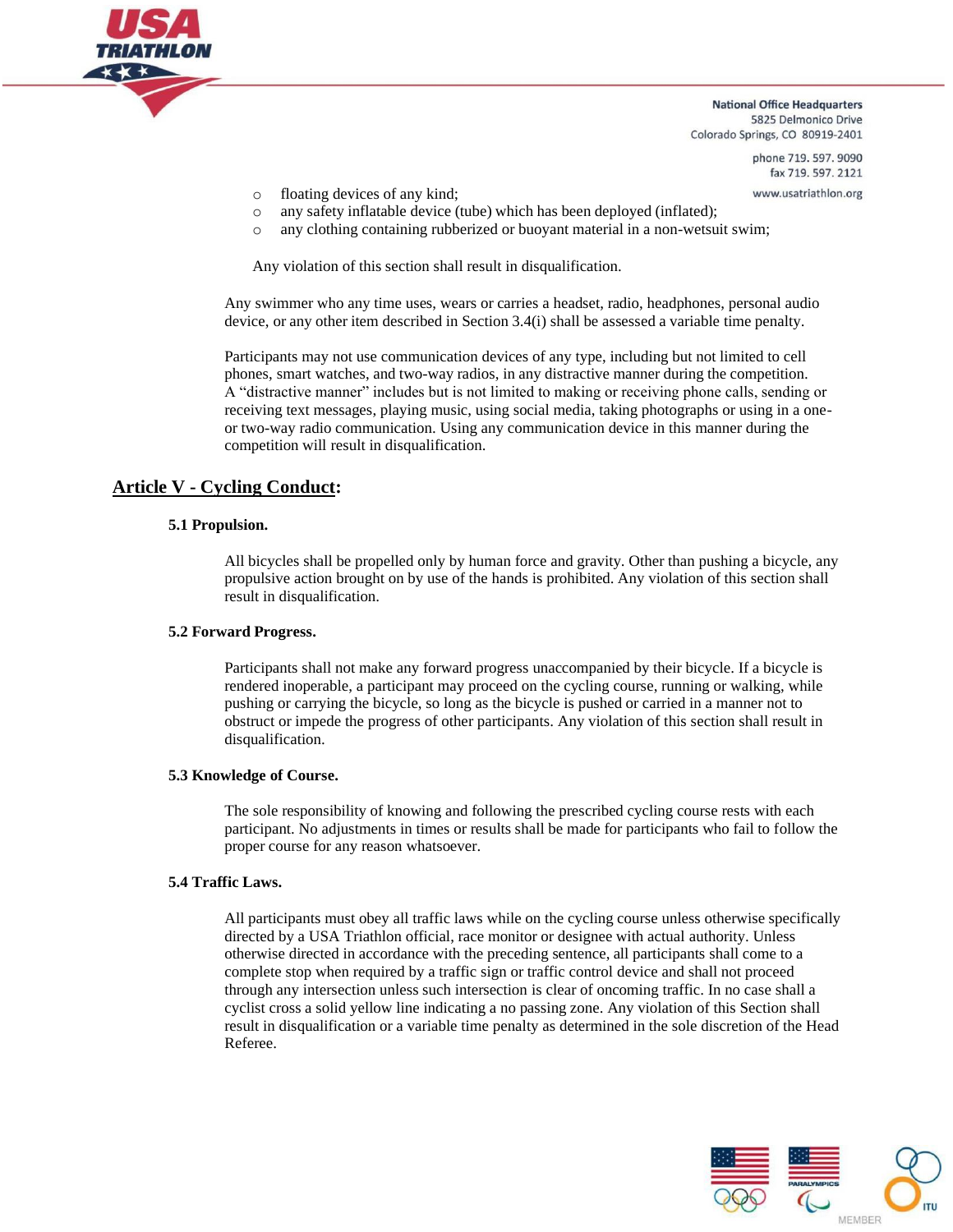- floating devices of any kind;
- any safety inflatable device (tube) which has been deployed (inflated);
- any clothing containing rubberized or buoyant material in a non-wetsuit swim;

Any violation of this section shall result in disqualification.

Any swimmer who any time uses, wears or carries a headset, radio, headphones, personal audio device, or any other item described in Section 3.4(i) shall be assessed a variable time penalty.

Participants may not use communication devices of any type, including but not limited to cell phones, smart watches, and two-way radios, in any distractive manner during the competition. A "distractive manner" includes but is not limited to making or receiving phone calls, sending or receiving text messages, playing music, using social media, taking photographs or using in a one- or two-way radio communication. Using any communication device in this manner during the competition will result in disqualification.

## Article V - Cycling Conduct:

### 5.1 Propulsion.

All bicycles shall be propelled only by human force and gravity. Other than pushing a bicycle, any propulsive action brought on by use of the hands is prohibited. Any violation of this section shall result in disqualification.

### 5.2 Forward Progress.

Participants shall not make any forward progress unaccompanied by their bicycle. If a bicycle is rendered inoperable, a participant may proceed on the cycling course, running or walking, while pushing or carrying the bicycle, so long as the bicycle is pushed or carried in a manner not to obstruct or impede the progress of other participants. Any violation of this section shall result in disqualification.

### 5.3 Knowledge of Course.

The sole responsibility of knowing and following the prescribed cycling course rests with each participant. No adjustments in times or results shall be made for participants who fail to follow the proper course for any reason whatsoever.

### 5.4 Traffic Laws.

All participants must obey all traffic laws while on the cycling course unless otherwise specifically directed by a USA Triathlon official, race monitor or designee with actual authority. Unless otherwise directed in accordance with the preceding sentence, all participants shall come to a complete stop when required by a traffic sign or traffic control device and shall not proceed through any intersection unless such intersection is clear of oncoming traffic. In no case shall a cyclist cross a solid yellow line indicating a no passing zone. Any violation of this Section shall result in disqualification or a variable time penalty as determined in the sole discretion of the Head Referee.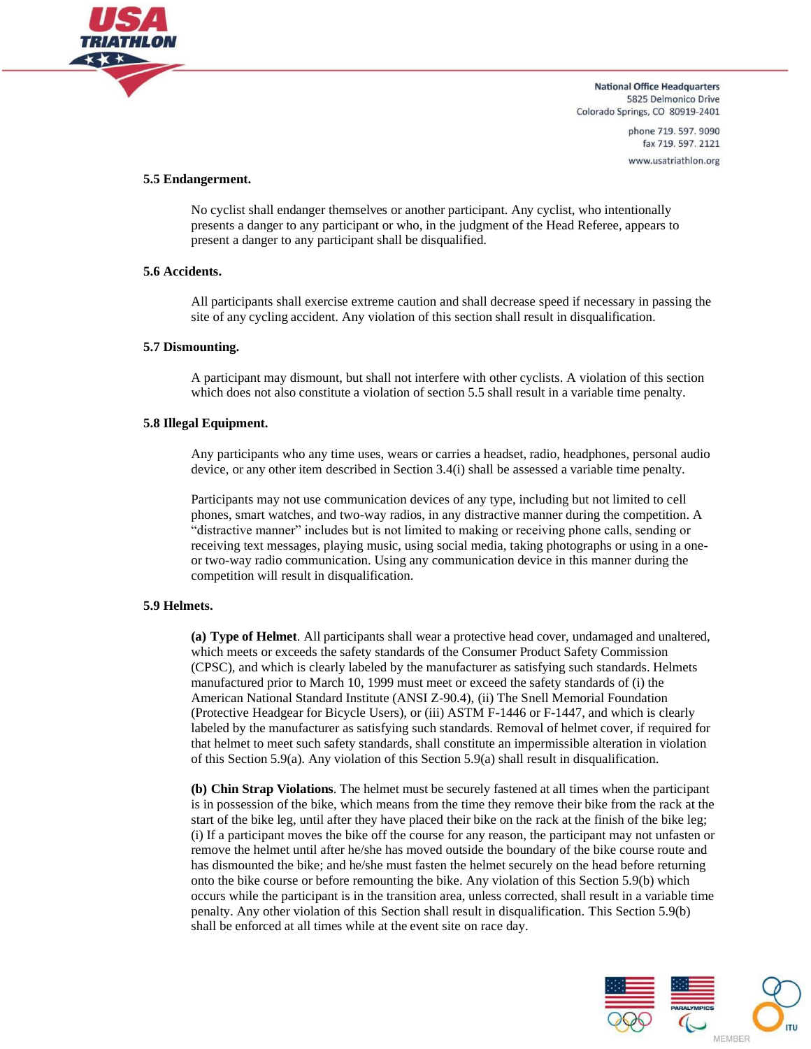### 5.5 Endangerment.

No cyclist shall endanger themselves or another participant. Any cyclist, who intentionally presents a danger to any participant or who, in the judgment of the Head Referee, appears to present a danger to any participant shall be disqualified.

### 5.6 Accidents.

All participants shall exercise extreme caution and shall decrease speed if necessary in passing the site of any cycling accident. Any violation of this section shall result in disqualification.

### 5.7 Dismounting.

A participant may dismount, but shall not interfere with other cyclists. A violation of this section which does not also constitute a violation of section 5.5 shall result in a variable time penalty.

### 5.8 Illegal Equipment.

Any participants who any time uses, wears or carries a headset, radio, headphones, personal audio device, or any other item described in Section 3.4(i) shall be assessed a variable time penalty.

Participants may not use communication devices of any type, including but not limited to cell phones, smart watches, and two-way radios, in any distractive manner during the competition. A "distractive manner" includes but is not limited to making or receiving phone calls, sending or receiving text messages, playing music, using social media, taking photographs or using in a one- or two-way radio communication. Using any communication device in this manner during the competition will result in disqualification.

### 5.9 Helmets.

**(a) Type of Helmet**. All participants shall wear a protective head cover, undamaged and unaltered, which meets or exceeds the safety standards of the Consumer Product Safety Commission (CPSC), and which is clearly labeled by the manufacturer as satisfying such standards. Helmets manufactured prior to March 10, 1999 must meet or exceed the safety standards of (i) the American National Standard Institute (ANSI Z-90.4), (ii) The Snell Memorial Foundation (Protective Headgear for Bicycle Users), or (iii) ASTM F-1446 or F-1447, and which is clearly labeled by the manufacturer as satisfying such standards. Removal of helmet cover, if required for that helmet to meet such safety standards, shall constitute an impermissible alteration in violation of this Section 5.9(a). Any violation of this Section 5.9(a) shall result in disqualification.

**(b) Chin Strap Violations**. The helmet must be securely fastened at all times when the participant is in possession of the bike, which means from the time they remove their bike from the rack at the start of the bike leg, until after they have placed their bike on the rack at the finish of the bike leg; (i) If a participant moves the bike off the course for any reason, the participant may not unfasten or remove the helmet until after he/she has moved outside the boundary of the bike course route and has dismounted the bike; and he/she must fasten the helmet securely on the head before returning onto the bike course or before remounting the bike. Any violation of this Section 5.9(b) which occurs while the participant is in the transition area, unless corrected, shall result in a variable time penalty. Any other violation of this Section shall result in disqualification. This Section 5.9(b) shall be enforced at all times while at the event site on race day.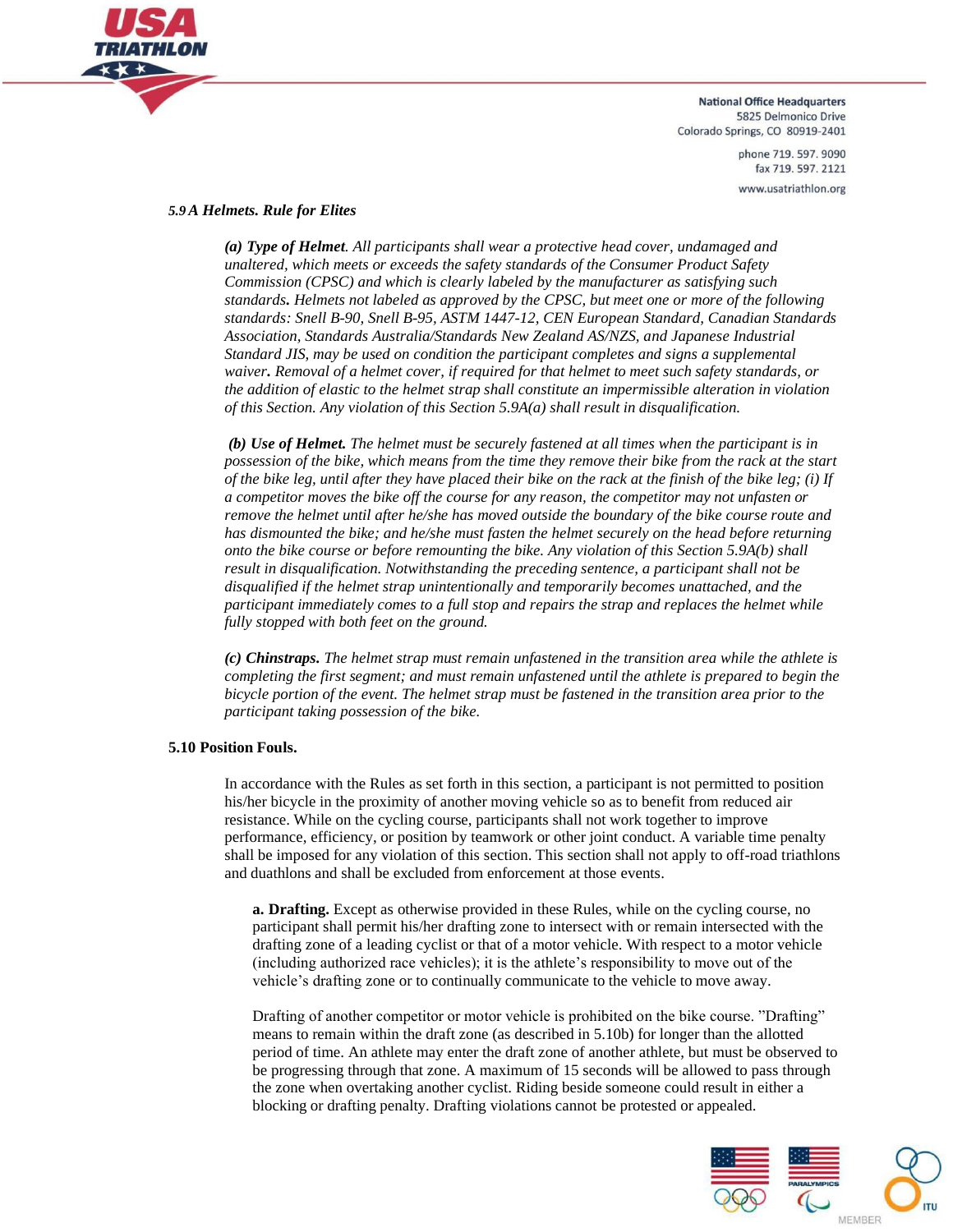### *5.9 A Helmets. Rule for Elites*

***(a) Type of Helmet****. All participants shall wear a protective head cover, undamaged and unaltered, which meets or exceeds the safety standards of the Consumer Product Safety Commission (CPSC) and which is clearly labeled by the manufacturer as satisfying such standards. Helmets not labeled as approved by the CPSC, but meet one or more of the following standards: Snell B-90, Snell B-95, ASTM 1447-12, CEN European Standard, Canadian Standards Association, Standards Australia/Standards New Zealand AS/NZS, and Japanese Industrial Standard JIS, may be used on condition the participant completes and signs a supplemental waiver. Removal of a helmet cover, if required for that helmet to meet such safety standards, or the addition of elastic to the helmet strap shall constitute an impermissible alteration in violation of this Section. Any violation of this Section 5.9A(a) shall result in disqualification.*

***(b) Use of Helmet.*** *The helmet must be securely fastened at all times when the participant is in possession of the bike, which means from the time they remove their bike from the rack at the start of the bike leg, until after they have placed their bike on the rack at the finish of the bike leg; (i) If a competitor moves the bike off the course for any reason, the competitor may not unfasten or remove the helmet until after he/she has moved outside the boundary of the bike course route and has dismounted the bike; and he/she must fasten the helmet securely on the head before returning onto the bike course or before remounting the bike. Any violation of this Section 5.9A(b) shall result in disqualification. Notwithstanding the preceding sentence, a participant shall not be disqualified if the helmet strap unintentionally and temporarily becomes unattached, and the participant immediately comes to a full stop and repairs the strap and replaces the helmet while fully stopped with both feet on the ground.*

***(c) Chinstraps.*** *The helmet strap must remain unfastened in the transition area while the athlete is completing the first segment; and must remain unfastened until the athlete is prepared to begin the bicycle portion of the event. The helmet strap must be fastened in the transition area prior to the participant taking possession of the bike.*

### 5.10 Position Fouls.

In accordance with the Rules as set forth in this section, a participant is not permitted to position his/her bicycle in the proximity of another moving vehicle so as to benefit from reduced air resistance. While on the cycling course, participants shall not work together to improve performance, efficiency, or position by teamwork or other joint conduct. A variable time penalty shall be imposed for any violation of this section. This section shall not apply to off-road triathlons and duathlons and shall be excluded from enforcement at those events.

**a. Drafting.** Except as otherwise provided in these Rules, while on the cycling course, no participant shall permit his/her drafting zone to intersect with or remain intersected with the drafting zone of a leading cyclist or that of a motor vehicle. With respect to a motor vehicle (including authorized race vehicles); it is the athlete's responsibility to move out of the vehicle's drafting zone or to continually communicate to the vehicle to move away.

Drafting of another competitor or motor vehicle is prohibited on the bike course. "Drafting" means to remain within the draft zone (as described in 5.10b) for longer than the allotted period of time. An athlete may enter the draft zone of another athlete, but must be observed to be progressing through that zone. A maximum of 15 seconds will be allowed to pass through the zone when overtaking another cyclist. Riding beside someone could result in either a blocking or drafting penalty. Drafting violations cannot be protested or appealed.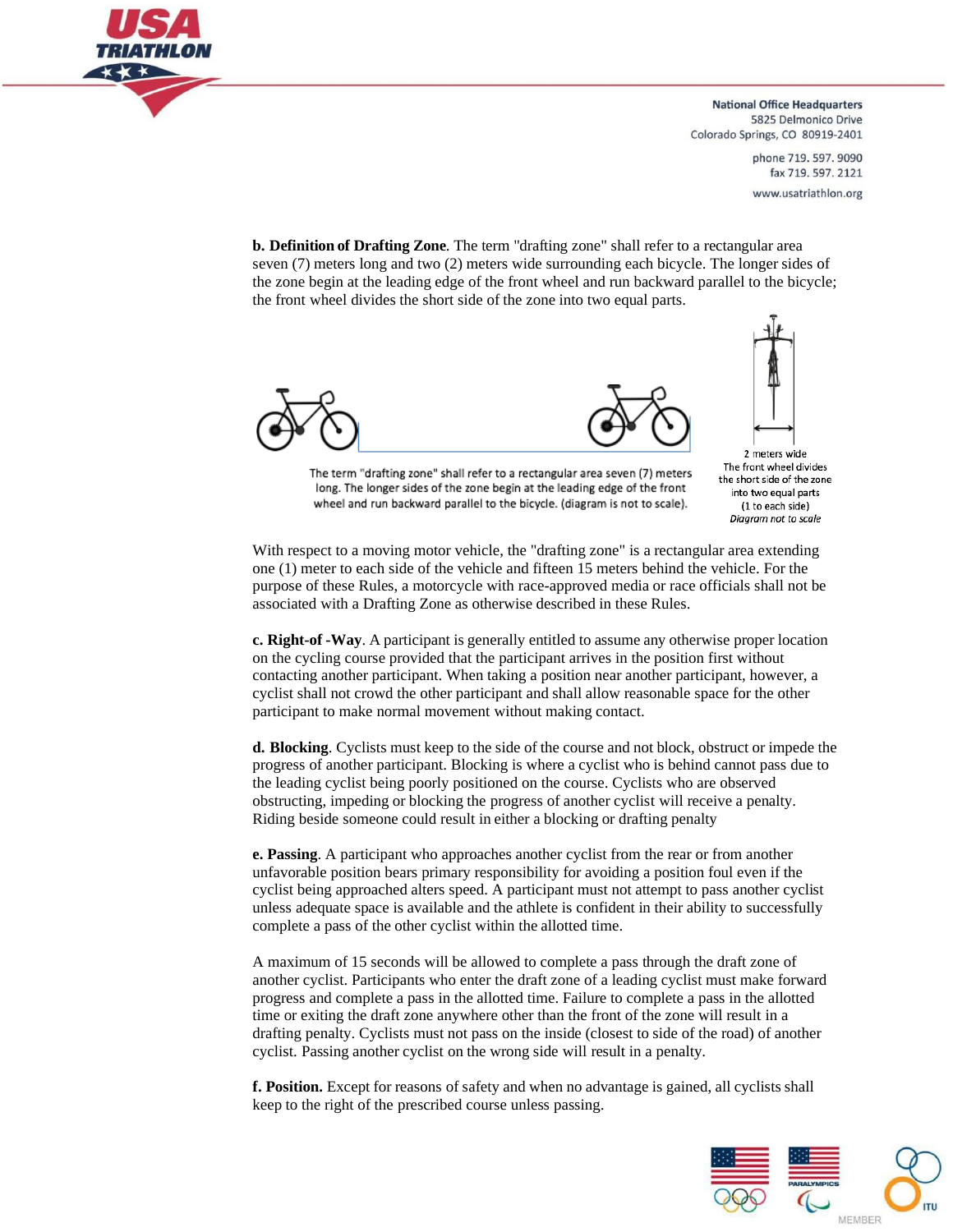**b. Definition of Drafting Zone**. The term "drafting zone" shall refer to a rectangular area seven (7) meters long and two (2) meters wide surrounding each bicycle. The longer sides of the zone begin at the leading edge of the front wheel and run backward parallel to the bicycle; the front wheel divides the short side of the zone into two equal parts.

The term "drafting zone" shall refer to a rectangular area seven (7) meters long. The longer sides of the zone begin at the leading edge of the front wheel and run backward parallel to the bicycle. (diagram is not to scale).

2 meters wide
The front wheel divides the short side of the zone into two equal parts (1 to each side)
*Diagram not to scale*

With respect to a moving motor vehicle, the "drafting zone" is a rectangular area extending one (1) meter to each side of the vehicle and fifteen 15 meters behind the vehicle. For the purpose of these Rules, a motorcycle with race-approved media or race officials shall not be associated with a Drafting Zone as otherwise described in these Rules.

**c. Right-of -Way**. A participant is generally entitled to assume any otherwise proper location on the cycling course provided that the participant arrives in the position first without contacting another participant. When taking a position near another participant, however, a cyclist shall not crowd the other participant and shall allow reasonable space for the other participant to make normal movement without making contact.

**d. Blocking**. Cyclists must keep to the side of the course and not block, obstruct or impede the progress of another participant. Blocking is where a cyclist who is behind cannot pass due to the leading cyclist being poorly positioned on the course. Cyclists who are observed obstructing, impeding or blocking the progress of another cyclist will receive a penalty. Riding beside someone could result in either a blocking or drafting penalty

**e. Passing**. A participant who approaches another cyclist from the rear or from another unfavorable position bears primary responsibility for avoiding a position foul even if the cyclist being approached alters speed. A participant must not attempt to pass another cyclist unless adequate space is available and the athlete is confident in their ability to successfully complete a pass of the other cyclist within the allotted time.

A maximum of 15 seconds will be allowed to complete a pass through the draft zone of another cyclist. Participants who enter the draft zone of a leading cyclist must make forward progress and complete a pass in the allotted time. Failure to complete a pass in the allotted time or exiting the draft zone anywhere other than the front of the zone will result in a drafting penalty. Cyclists must not pass on the inside (closest to side of the road) of another cyclist. Passing another cyclist on the wrong side will result in a penalty.

**f. Position.** Except for reasons of safety and when no advantage is gained, all cyclists shall keep to the right of the prescribed course unless passing.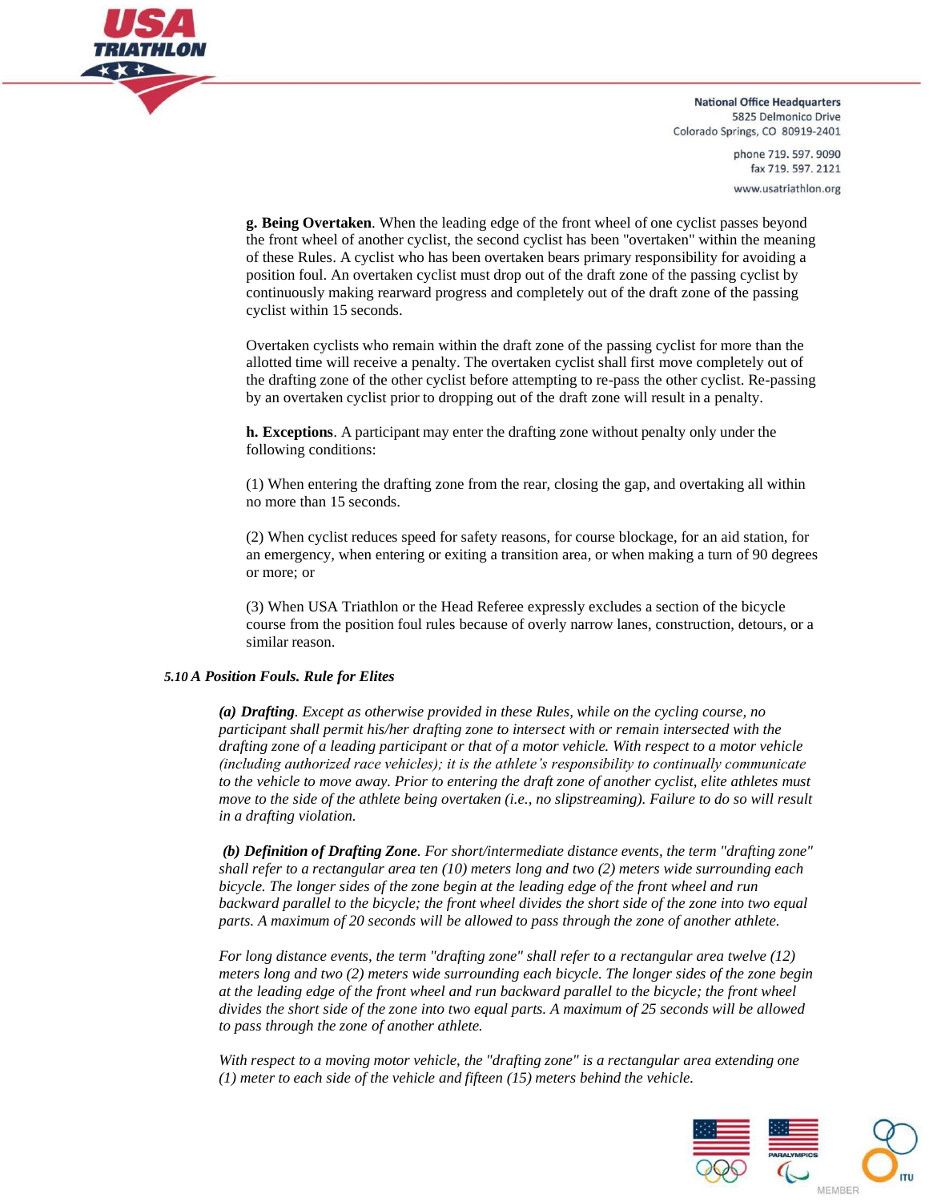**g. Being Overtaken**. When the leading edge of the front wheel of one cyclist passes beyond the front wheel of another cyclist, the second cyclist has been "overtaken" within the meaning of these Rules. A cyclist who has been overtaken bears primary responsibility for avoiding a position foul. An overtaken cyclist must drop out of the draft zone of the passing cyclist by continuously making rearward progress and completely out of the draft zone of the passing cyclist within 15 seconds.

Overtaken cyclists who remain within the draft zone of the passing cyclist for more than the allotted time will receive a penalty. The overtaken cyclist shall first move completely out of the drafting zone of the other cyclist before attempting to re-pass the other cyclist. Re-passing by an overtaken cyclist prior to dropping out of the draft zone will result in a penalty.

**h. Exceptions**. A participant may enter the drafting zone without penalty only under the following conditions:

(1) When entering the drafting zone from the rear, closing the gap, and overtaking all within no more than 15 seconds.

(2) When cyclist reduces speed for safety reasons, for course blockage, for an aid station, for an emergency, when entering or exiting a transition area, or when making a turn of 90 degrees or more; or

(3) When USA Triathlon or the Head Referee expressly excludes a section of the bicycle course from the position foul rules because of overly narrow lanes, construction, detours, or a similar reason.

***5.10 A Position Fouls. Rule for Elites***

***(a) Drafting***. *Except as otherwise provided in these Rules, while on the cycling course, no participant shall permit his/her drafting zone to intersect with or remain intersected with the drafting zone of a leading participant or that of a motor vehicle. With respect to a motor vehicle (including authorized race vehicles); it is the athlete's responsibility to continually communicate to the vehicle to move away. Prior to entering the draft zone of another cyclist, elite athletes must move to the side of the athlete being overtaken (i.e., no slipstreaming). Failure to do so will result in a drafting violation.*

***(b) Definition of Drafting Zone***. *For short/intermediate distance events, the term "drafting zone" shall refer to a rectangular area ten (10) meters long and two (2) meters wide surrounding each bicycle. The longer sides of the zone begin at the leading edge of the front wheel and run backward parallel to the bicycle; the front wheel divides the short side of the zone into two equal parts. A maximum of 20 seconds will be allowed to pass through the zone of another athlete.*

*For long distance events, the term "drafting zone" shall refer to a rectangular area twelve (12) meters long and two (2) meters wide surrounding each bicycle. The longer sides of the zone begin at the leading edge of the front wheel and run backward parallel to the bicycle; the front wheel divides the short side of the zone into two equal parts. A maximum of 25 seconds will be allowed to pass through the zone of another athlete.*

*With respect to a moving motor vehicle, the "drafting zone" is a rectangular area extending one (1) meter to each side of the vehicle and fifteen (15) meters behind the vehicle.*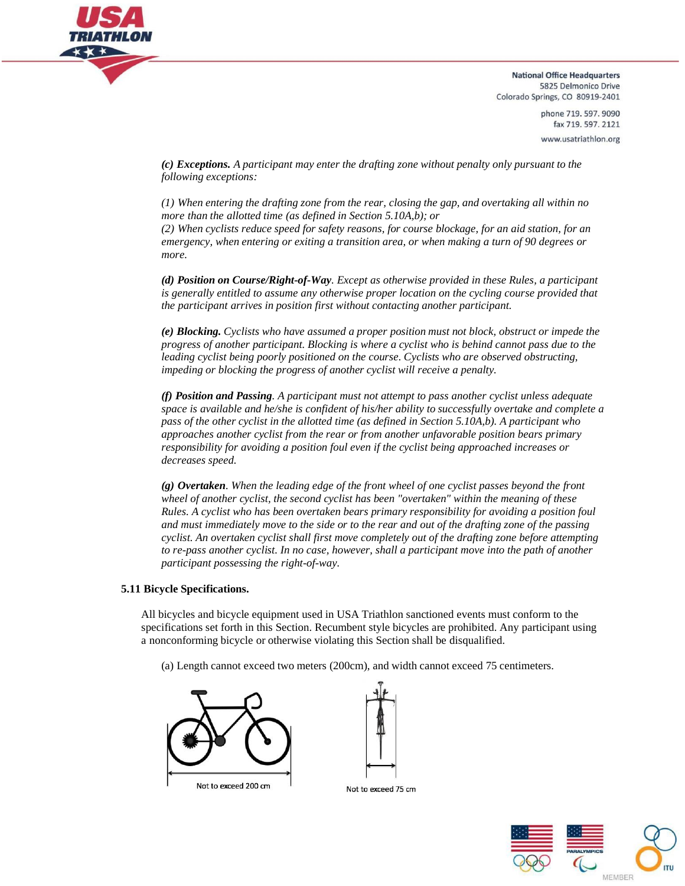*(c)* ***Exceptions.*** *A participant may enter the drafting zone without penalty only pursuant to the following exceptions:*

*(1) When entering the drafting zone from the rear, closing the gap, and overtaking all within no more than the allotted time (as defined in Section 5.10A,b); or*
*(2) When cyclists reduce speed for safety reasons, for course blockage, for an aid station, for an emergency, when entering or exiting a transition area, or when making a turn of 90 degrees or more.*

***(d) Position on Course/Right-of-Way****. Except as otherwise provided in these Rules, a participant is generally entitled to assume any otherwise proper location on the cycling course provided that the participant arrives in position first without contacting another participant.*

***(e) Blocking.*** *Cyclists who have assumed a proper position must not block, obstruct or impede the progress of another participant. Blocking is where a cyclist who is behind cannot pass due to the leading cyclist being poorly positioned on the course. Cyclists who are observed obstructing, impeding or blocking the progress of another cyclist will receive a penalty.*

***(f) Position and Passing****. A participant must not attempt to pass another cyclist unless adequate space is available and he/she is confident of his/her ability to successfully overtake and complete a pass of the other cyclist in the allotted time (as defined in Section 5.10A,b). A participant who approaches another cyclist from the rear or from another unfavorable position bears primary responsibility for avoiding a position foul even if the cyclist being approached increases or decreases speed.*

***(g) Overtaken****. When the leading edge of the front wheel of one cyclist passes beyond the front wheel of another cyclist, the second cyclist has been "overtaken" within the meaning of these Rules. A cyclist who has been overtaken bears primary responsibility for avoiding a position foul and must immediately move to the side or to the rear and out of the drafting zone of the passing cyclist. An overtaken cyclist shall first move completely out of the drafting zone before attempting to re-pass another cyclist. In no case, however, shall a participant move into the path of another participant possessing the right-of-way.*

**5.11 Bicycle Specifications.**

All bicycles and bicycle equipment used in USA Triathlon sanctioned events must conform to the specifications set forth in this Section. Recumbent style bicycles are prohibited. Any participant using a nonconforming bicycle or otherwise violating this Section shall be disqualified.

(a) Length cannot exceed two meters (200cm), and width cannot exceed 75 centimeters.

Not to exceed 200 cm

Not to exceed 75 cm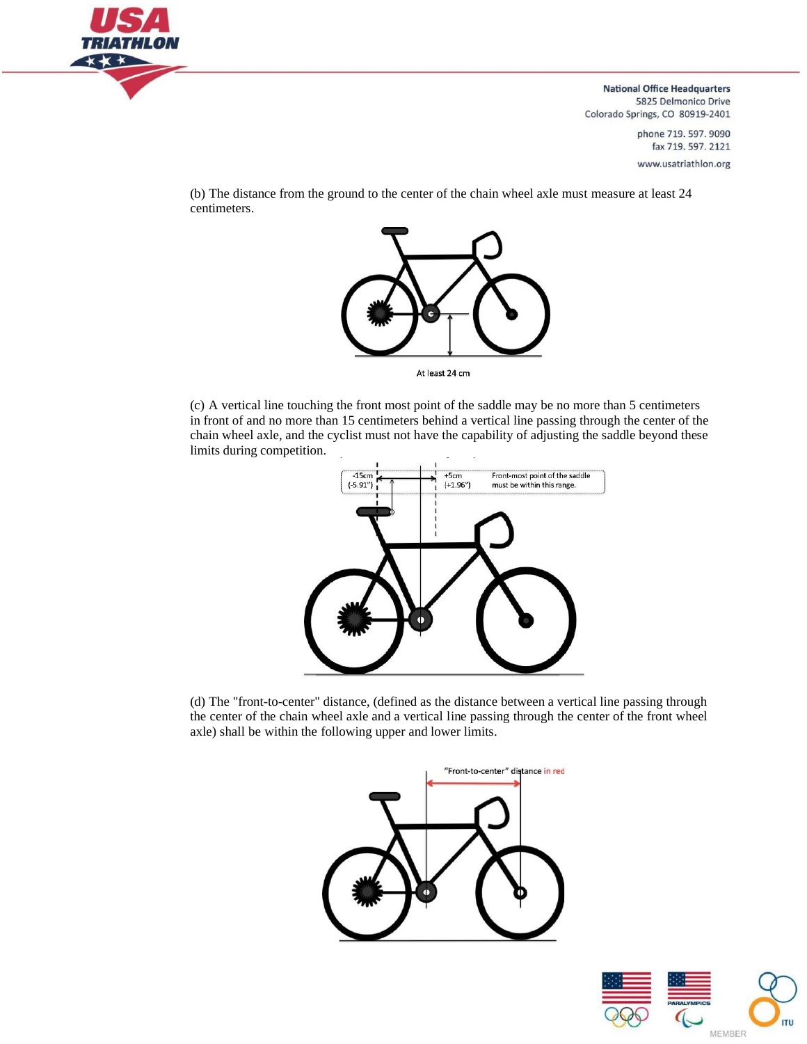(b) The distance from the ground to the center of the chain wheel axle must measure at least 24 centimeters.

At least 24 cm

(c) A vertical line touching the front most point of the saddle may be no more than 5 centimeters in front of and no more than 15 centimeters behind a vertical line passing through the center of the chain wheel axle, and the cyclist must not have the capability of adjusting the saddle beyond these limits during competition.

-15cm (-5.91") +5cm (+1.96") Front-most point of the saddle must be within this range.

(d) The "front-to-center" distance, (defined as the distance between a vertical line passing through the center of the chain wheel axle and a vertical line passing through the center of the front wheel axle) shall be within the following upper and lower limits.

"Front-to-center" distance in red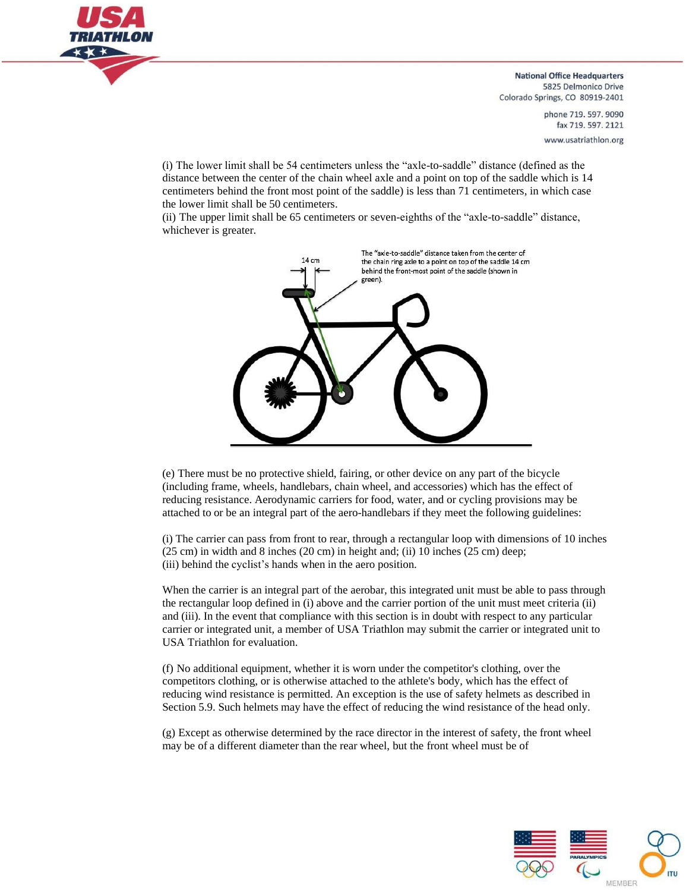(i) The lower limit shall be 54 centimeters unless the "axle-to-saddle" distance (defined as the distance between the center of the chain wheel axle and a point on top of the saddle which is 14 centimeters behind the front most point of the saddle) is less than 71 centimeters, in which case the lower limit shall be 50 centimeters.
(ii) The upper limit shall be 65 centimeters or seven-eighths of the "axle-to-saddle" distance, whichever is greater.

14 cm

The "axle-to-saddle" distance taken from the center of the chain ring axle to a point on top of the saddle 14 cm behind the front-most point of the saddle (shown in green).

(e) There must be no protective shield, fairing, or other device on any part of the bicycle (including frame, wheels, handlebars, chain wheel, and accessories) which has the effect of reducing resistance. Aerodynamic carriers for food, water, and or cycling provisions may be attached to or be an integral part of the aero-handlebars if they meet the following guidelines:

(i) The carrier can pass from front to rear, through a rectangular loop with dimensions of 10 inches (25 cm) in width and 8 inches (20 cm) in height and; (ii) 10 inches (25 cm) deep;
(iii) behind the cyclist's hands when in the aero position.

When the carrier is an integral part of the aerobar, this integrated unit must be able to pass through the rectangular loop defined in (i) above and the carrier portion of the unit must meet criteria (ii) and (iii). In the event that compliance with this section is in doubt with respect to any particular carrier or integrated unit, a member of USA Triathlon may submit the carrier or integrated unit to USA Triathlon for evaluation.

(f) No additional equipment, whether it is worn under the competitor's clothing, over the competitors clothing, or is otherwise attached to the athlete's body, which has the effect of reducing wind resistance is permitted. An exception is the use of safety helmets as described in Section 5.9. Such helmets may have the effect of reducing the wind resistance of the head only.

(g) Except as otherwise determined by the race director in the interest of safety, the front wheel may be of a different diameter than the rear wheel, but the front wheel must be of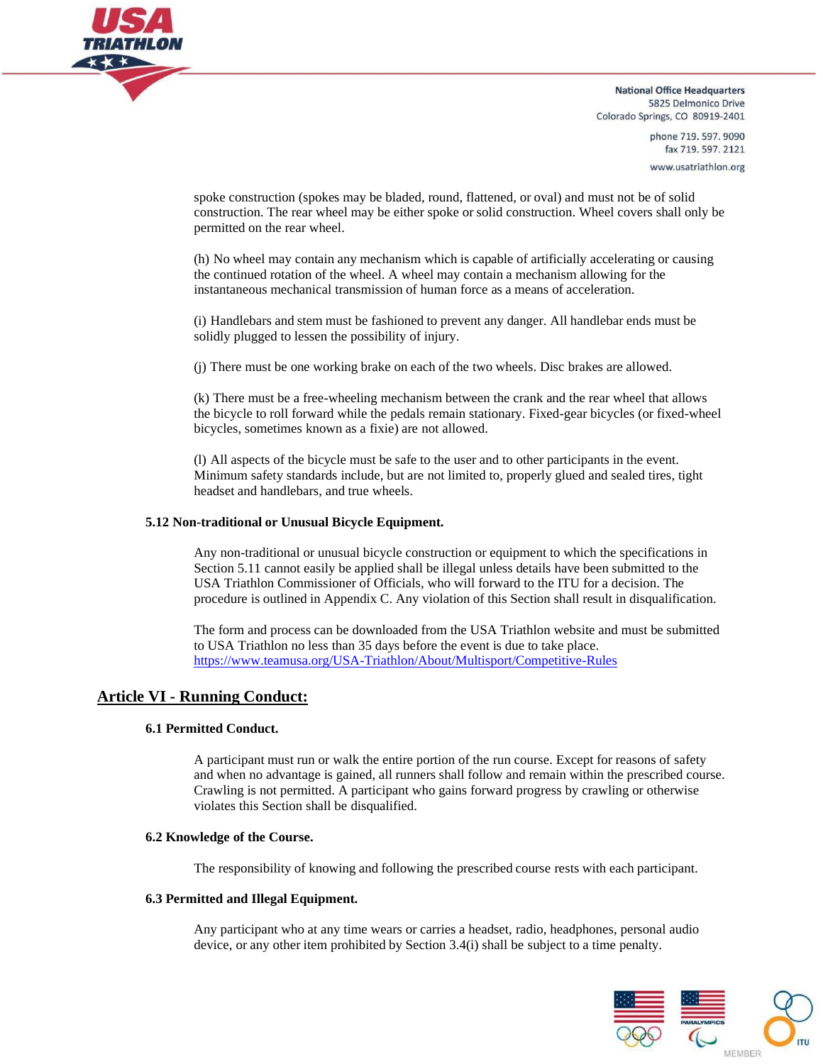spoke construction (spokes may be bladed, round, flattened, or oval) and must not be of solid construction. The rear wheel may be either spoke or solid construction. Wheel covers shall only be permitted on the rear wheel.

(h) No wheel may contain any mechanism which is capable of artificially accelerating or causing the continued rotation of the wheel. A wheel may contain a mechanism allowing for the instantaneous mechanical transmission of human force as a means of acceleration.

(i) Handlebars and stem must be fashioned to prevent any danger. All handlebar ends must be solidly plugged to lessen the possibility of injury.

(j) There must be one working brake on each of the two wheels. Disc brakes are allowed.

(k) There must be a free-wheeling mechanism between the crank and the rear wheel that allows the bicycle to roll forward while the pedals remain stationary. Fixed-gear bicycles (or fixed-wheel bicycles, sometimes known as a fixie) are not allowed.

(l) All aspects of the bicycle must be safe to the user and to other participants in the event. Minimum safety standards include, but are not limited to, properly glued and sealed tires, tight headset and handlebars, and true wheels.

### 5.12 Non-traditional or Unusual Bicycle Equipment.

Any non-traditional or unusual bicycle construction or equipment to which the specifications in Section 5.11 cannot easily be applied shall be illegal unless details have been submitted to the USA Triathlon Commissioner of Officials, who will forward to the ITU for a decision. The procedure is outlined in Appendix C. Any violation of this Section shall result in disqualification.

The form and process can be downloaded from the USA Triathlon website and must be submitted to USA Triathlon no less than 35 days before the event is due to take place.
[https://www.teamusa.org/USA-Triathlon/About/Multisport/Competitive-Rules](https://www.teamusa.org/USA-Triathlon/About/Multisport/Competitive-Rules)

## Article VI - Running Conduct:

### 6.1 Permitted Conduct.

A participant must run or walk the entire portion of the run course. Except for reasons of safety and when no advantage is gained, all runners shall follow and remain within the prescribed course. Crawling is not permitted. A participant who gains forward progress by crawling or otherwise violates this Section shall be disqualified.

### 6.2 Knowledge of the Course.

The responsibility of knowing and following the prescribed course rests with each participant.

### 6.3 Permitted and Illegal Equipment.

Any participant who at any time wears or carries a headset, radio, headphones, personal audio device, or any other item prohibited by Section 3.4(i) shall be subject to a time penalty.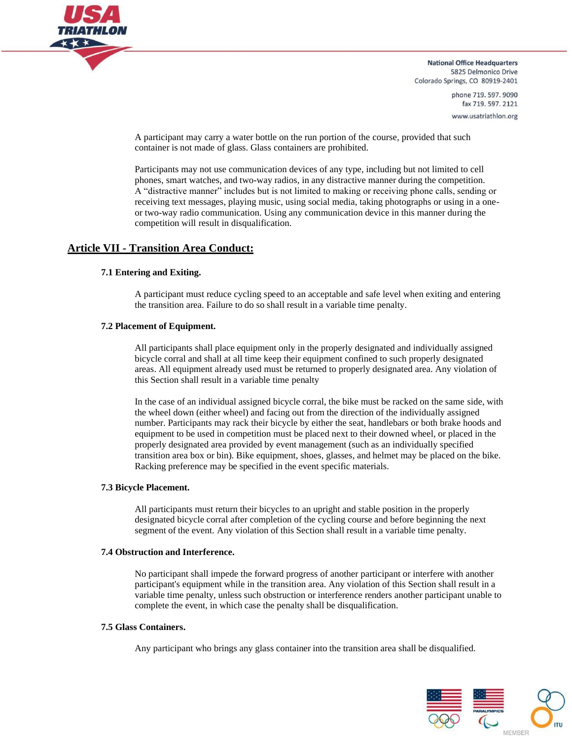A participant may carry a water bottle on the run portion of the course, provided that such container is not made of glass. Glass containers are prohibited.

Participants may not use communication devices of any type, including but not limited to cell phones, smart watches, and two-way radios, in any distractive manner during the competition. A “distractive manner” includes but is not limited to making or receiving phone calls, sending or receiving text messages, playing music, using social media, taking photographs or using in a one- or two-way radio communication. Using any communication device in this manner during the competition will result in disqualification.

## Article VII - Transition Area Conduct:

### 7.1 Entering and Exiting.

A participant must reduce cycling speed to an acceptable and safe level when exiting and entering the transition area. Failure to do so shall result in a variable time penalty.

### 7.2 Placement of Equipment.

All participants shall place equipment only in the properly designated and individually assigned bicycle corral and shall at all time keep their equipment confined to such properly designated areas. All equipment already used must be returned to properly designated area. Any violation of this Section shall result in a variable time penalty

In the case of an individual assigned bicycle corral, the bike must be racked on the same side, with the wheel down (either wheel) and facing out from the direction of the individually assigned number. Participants may rack their bicycle by either the seat, handlebars or both brake hoods and equipment to be used in competition must be placed next to their downed wheel, or placed in the properly designated area provided by event management (such as an individually specified transition area box or bin). Bike equipment, shoes, glasses, and helmet may be placed on the bike. Racking preference may be specified in the event specific materials.

### 7.3 Bicycle Placement.

All participants must return their bicycles to an upright and stable position in the properly designated bicycle corral after completion of the cycling course and before beginning the next segment of the event. Any violation of this Section shall result in a variable time penalty.

### 7.4 Obstruction and Interference.

No participant shall impede the forward progress of another participant or interfere with another participant's equipment while in the transition area. Any violation of this Section shall result in a variable time penalty, unless such obstruction or interference renders another participant unable to complete the event, in which case the penalty shall be disqualification.

### 7.5 Glass Containers.

Any participant who brings any glass container into the transition area shall be disqualified.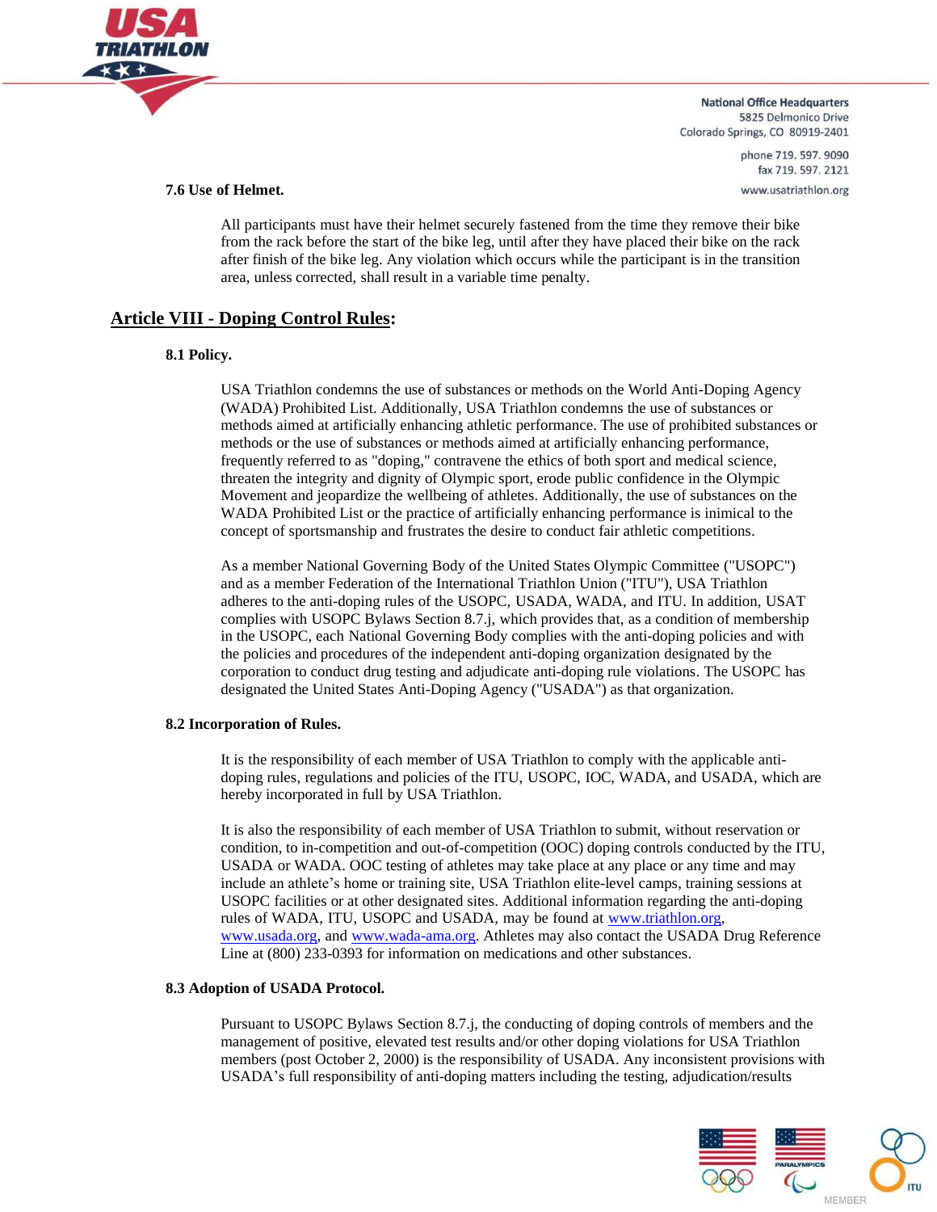**7.6 Use of Helmet.**

All participants must have their helmet securely fastened from the time they remove their bike from the rack before the start of the bike leg, until after they have placed their bike on the rack after finish of the bike leg. Any violation which occurs while the participant is in the transition area, unless corrected, shall result in a variable time penalty.

## Article VIII - Doping Control Rules:

**8.1 Policy.**

USA Triathlon condemns the use of substances or methods on the World Anti-Doping Agency (WADA) Prohibited List. Additionally, USA Triathlon condemns the use of substances or methods aimed at artificially enhancing athletic performance. The use of prohibited substances or methods or the use of substances or methods aimed at artificially enhancing performance, frequently referred to as "doping," contravene the ethics of both sport and medical science, threaten the integrity and dignity of Olympic sport, erode public confidence in the Olympic Movement and jeopardize the wellbeing of athletes. Additionally, the use of substances on the WADA Prohibited List or the practice of artificially enhancing performance is inimical to the concept of sportsmanship and frustrates the desire to conduct fair athletic competitions.

As a member National Governing Body of the United States Olympic Committee ("USOPC") and as a member Federation of the International Triathlon Union ("ITU"), USA Triathlon adheres to the anti-doping rules of the USOPC, USADA, WADA, and ITU. In addition, USAT complies with USOPC Bylaws Section 8.7.j, which provides that, as a condition of membership in the USOPC, each National Governing Body complies with the anti-doping policies and with the policies and procedures of the independent anti-doping organization designated by the corporation to conduct drug testing and adjudicate anti-doping rule violations. The USOPC has designated the United States Anti-Doping Agency ("USADA") as that organization.

**8.2 Incorporation of Rules.**

It is the responsibility of each member of USA Triathlon to comply with the applicable anti-doping rules, regulations and policies of the ITU, USOPC, IOC, WADA, and USADA, which are hereby incorporated in full by USA Triathlon.

It is also the responsibility of each member of USA Triathlon to submit, without reservation or condition, to in-competition and out-of-competition (OOC) doping controls conducted by the ITU, USADA or WADA. OOC testing of athletes may take place at any place or any time and may include an athlete's home or training site, USA Triathlon elite-level camps, training sessions at USOPC facilities or at other designated sites. Additional information regarding the anti-doping rules of WADA, ITU, USOPC and USADA, may be found at www.triathlon.org, www.usada.org, and www.wada-ama.org. Athletes may also contact the USADA Drug Reference Line at (800) 233-0393 for information on medications and other substances.

**8.3 Adoption of USADA Protocol.**

Pursuant to USOPC Bylaws Section 8.7.j, the conducting of doping controls of members and the management of positive, elevated test results and/or other doping violations for USA Triathlon members (post October 2, 2000) is the responsibility of USADA. Any inconsistent provisions with USADA's full responsibility of anti-doping matters including the testing, adjudication/results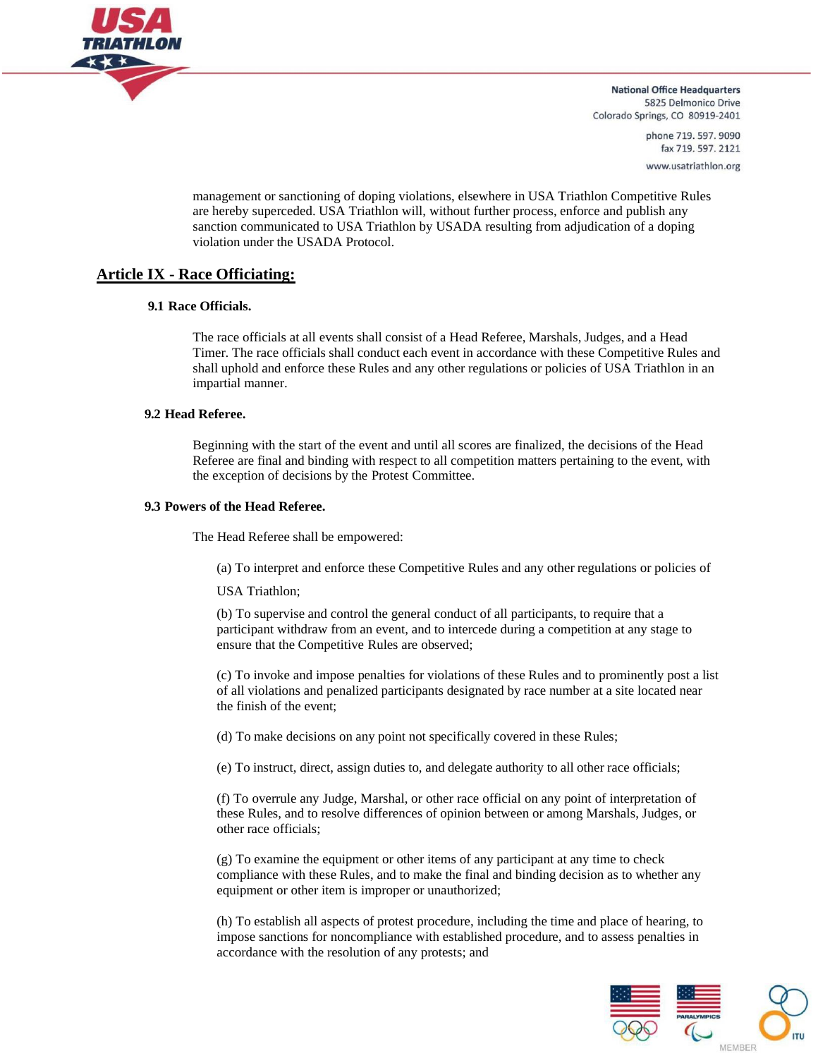management or sanctioning of doping violations, elsewhere in USA Triathlon Competitive Rules are hereby superceded. USA Triathlon will, without further process, enforce and publish any sanction communicated to USA Triathlon by USADA resulting from adjudication of a doping violation under the USADA Protocol.

## Article IX - Race Officiating:

### 9.1 Race Officials.

The race officials at all events shall consist of a Head Referee, Marshals, Judges, and a Head Timer. The race officials shall conduct each event in accordance with these Competitive Rules and shall uphold and enforce these Rules and any other regulations or policies of USA Triathlon in an impartial manner.

### 9.2 Head Referee.

Beginning with the start of the event and until all scores are finalized, the decisions of the Head Referee are final and binding with respect to all competition matters pertaining to the event, with the exception of decisions by the Protest Committee.

### 9.3 Powers of the Head Referee.

The Head Referee shall be empowered:

(a) To interpret and enforce these Competitive Rules and any other regulations or policies of USA Triathlon;

(b) To supervise and control the general conduct of all participants, to require that a participant withdraw from an event, and to intercede during a competition at any stage to ensure that the Competitive Rules are observed;

(c) To invoke and impose penalties for violations of these Rules and to prominently post a list of all violations and penalized participants designated by race number at a site located near the finish of the event;

(d) To make decisions on any point not specifically covered in these Rules;

(e) To instruct, direct, assign duties to, and delegate authority to all other race officials;

(f) To overrule any Judge, Marshal, or other race official on any point of interpretation of these Rules, and to resolve differences of opinion between or among Marshals, Judges, or other race officials;

(g) To examine the equipment or other items of any participant at any time to check compliance with these Rules, and to make the final and binding decision as to whether any equipment or other item is improper or unauthorized;

(h) To establish all aspects of protest procedure, including the time and place of hearing, to impose sanctions for noncompliance with established procedure, and to assess penalties in accordance with the resolution of any protests; and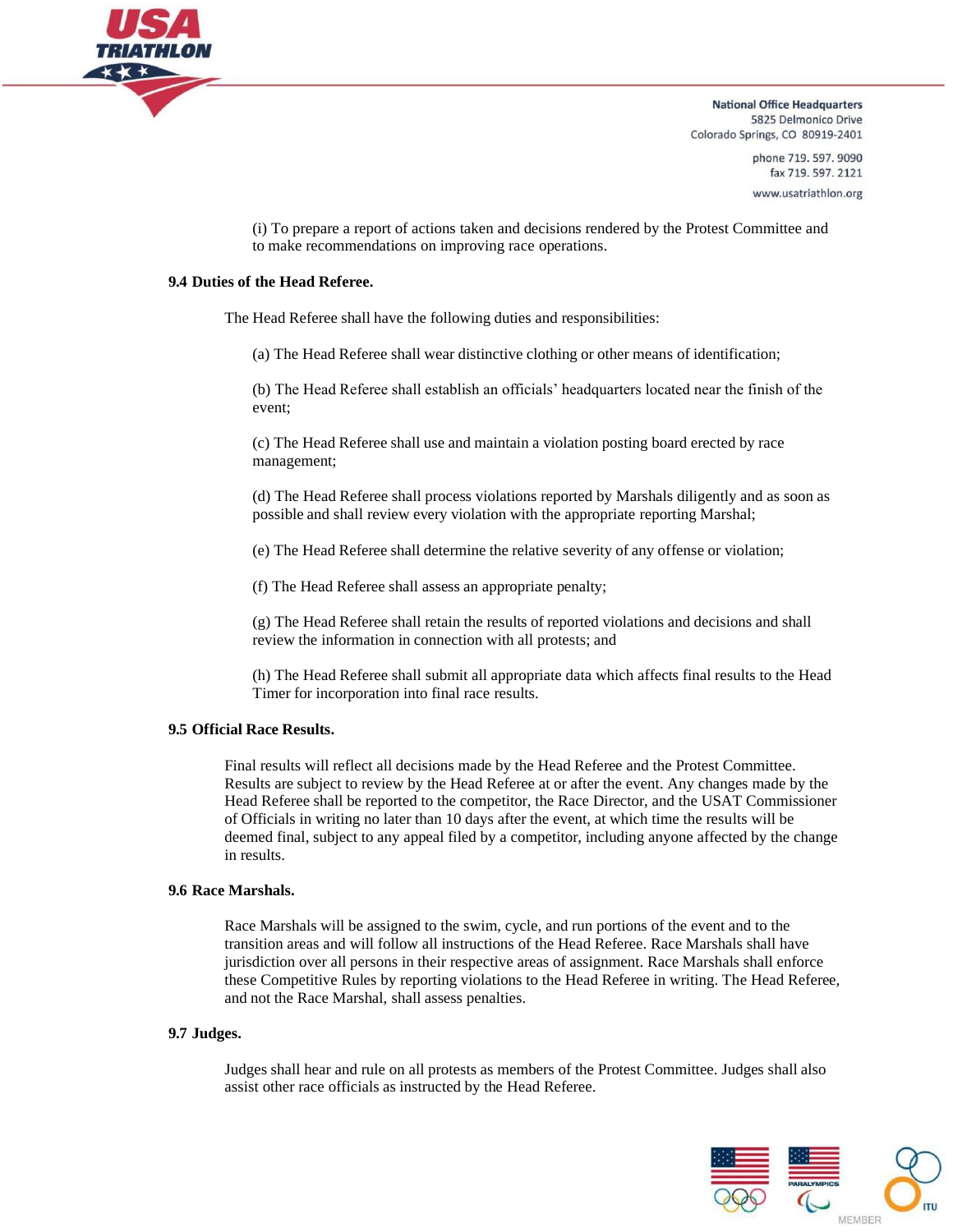(i) To prepare a report of actions taken and decisions rendered by the Protest Committee and to make recommendations on improving race operations.

**9.4 Duties of the Head Referee.**

The Head Referee shall have the following duties and responsibilities:

(a) The Head Referee shall wear distinctive clothing or other means of identification;

(b) The Head Referee shall establish an officials' headquarters located near the finish of the event;

(c) The Head Referee shall use and maintain a violation posting board erected by race management;

(d) The Head Referee shall process violations reported by Marshals diligently and as soon as possible and shall review every violation with the appropriate reporting Marshal;

(e) The Head Referee shall determine the relative severity of any offense or violation;

(f) The Head Referee shall assess an appropriate penalty;

(g) The Head Referee shall retain the results of reported violations and decisions and shall review the information in connection with all protests; and

(h) The Head Referee shall submit all appropriate data which affects final results to the Head Timer for incorporation into final race results.

**9.5 Official Race Results.**

Final results will reflect all decisions made by the Head Referee and the Protest Committee. Results are subject to review by the Head Referee at or after the event. Any changes made by the Head Referee shall be reported to the competitor, the Race Director, and the USAT Commissioner of Officials in writing no later than 10 days after the event, at which time the results will be deemed final, subject to any appeal filed by a competitor, including anyone affected by the change in results.

**9.6 Race Marshals.**

Race Marshals will be assigned to the swim, cycle, and run portions of the event and to the transition areas and will follow all instructions of the Head Referee. Race Marshals shall have jurisdiction over all persons in their respective areas of assignment. Race Marshals shall enforce these Competitive Rules by reporting violations to the Head Referee in writing. The Head Referee, and not the Race Marshal, shall assess penalties.

**9.7 Judges.**

Judges shall hear and rule on all protests as members of the Protest Committee. Judges shall also assist other race officials as instructed by the Head Referee.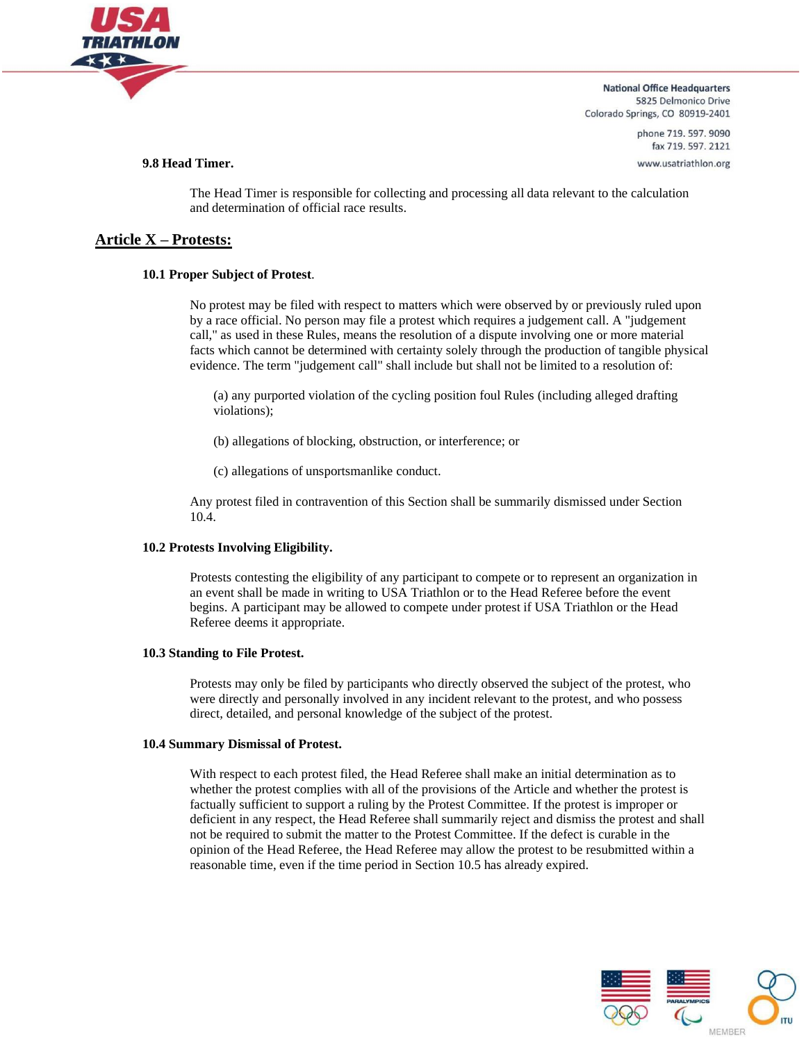**9.8 Head Timer.**

The Head Timer is responsible for collecting and processing all data relevant to the calculation and determination of official race results.

## Article X – Protests:

**10.1 Proper Subject of Protest.**

No protest may be filed with respect to matters which were observed by or previously ruled upon by a race official. No person may file a protest which requires a judgement call. A "judgement call," as used in these Rules, means the resolution of a dispute involving one or more material facts which cannot be determined with certainty solely through the production of tangible physical evidence. The term "judgement call" shall include but shall not be limited to a resolution of:

(a) any purported violation of the cycling position foul Rules (including alleged drafting violations);

(b) allegations of blocking, obstruction, or interference; or

(c) allegations of unsportsmanlike conduct.

Any protest filed in contravention of this Section shall be summarily dismissed under Section 10.4.

**10.2 Protests Involving Eligibility.**

Protests contesting the eligibility of any participant to compete or to represent an organization in an event shall be made in writing to USA Triathlon or to the Head Referee before the event begins. A participant may be allowed to compete under protest if USA Triathlon or the Head Referee deems it appropriate.

**10.3 Standing to File Protest.**

Protests may only be filed by participants who directly observed the subject of the protest, who were directly and personally involved in any incident relevant to the protest, and who possess direct, detailed, and personal knowledge of the subject of the protest.

**10.4 Summary Dismissal of Protest.**

With respect to each protest filed, the Head Referee shall make an initial determination as to whether the protest complies with all of the provisions of the Article and whether the protest is factually sufficient to support a ruling by the Protest Committee. If the protest is improper or deficient in any respect, the Head Referee shall summarily reject and dismiss the protest and shall not be required to submit the matter to the Protest Committee. If the defect is curable in the opinion of the Head Referee, the Head Referee may allow the protest to be resubmitted within a reasonable time, even if the time period in Section 10.5 has already expired.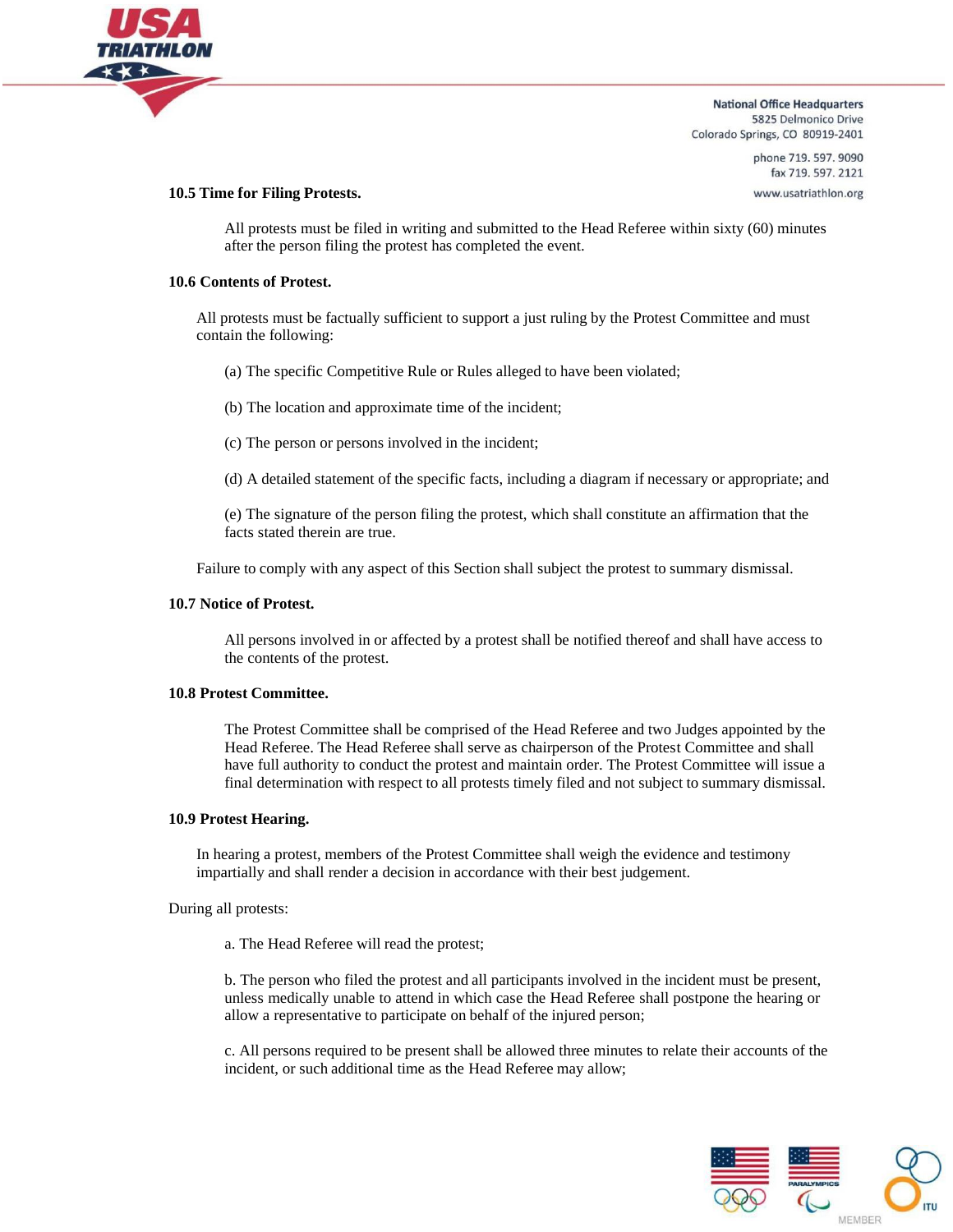**10.5 Time for Filing Protests.**

All protests must be filed in writing and submitted to the Head Referee within sixty (60) minutes after the person filing the protest has completed the event.

**10.6 Contents of Protest.**

All protests must be factually sufficient to support a just ruling by the Protest Committee and must contain the following:

(a) The specific Competitive Rule or Rules alleged to have been violated;

(b) The location and approximate time of the incident;

(c) The person or persons involved in the incident;

(d) A detailed statement of the specific facts, including a diagram if necessary or appropriate; and

(e) The signature of the person filing the protest, which shall constitute an affirmation that the facts stated therein are true.

Failure to comply with any aspect of this Section shall subject the protest to summary dismissal.

**10.7 Notice of Protest.**

All persons involved in or affected by a protest shall be notified thereof and shall have access to the contents of the protest.

**10.8 Protest Committee.**

The Protest Committee shall be comprised of the Head Referee and two Judges appointed by the Head Referee. The Head Referee shall serve as chairperson of the Protest Committee and shall have full authority to conduct the protest and maintain order. The Protest Committee will issue a final determination with respect to all protests timely filed and not subject to summary dismissal.

**10.9 Protest Hearing.**

In hearing a protest, members of the Protest Committee shall weigh the evidence and testimony impartially and shall render a decision in accordance with their best judgement.

During all protests:

a. The Head Referee will read the protest;

b. The person who filed the protest and all participants involved in the incident must be present, unless medically unable to attend in which case the Head Referee shall postpone the hearing or allow a representative to participate on behalf of the injured person;

c. All persons required to be present shall be allowed three minutes to relate their accounts of the incident, or such additional time as the Head Referee may allow;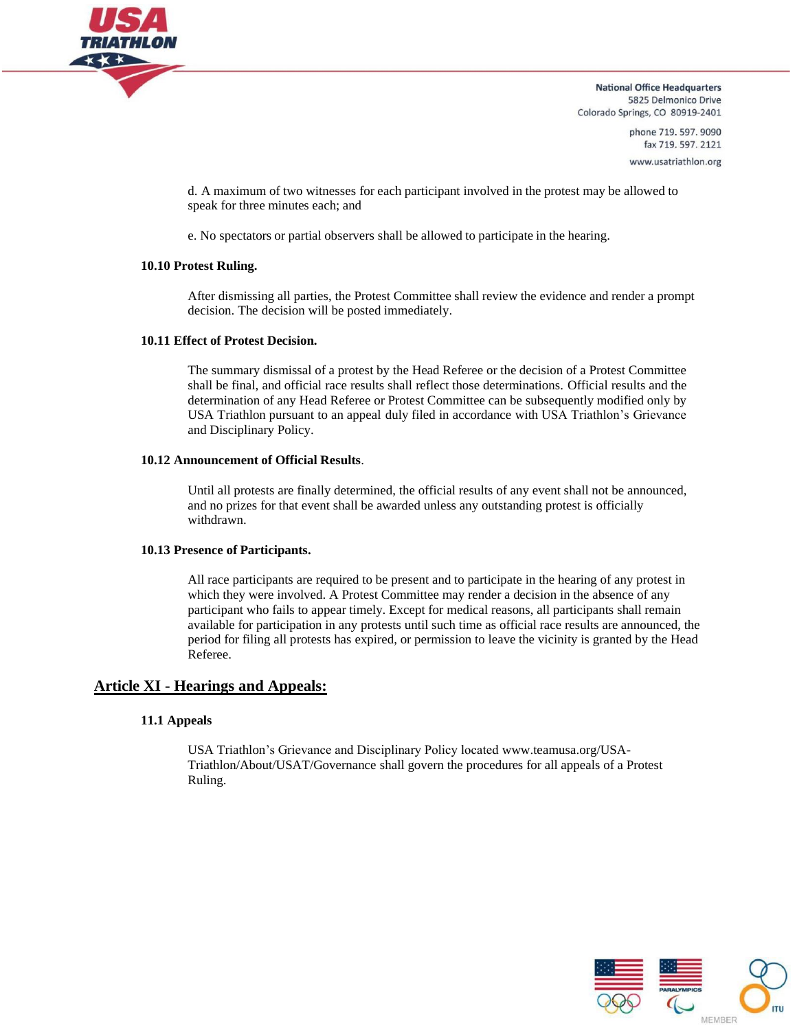d. A maximum of two witnesses for each participant involved in the protest may be allowed to speak for three minutes each; and

e. No spectators or partial observers shall be allowed to participate in the hearing.

**10.10 Protest Ruling.**

After dismissing all parties, the Protest Committee shall review the evidence and render a prompt decision. The decision will be posted immediately.

**10.11 Effect of Protest Decision.**

The summary dismissal of a protest by the Head Referee or the decision of a Protest Committee shall be final, and official race results shall reflect those determinations. Official results and the determination of any Head Referee or Protest Committee can be subsequently modified only by USA Triathlon pursuant to an appeal duly filed in accordance with USA Triathlon's Grievance and Disciplinary Policy.

**10.12 Announcement of Official Results**.

Until all protests are finally determined, the official results of any event shall not be announced, and no prizes for that event shall be awarded unless any outstanding protest is officially withdrawn.

**10.13 Presence of Participants.**

All race participants are required to be present and to participate in the hearing of any protest in which they were involved. A Protest Committee may render a decision in the absence of any participant who fails to appear timely. Except for medical reasons, all participants shall remain available for participation in any protests until such time as official race results are announced, the period for filing all protests has expired, or permission to leave the vicinity is granted by the Head Referee.

## Article XI - Hearings and Appeals:

**11.1 Appeals**

USA Triathlon's Grievance and Disciplinary Policy located www.teamusa.org/USA-Triathlon/About/USAT/Governance shall govern the procedures for all appeals of a Protest Ruling.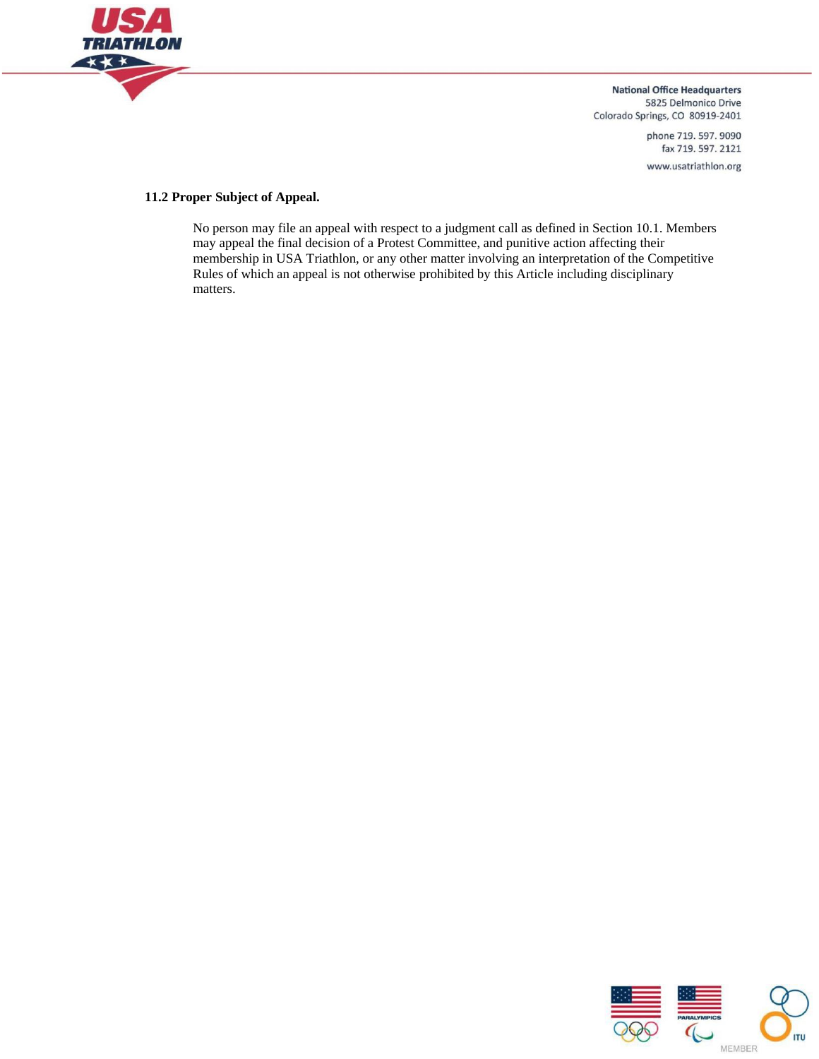**11.2 Proper Subject of Appeal.**

No person may file an appeal with respect to a judgment call as defined in Section 10.1. Members may appeal the final decision of a Protest Committee, and punitive action affecting their membership in USA Triathlon, or any other matter involving an interpretation of the Competitive Rules of which an appeal is not otherwise prohibited by this Article including disciplinary matters.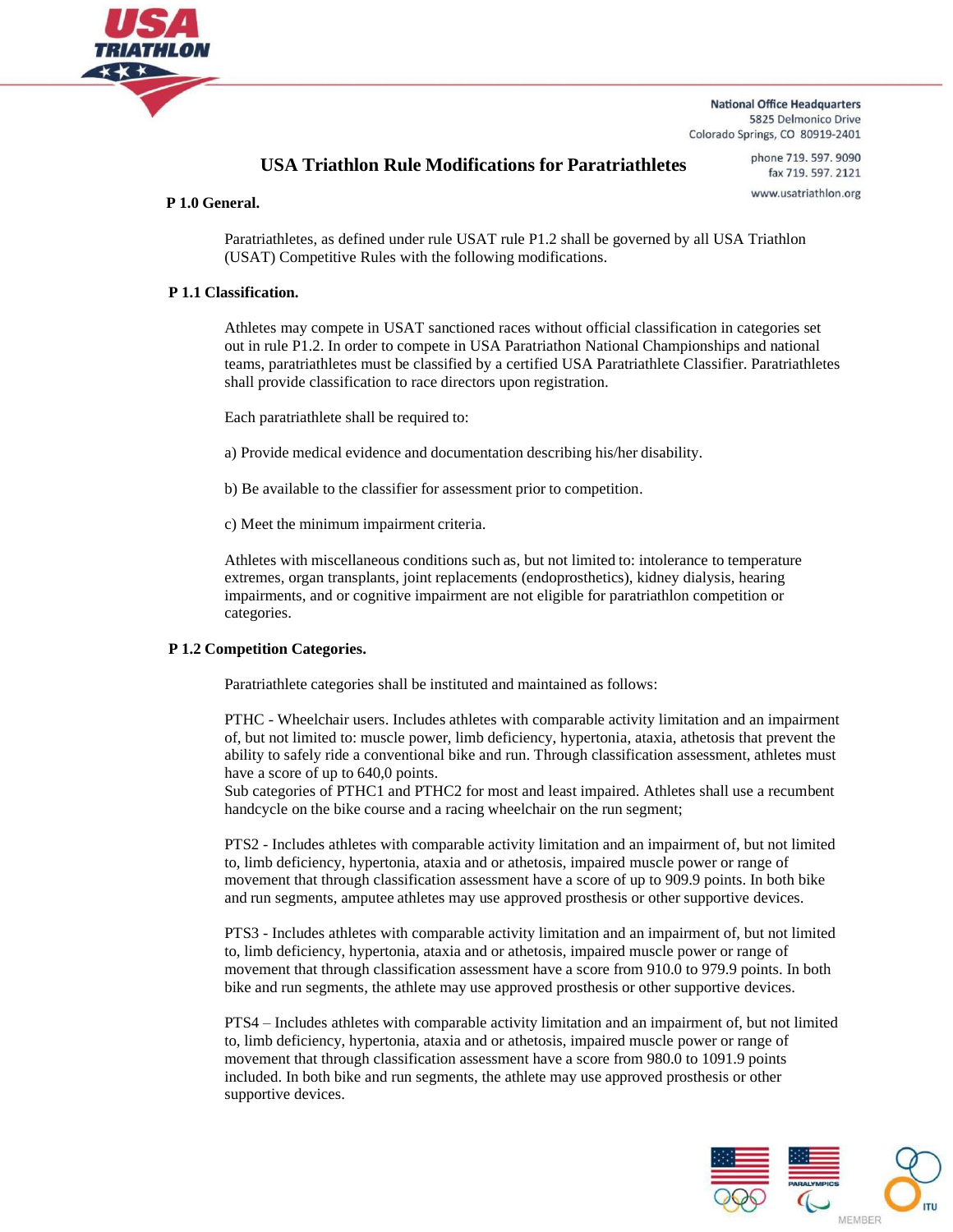National Office Headquarters
5825 Delmonico Drive
Colorado Springs, CO 80919-2401
phone 719. 597. 9090
fax 719. 597. 2121
www.usatriathlon.org

# USA Triathlon Rule Modifications for Paratriathletes

## P 1.0 General.

Paratriathletes, as defined under rule USAT rule P1.2 shall be governed by all USA Triathlon (USAT) Competitive Rules with the following modifications.

## P 1.1 Classification.

Athletes may compete in USAT sanctioned races without official classification in categories set out in rule P1.2. In order to compete in USA Paratriathon National Championships and national teams, paratriathletes must be classified by a certified USA Paratriathlete Classifier. Paratriathletes shall provide classification to race directors upon registration.

Each paratriathlete shall be required to:

a) Provide medical evidence and documentation describing his/her disability.

b) Be available to the classifier for assessment prior to competition.

c) Meet the minimum impairment criteria.

Athletes with miscellaneous conditions such as, but not limited to: intolerance to temperature extremes, organ transplants, joint replacements (endoprosthetics), kidney dialysis, hearing impairments, and or cognitive impairment are not eligible for paratriathlon competition or categories.

## P 1.2 Competition Categories.

Paratriathlete categories shall be instituted and maintained as follows:

PTHC - Wheelchair users. Includes athletes with comparable activity limitation and an impairment of, but not limited to: muscle power, limb deficiency, hypertonia, ataxia, athetosis that prevent the ability to safely ride a conventional bike and run. Through classification assessment, athletes must have a score of up to 640,0 points.
Sub categories of PTHC1 and PTHC2 for most and least impaired. Athletes shall use a recumbent handcycle on the bike course and a racing wheelchair on the run segment;

PTS2 - Includes athletes with comparable activity limitation and an impairment of, but not limited to, limb deficiency, hypertonia, ataxia and or athetosis, impaired muscle power or range of movement that through classification assessment have a score of up to 909.9 points. In both bike and run segments, amputee athletes may use approved prosthesis or other supportive devices.

PTS3 - Includes athletes with comparable activity limitation and an impairment of, but not limited to, limb deficiency, hypertonia, ataxia and or athetosis, impaired muscle power or range of movement that through classification assessment have a score from 910.0 to 979.9 points. In both bike and run segments, the athlete may use approved prosthesis or other supportive devices.

PTS4 – Includes athletes with comparable activity limitation and an impairment of, but not limited to, limb deficiency, hypertonia, ataxia and or athetosis, impaired muscle power or range of movement that through classification assessment have a score from 980.0 to 1091.9 points included. In both bike and run segments, the athlete may use approved prosthesis or other supportive devices.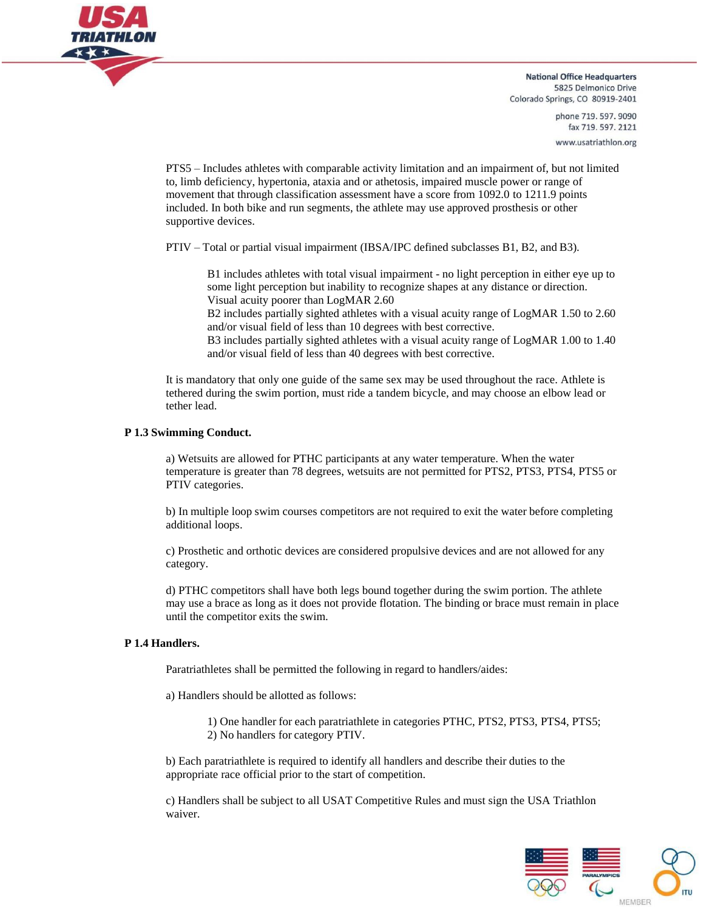PTS5 – Includes athletes with comparable activity limitation and an impairment of, but not limited to, limb deficiency, hypertonia, ataxia and or athetosis, impaired muscle power or range of movement that through classification assessment have a score from 1092.0 to 1211.9 points included. In both bike and run segments, the athlete may use approved prosthesis or other supportive devices.

PTIV – Total or partial visual impairment (IBSA/IPC defined subclasses B1, B2, and B3).

> B1 includes athletes with total visual impairment - no light perception in either eye up to some light perception but inability to recognize shapes at any distance or direction. Visual acuity poorer than LogMAR 2.60
> B2 includes partially sighted athletes with a visual acuity range of LogMAR 1.50 to 2.60 and/or visual field of less than 10 degrees with best corrective.
> B3 includes partially sighted athletes with a visual acuity range of LogMAR 1.00 to 1.40 and/or visual field of less than 40 degrees with best corrective.

It is mandatory that only one guide of the same sex may be used throughout the race. Athlete is tethered during the swim portion, must ride a tandem bicycle, and may choose an elbow lead or tether lead.

**P 1.3 Swimming Conduct.**

a) Wetsuits are allowed for PTHC participants at any water temperature. When the water temperature is greater than 78 degrees, wetsuits are not permitted for PTS2, PTS3, PTS4, PTS5 or PTIV categories.

b) In multiple loop swim courses competitors are not required to exit the water before completing additional loops.

c) Prosthetic and orthotic devices are considered propulsive devices and are not allowed for any category.

d) PTHC competitors shall have both legs bound together during the swim portion. The athlete may use a brace as long as it does not provide flotation. The binding or brace must remain in place until the competitor exits the swim.

**P 1.4 Handlers.**

Paratriathletes shall be permitted the following in regard to handlers/aides:

a) Handlers should be allotted as follows:

> 1) One handler for each paratriathlete in categories PTHC, PTS2, PTS3, PTS4, PTS5;
> 2) No handlers for category PTIV.

b) Each paratriathlete is required to identify all handlers and describe their duties to the appropriate race official prior to the start of competition.

c) Handlers shall be subject to all USAT Competitive Rules and must sign the USA Triathlon waiver.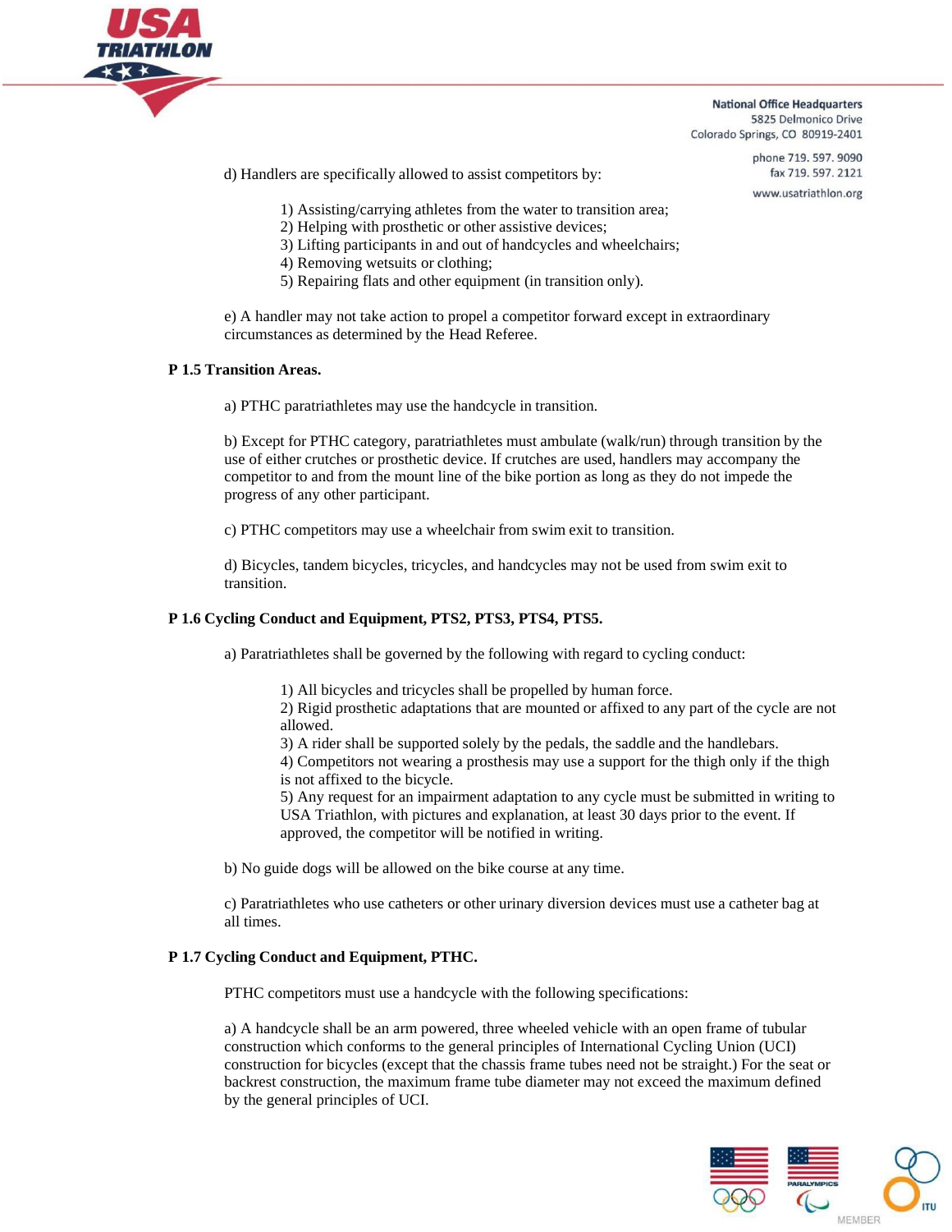d) Handlers are specifically allowed to assist competitors by:

1) Assisting/carrying athletes from the water to transition area;
2) Helping with prosthetic or other assistive devices;
3) Lifting participants in and out of handcycles and wheelchairs;
4) Removing wetsuits or clothing;
5) Repairing flats and other equipment (in transition only).

e) A handler may not take action to propel a competitor forward except in extraordinary circumstances as determined by the Head Referee.

**P 1.5 Transition Areas.**

a) PTHC paratriathletes may use the handcycle in transition.

b) Except for PTHC category, paratriathletes must ambulate (walk/run) through transition by the use of either crutches or prosthetic device. If crutches are used, handlers may accompany the competitor to and from the mount line of the bike portion as long as they do not impede the progress of any other participant.

c) PTHC competitors may use a wheelchair from swim exit to transition.

d) Bicycles, tandem bicycles, tricycles, and handcycles may not be used from swim exit to transition.

**P 1.6 Cycling Conduct and Equipment, PTS2, PTS3, PTS4, PTS5.**

a) Paratriathletes shall be governed by the following with regard to cycling conduct:

1) All bicycles and tricycles shall be propelled by human force.
2) Rigid prosthetic adaptations that are mounted or affixed to any part of the cycle are not allowed.
3) A rider shall be supported solely by the pedals, the saddle and the handlebars.
4) Competitors not wearing a prosthesis may use a support for the thigh only if the thigh is not affixed to the bicycle.
5) Any request for an impairment adaptation to any cycle must be submitted in writing to USA Triathlon, with pictures and explanation, at least 30 days prior to the event. If approved, the competitor will be notified in writing.

b) No guide dogs will be allowed on the bike course at any time.

c) Paratriathletes who use catheters or other urinary diversion devices must use a catheter bag at all times.

**P 1.7 Cycling Conduct and Equipment, PTHC.**

PTHC competitors must use a handcycle with the following specifications:

a) A handcycle shall be an arm powered, three wheeled vehicle with an open frame of tubular construction which conforms to the general principles of International Cycling Union (UCI) construction for bicycles (except that the chassis frame tubes need not be straight.) For the seat or backrest construction, the maximum frame tube diameter may not exceed the maximum defined by the general principles of UCI.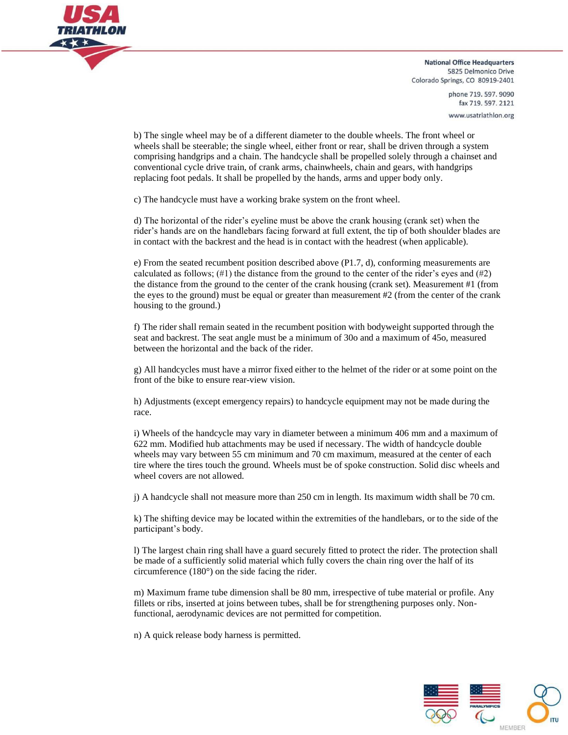b) The single wheel may be of a different diameter to the double wheels. The front wheel or wheels shall be steerable; the single wheel, either front or rear, shall be driven through a system comprising handgrips and a chain. The handcycle shall be propelled solely through a chainset and conventional cycle drive train, of crank arms, chainwheels, chain and gears, with handgrips replacing foot pedals. It shall be propelled by the hands, arms and upper body only.

c) The handcycle must have a working brake system on the front wheel.

d) The horizontal of the rider's eyeline must be above the crank housing (crank set) when the rider's hands are on the handlebars facing forward at full extent, the tip of both shoulder blades are in contact with the backrest and the head is in contact with the headrest (when applicable).

e) From the seated recumbent position described above (P1.7, d), conforming measurements are calculated as follows; (#1) the distance from the ground to the center of the rider's eyes and (#2) the distance from the ground to the center of the crank housing (crank set). Measurement #1 (from the eyes to the ground) must be equal or greater than measurement #2 (from the center of the crank housing to the ground.)

f) The rider shall remain seated in the recumbent position with bodyweight supported through the seat and backrest. The seat angle must be a minimum of 30o and a maximum of 45o, measured between the horizontal and the back of the rider.

g) All handcycles must have a mirror fixed either to the helmet of the rider or at some point on the front of the bike to ensure rear-view vision.

h) Adjustments (except emergency repairs) to handcycle equipment may not be made during the race.

i) Wheels of the handcycle may vary in diameter between a minimum 406 mm and a maximum of 622 mm. Modified hub attachments may be used if necessary. The width of handcycle double wheels may vary between 55 cm minimum and 70 cm maximum, measured at the center of each tire where the tires touch the ground. Wheels must be of spoke construction. Solid disc wheels and wheel covers are not allowed.

j) A handcycle shall not measure more than 250 cm in length. Its maximum width shall be 70 cm.

k) The shifting device may be located within the extremities of the handlebars, or to the side of the participant's body.

l) The largest chain ring shall have a guard securely fitted to protect the rider. The protection shall be made of a sufficiently solid material which fully covers the chain ring over the half of its circumference (180°) on the side facing the rider.

m) Maximum frame tube dimension shall be 80 mm, irrespective of tube material or profile. Any fillets or ribs, inserted at joins between tubes, shall be for strengthening purposes only. Non-functional, aerodynamic devices are not permitted for competition.

n) A quick release body harness is permitted.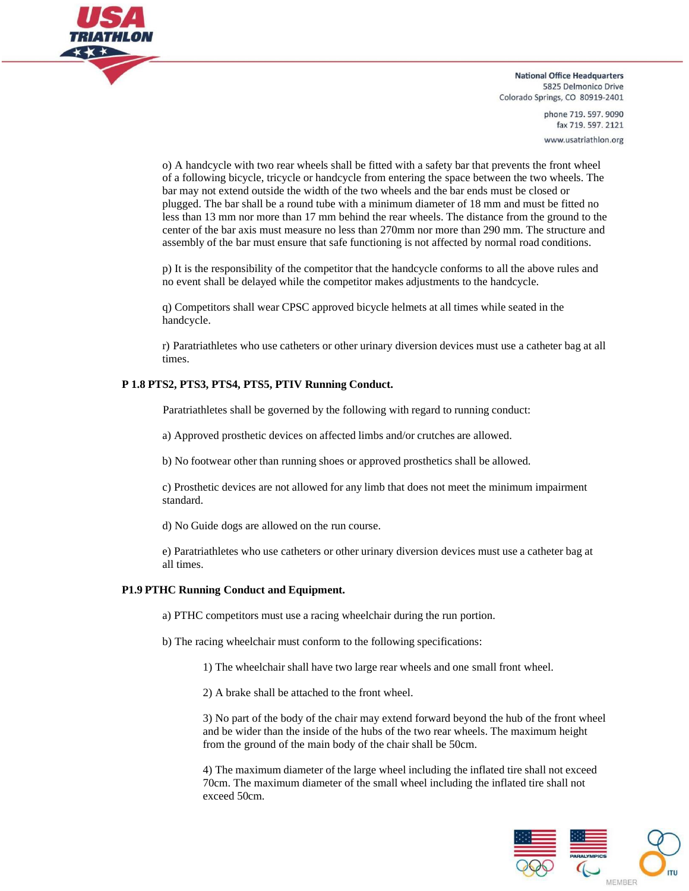o) A handcycle with two rear wheels shall be fitted with a safety bar that prevents the front wheel of a following bicycle, tricycle or handcycle from entering the space between the two wheels. The bar may not extend outside the width of the two wheels and the bar ends must be closed or plugged. The bar shall be a round tube with a minimum diameter of 18 mm and must be fitted no less than 13 mm nor more than 17 mm behind the rear wheels. The distance from the ground to the center of the bar axis must measure no less than 270mm nor more than 290 mm. The structure and assembly of the bar must ensure that safe functioning is not affected by normal road conditions.

p) It is the responsibility of the competitor that the handcycle conforms to all the above rules and no event shall be delayed while the competitor makes adjustments to the handcycle.

q) Competitors shall wear CPSC approved bicycle helmets at all times while seated in the handcycle.

r) Paratriathletes who use catheters or other urinary diversion devices must use a catheter bag at all times.

**P 1.8 PTS2, PTS3, PTS4, PTS5, PTIV Running Conduct.**

Paratriathletes shall be governed by the following with regard to running conduct:

a) Approved prosthetic devices on affected limbs and/or crutches are allowed.

b) No footwear other than running shoes or approved prosthetics shall be allowed.

c) Prosthetic devices are not allowed for any limb that does not meet the minimum impairment standard.

d) No Guide dogs are allowed on the run course.

e) Paratriathletes who use catheters or other urinary diversion devices must use a catheter bag at all times.

**P1.9 PTHC Running Conduct and Equipment.**

a) PTHC competitors must use a racing wheelchair during the run portion.

b) The racing wheelchair must conform to the following specifications:

1) The wheelchair shall have two large rear wheels and one small front wheel.

2) A brake shall be attached to the front wheel.

3) No part of the body of the chair may extend forward beyond the hub of the front wheel and be wider than the inside of the hubs of the two rear wheels. The maximum height from the ground of the main body of the chair shall be 50cm.

4) The maximum diameter of the large wheel including the inflated tire shall not exceed 70cm. The maximum diameter of the small wheel including the inflated tire shall not exceed 50cm.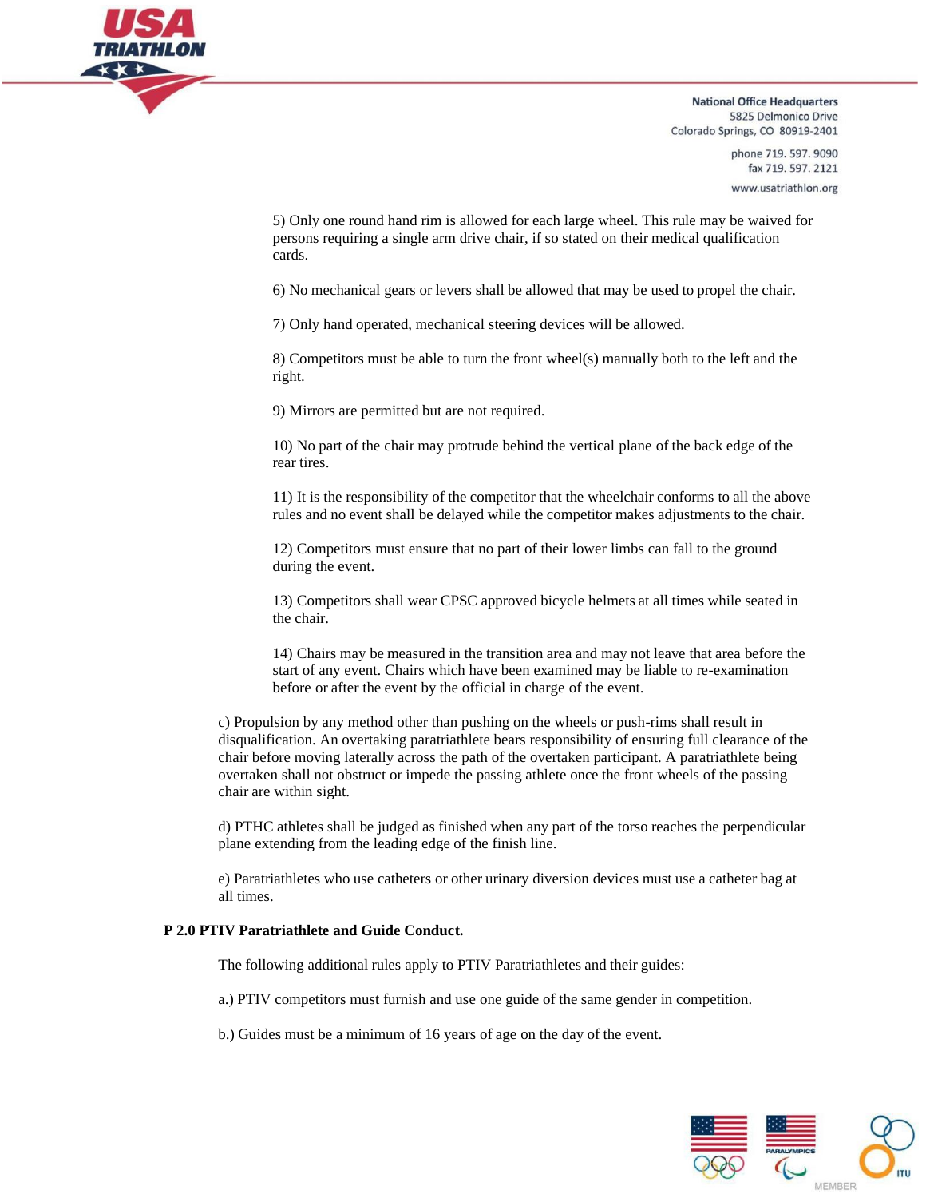5) Only one round hand rim is allowed for each large wheel. This rule may be waived for persons requiring a single arm drive chair, if so stated on their medical qualification cards.

6) No mechanical gears or levers shall be allowed that may be used to propel the chair.

7) Only hand operated, mechanical steering devices will be allowed.

8) Competitors must be able to turn the front wheel(s) manually both to the left and the right.

9) Mirrors are permitted but are not required.

10) No part of the chair may protrude behind the vertical plane of the back edge of the rear tires.

11) It is the responsibility of the competitor that the wheelchair conforms to all the above rules and no event shall be delayed while the competitor makes adjustments to the chair.

12) Competitors must ensure that no part of their lower limbs can fall to the ground during the event.

13) Competitors shall wear CPSC approved bicycle helmets at all times while seated in the chair.

14) Chairs may be measured in the transition area and may not leave that area before the start of any event. Chairs which have been examined may be liable to re-examination before or after the event by the official in charge of the event.

c) Propulsion by any method other than pushing on the wheels or push-rims shall result in disqualification. An overtaking paratriathlete bears responsibility of ensuring full clearance of the chair before moving laterally across the path of the overtaken participant. A paratriathlete being overtaken shall not obstruct or impede the passing athlete once the front wheels of the passing chair are within sight.

d) PTHC athletes shall be judged as finished when any part of the torso reaches the perpendicular plane extending from the leading edge of the finish line.

e) Paratriathletes who use catheters or other urinary diversion devices must use a catheter bag at all times.

**P 2.0 PTIV Paratriathlete and Guide Conduct.**

The following additional rules apply to PTIV Paratriathletes and their guides:

a.) PTIV competitors must furnish and use one guide of the same gender in competition.

b.) Guides must be a minimum of 16 years of age on the day of the event.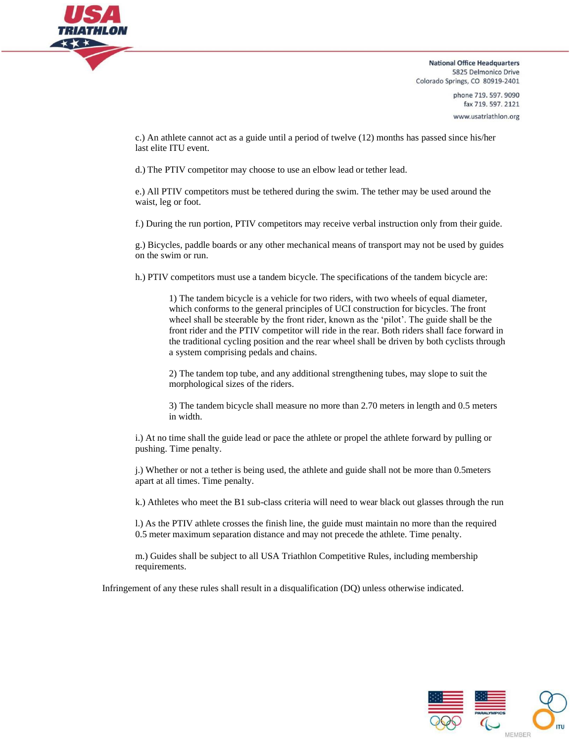c.) An athlete cannot act as a guide until a period of twelve (12) months has passed since his/her last elite ITU event.

d.) The PTIV competitor may choose to use an elbow lead or tether lead.

e.) All PTIV competitors must be tethered during the swim. The tether may be used around the waist, leg or foot.

f.) During the run portion, PTIV competitors may receive verbal instruction only from their guide.

g.) Bicycles, paddle boards or any other mechanical means of transport may not be used by guides on the swim or run.

h.) PTIV competitors must use a tandem bicycle. The specifications of the tandem bicycle are:

> 1) The tandem bicycle is a vehicle for two riders, with two wheels of equal diameter, which conforms to the general principles of UCI construction for bicycles. The front wheel shall be steerable by the front rider, known as the 'pilot'. The guide shall be the front rider and the PTIV competitor will ride in the rear. Both riders shall face forward in the traditional cycling position and the rear wheel shall be driven by both cyclists through a system comprising pedals and chains.
>
> 2) The tandem top tube, and any additional strengthening tubes, may slope to suit the morphological sizes of the riders.
>
> 3) The tandem bicycle shall measure no more than 2.70 meters in length and 0.5 meters in width.

i.) At no time shall the guide lead or pace the athlete or propel the athlete forward by pulling or pushing. Time penalty.

j.) Whether or not a tether is being used, the athlete and guide shall not be more than 0.5meters apart at all times. Time penalty.

k.) Athletes who meet the B1 sub-class criteria will need to wear black out glasses through the run

l.) As the PTIV athlete crosses the finish line, the guide must maintain no more than the required 0.5 meter maximum separation distance and may not precede the athlete. Time penalty.

m.) Guides shall be subject to all USA Triathlon Competitive Rules, including membership requirements.

Infringement of any these rules shall result in a disqualification (DQ) unless otherwise indicated.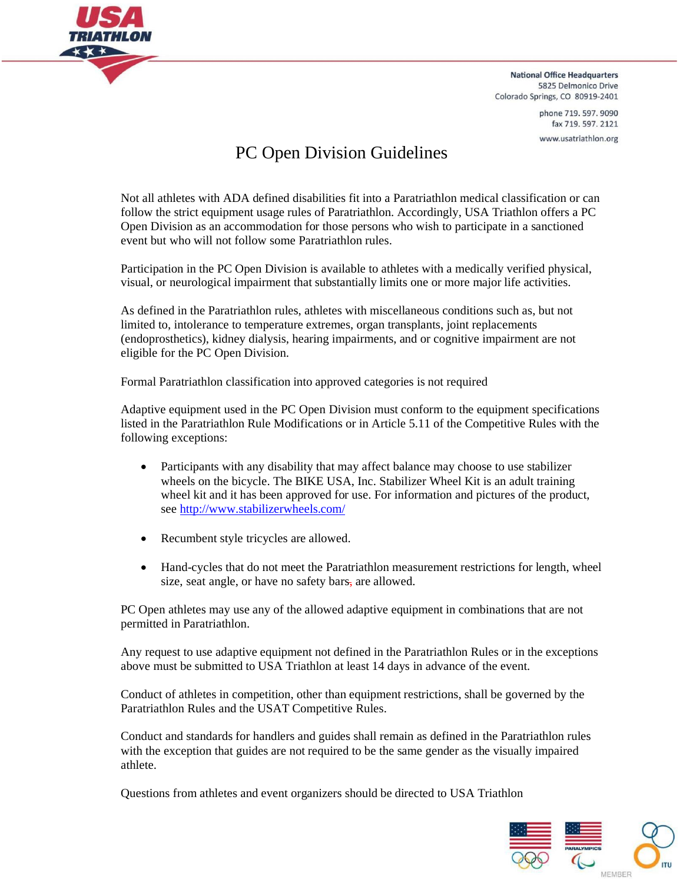National Office Headquarters
5825 Delmonico Drive
Colorado Springs, CO 80919-2401

phone 719. 597. 9090
fax 719. 597. 2121

www.usatriathlon.org

# PC Open Division Guidelines

Not all athletes with ADA defined disabilities fit into a Paratriathlon medical classification or can follow the strict equipment usage rules of Paratriathlon. Accordingly, USA Triathlon offers a PC Open Division as an accommodation for those persons who wish to participate in a sanctioned event but who will not follow some Paratriathlon rules.

Participation in the PC Open Division is available to athletes with a medically verified physical, visual, or neurological impairment that substantially limits one or more major life activities.

As defined in the Paratriathlon rules, athletes with miscellaneous conditions such as, but not limited to, intolerance to temperature extremes, organ transplants, joint replacements (endoprosthetics), kidney dialysis, hearing impairments, and or cognitive impairment are not eligible for the PC Open Division.

Formal Paratriathlon classification into approved categories is not required

Adaptive equipment used in the PC Open Division must conform to the equipment specifications listed in the Paratriathlon Rule Modifications or in Article 5.11 of the Competitive Rules with the following exceptions:

- Participants with any disability that may affect balance may choose to use stabilizer wheels on the bicycle. The BIKE USA, Inc. Stabilizer Wheel Kit is an adult training wheel kit and it has been approved for use. For information and pictures of the product, see http://www.stabilizerwheels.com/

- Recumbent style tricycles are allowed.

- Hand-cycles that do not meet the Paratriathlon measurement restrictions for length, wheel size, seat angle, or have no safety bars, are allowed.

PC Open athletes may use any of the allowed adaptive equipment in combinations that are not permitted in Paratriathlon.

Any request to use adaptive equipment not defined in the Paratriathlon Rules or in the exceptions above must be submitted to USA Triathlon at least 14 days in advance of the event.

Conduct of athletes in competition, other than equipment restrictions, shall be governed by the Paratriathlon Rules and the USAT Competitive Rules.

Conduct and standards for handlers and guides shall remain as defined in the Paratriathlon rules with the exception that guides are not required to be the same gender as the visually impaired athlete.

Questions from athletes and event organizers should be directed to USA Triathlon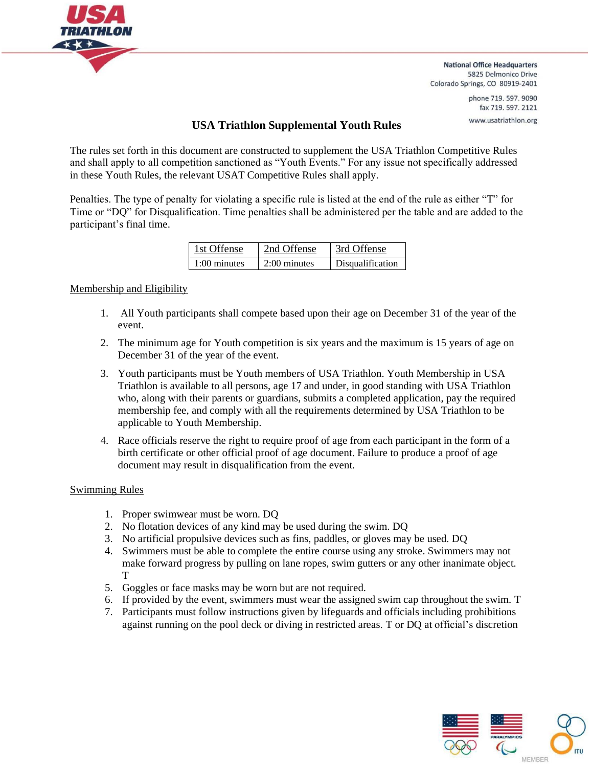National Office Headquarters
5825 Delmonico Drive
Colorado Springs, CO 80919-2401

phone 719. 597. 9090
fax 719. 597. 2121
www.usatriathlon.org

# USA Triathlon Supplemental Youth Rules

The rules set forth in this document are constructed to supplement the USA Triathlon Competitive Rules and shall apply to all competition sanctioned as "Youth Events." For any issue not specifically addressed in these Youth Rules, the relevant USAT Competitive Rules shall apply.

Penalties. The type of penalty for violating a specific rule is listed at the end of the rule as either "T" for Time or "DQ" for Disqualification. Time penalties shall be administered per the table and are added to the participant's final time.

| 1st Offense | 2nd Offense | 3rd Offense |
|---|---|---|
| 1:00 minutes | 2:00 minutes | Disqualification |

## Membership and Eligibility

1. All Youth participants shall compete based upon their age on December 31 of the year of the event.
2. The minimum age for Youth competition is six years and the maximum is 15 years of age on December 31 of the year of the event.
3. Youth participants must be Youth members of USA Triathlon. Youth Membership in USA Triathlon is available to all persons, age 17 and under, in good standing with USA Triathlon who, along with their parents or guardians, submits a completed application, pay the required membership fee, and comply with all the requirements determined by USA Triathlon to be applicable to Youth Membership.
4. Race officials reserve the right to require proof of age from each participant in the form of a birth certificate or other official proof of age document. Failure to produce a proof of age document may result in disqualification from the event.

## Swimming Rules

1. Proper swimwear must be worn. DQ
2. No flotation devices of any kind may be used during the swim. DQ
3. No artificial propulsive devices such as fins, paddles, or gloves may be used. DQ
4. Swimmers must be able to complete the entire course using any stroke. Swimmers may not make forward progress by pulling on lane ropes, swim gutters or any other inanimate object. T
5. Goggles or face masks may be worn but are not required.
6. If provided by the event, swimmers must wear the assigned swim cap throughout the swim. T
7. Participants must follow instructions given by lifeguards and officials including prohibitions against running on the pool deck or diving in restricted areas. T or DQ at official's discretion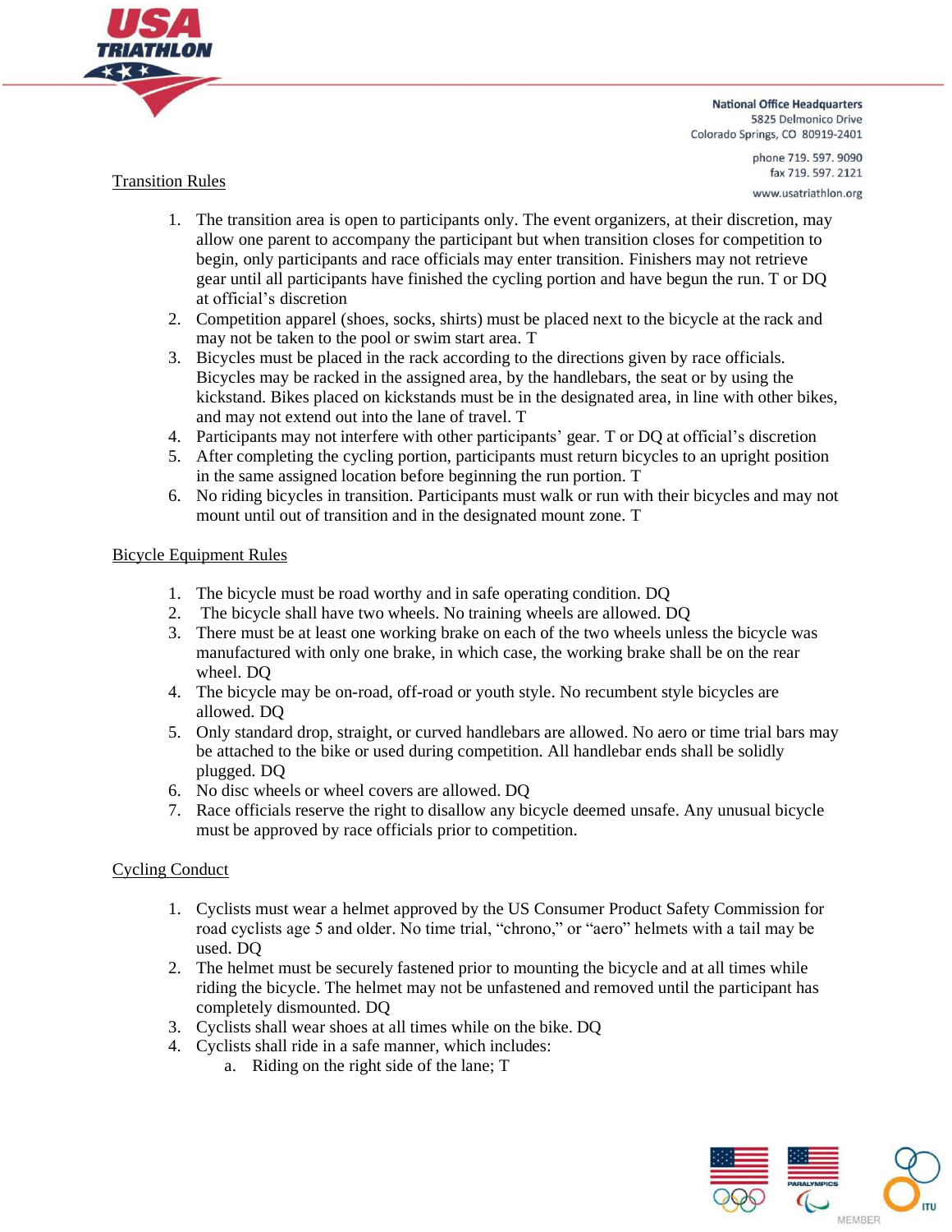Transition Rules

1. The transition area is open to participants only. The event organizers, at their discretion, may allow one parent to accompany the participant but when transition closes for competition to begin, only participants and race officials may enter transition. Finishers may not retrieve gear until all participants have finished the cycling portion and have begun the run. T or DQ at official's discretion
2. Competition apparel (shoes, socks, shirts) must be placed next to the bicycle at the rack and may not be taken to the pool or swim start area. T
3. Bicycles must be placed in the rack according to the directions given by race officials. Bicycles may be racked in the assigned area, by the handlebars, the seat or by using the kickstand. Bikes placed on kickstands must be in the designated area, in line with other bikes, and may not extend out into the lane of travel. T
4. Participants may not interfere with other participants' gear. T or DQ at official's discretion
5. After completing the cycling portion, participants must return bicycles to an upright position in the same assigned location before beginning the run portion. T
6. No riding bicycles in transition. Participants must walk or run with their bicycles and may not mount until out of transition and in the designated mount zone. T

Bicycle Equipment Rules

1. The bicycle must be road worthy and in safe operating condition. DQ
2. The bicycle shall have two wheels. No training wheels are allowed. DQ
3. There must be at least one working brake on each of the two wheels unless the bicycle was manufactured with only one brake, in which case, the working brake shall be on the rear wheel. DQ
4. The bicycle may be on-road, off-road or youth style. No recumbent style bicycles are allowed. DQ
5. Only standard drop, straight, or curved handlebars are allowed. No aero or time trial bars may be attached to the bike or used during competition. All handlebar ends shall be solidly plugged. DQ
6. No disc wheels or wheel covers are allowed. DQ
7. Race officials reserve the right to disallow any bicycle deemed unsafe. Any unusual bicycle must be approved by race officials prior to competition.

Cycling Conduct

1. Cyclists must wear a helmet approved by the US Consumer Product Safety Commission for road cyclists age 5 and older. No time trial, "chrono," or "aero" helmets with a tail may be used. DQ
2. The helmet must be securely fastened prior to mounting the bicycle and at all times while riding the bicycle. The helmet may not be unfastened and removed until the participant has completely dismounted. DQ
3. Cyclists shall wear shoes at all times while on the bike. DQ
4. Cyclists shall ride in a safe manner, which includes:
   a. Riding on the right side of the lane; T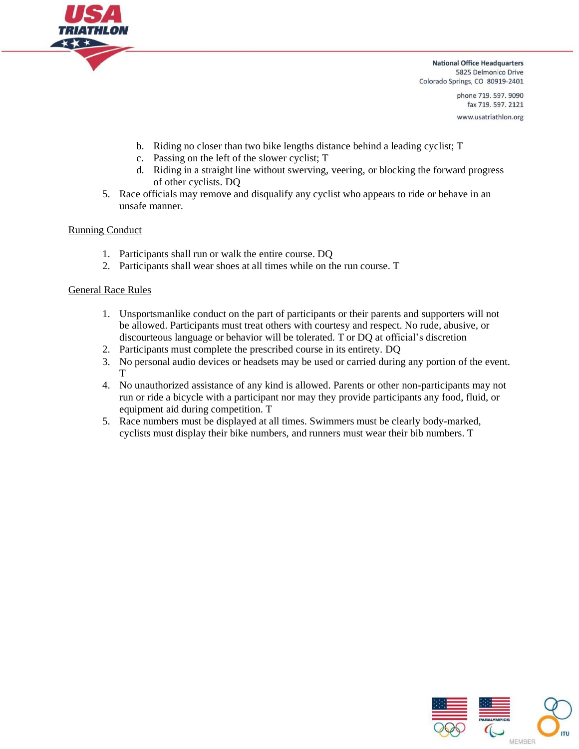b. Riding no closer than two bike lengths distance behind a leading cyclist; T
c. Passing on the left of the slower cyclist; T
d. Riding in a straight line without swerving, veering, or blocking the forward progress of other cyclists. DQ

5. Race officials may remove and disqualify any cyclist who appears to ride or behave in an unsafe manner.

<u>Running Conduct</u>

1. Participants shall run or walk the entire course. DQ
2. Participants shall wear shoes at all times while on the run course. T

<u>General Race Rules</u>

1. Unsportsmanlike conduct on the part of participants or their parents and supporters will not be allowed. Participants must treat others with courtesy and respect. No rude, abusive, or discourteous language or behavior will be tolerated. T or DQ at official's discretion
2. Participants must complete the prescribed course in its entirety. DQ
3. No personal audio devices or headsets may be used or carried during any portion of the event. T
4. No unauthorized assistance of any kind is allowed. Parents or other non-participants may not run or ride a bicycle with a participant nor may they provide participants any food, fluid, or equipment aid during competition. T
5. Race numbers must be displayed at all times. Swimmers must be clearly body-marked, cyclists must display their bike numbers, and runners must wear their bib numbers. T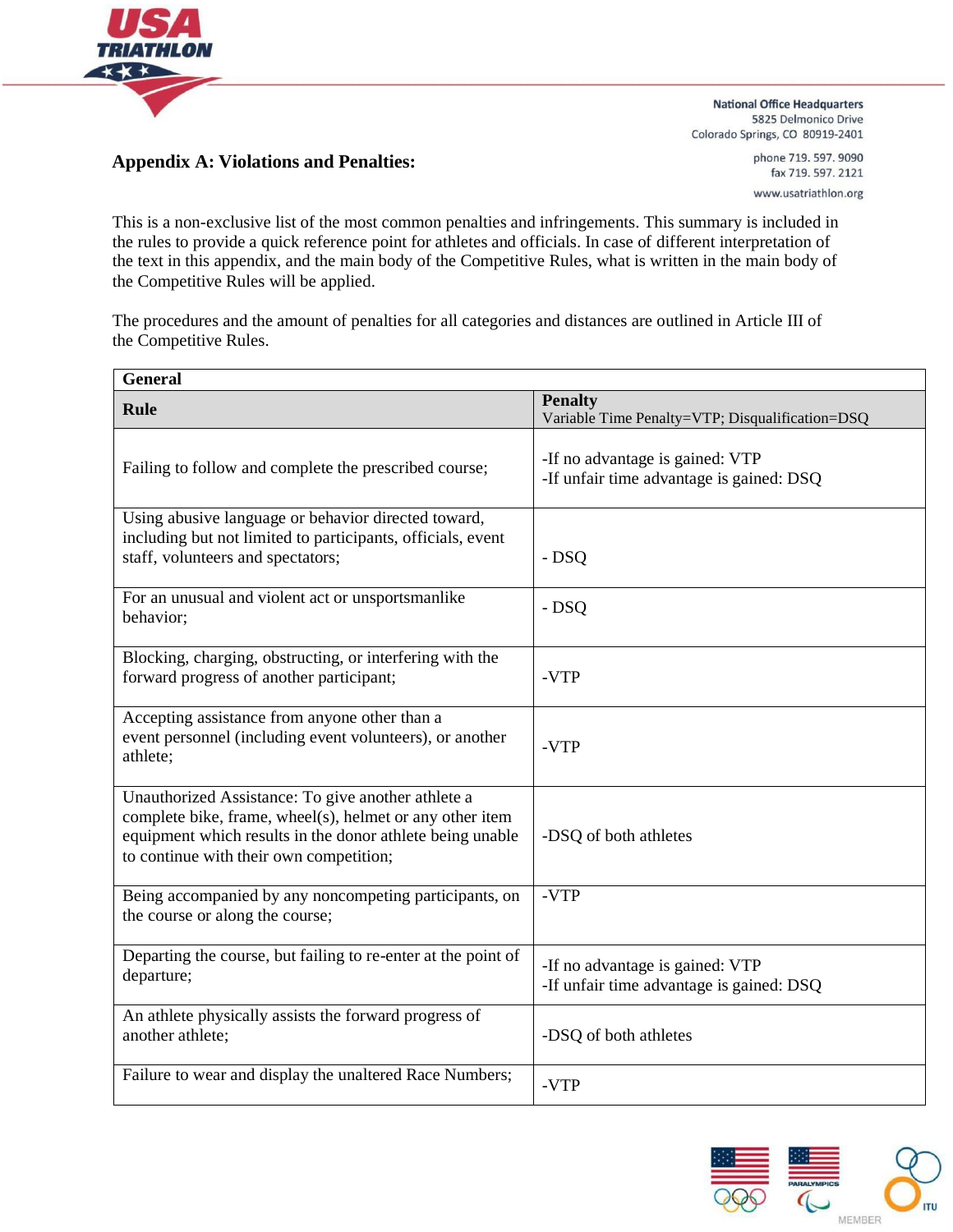## Appendix A: Violations and Penalties:

This is a non-exclusive list of the most common penalties and infringements. This summary is included in the rules to provide a quick reference point for athletes and officials. In case of different interpretation of the text in this appendix, and the main body of the Competitive Rules, what is written in the main body of the Competitive Rules will be applied.

The procedures and the amount of penalties for all categories and distances are outlined in Article III of the Competitive Rules.

| General | |
|---|---|
| **Rule** | **Penalty** Variable Time Penalty=VTP; Disqualification=DSQ |
| Failing to follow and complete the prescribed course; | -If no advantage is gained: VTP<br>-If unfair time advantage is gained: DSQ |
| Using abusive language or behavior directed toward, including but not limited to participants, officials, event staff, volunteers and spectators; | - DSQ |
| For an unusual and violent act or unsportsmanlike behavior; | - DSQ |
| Blocking, charging, obstructing, or interfering with the forward progress of another participant; | -VTP |
| Accepting assistance from anyone other than a event personnel (including event volunteers), or another athlete; | -VTP |
| Unauthorized Assistance: To give another athlete a complete bike, frame, wheel(s), helmet or any other item equipment which results in the donor athlete being unable to continue with their own competition; | -DSQ of both athletes |
| Being accompanied by any noncompeting participants, on the course or along the course; | -VTP |
| Departing the course, but failing to re-enter at the point of departure; | -If no advantage is gained: VTP<br>-If unfair time advantage is gained: DSQ |
| An athlete physically assists the forward progress of another athlete; | -DSQ of both athletes |
| Failure to wear and display the unaltered Race Numbers; | -VTP |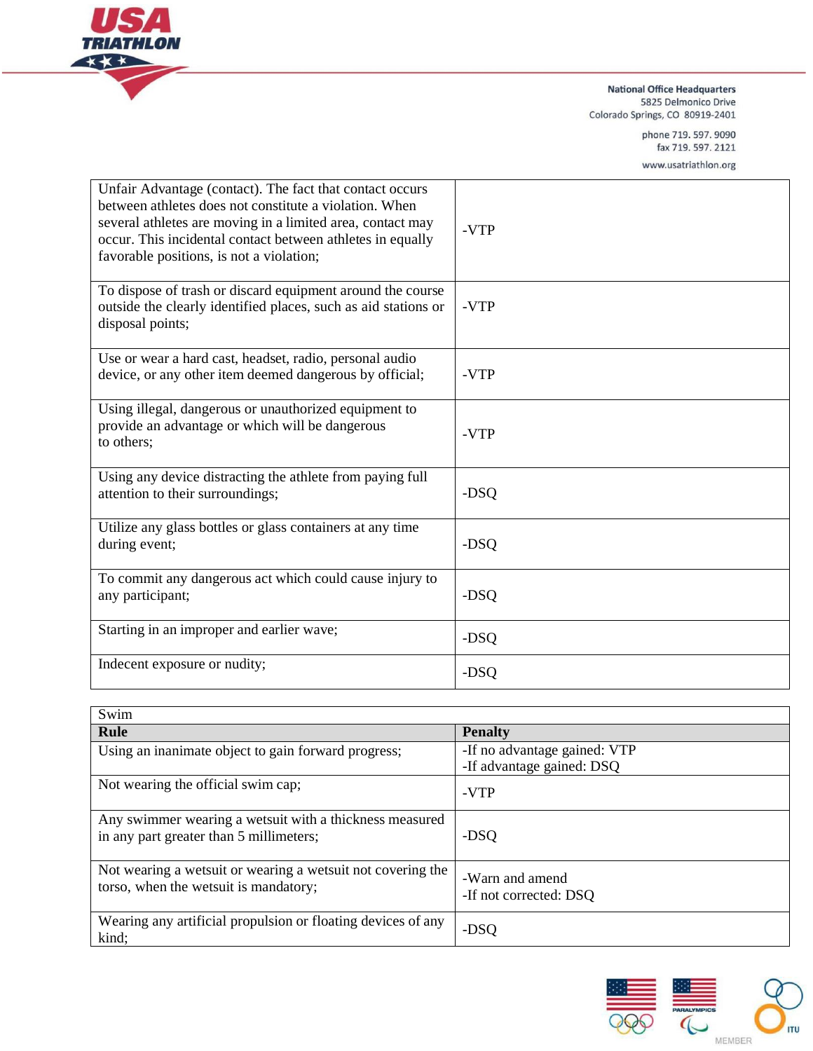| | |
|---|---|
| Unfair Advantage (contact). The fact that contact occurs between athletes does not constitute a violation. When several athletes are moving in a limited area, contact may occur. This incidental contact between athletes in equally favorable positions, is not a violation; | -VTP |
| To dispose of trash or discard equipment around the course outside the clearly identified places, such as aid stations or disposal points; | -VTP |
| Use or wear a hard cast, headset, radio, personal audio device, or any other item deemed dangerous by official; | -VTP |
| Using illegal, dangerous or unauthorized equipment to provide an advantage or which will be dangerous to others; | -VTP |
| Using any device distracting the athlete from paying full attention to their surroundings; | -DSQ |
| Utilize any glass bottles or glass containers at any time during event; | -DSQ |
| To commit any dangerous act which could cause injury to any participant; | -DSQ |
| Starting in an improper and earlier wave; | -DSQ |
| Indecent exposure or nudity; | -DSQ |

| Swim | |
|---|---|
| **Rule** | **Penalty** |
| Using an inanimate object to gain forward progress; | -If no advantage gained: VTP<br>-If advantage gained: DSQ |
| Not wearing the official swim cap; | -VTP |
| Any swimmer wearing a wetsuit with a thickness measured in any part greater than 5 millimeters; | -DSQ |
| Not wearing a wetsuit or wearing a wetsuit not covering the torso, when the wetsuit is mandatory; | -Warn and amend<br>-If not corrected: DSQ |
| Wearing any artificial propulsion or floating devices of any kind; | -DSQ |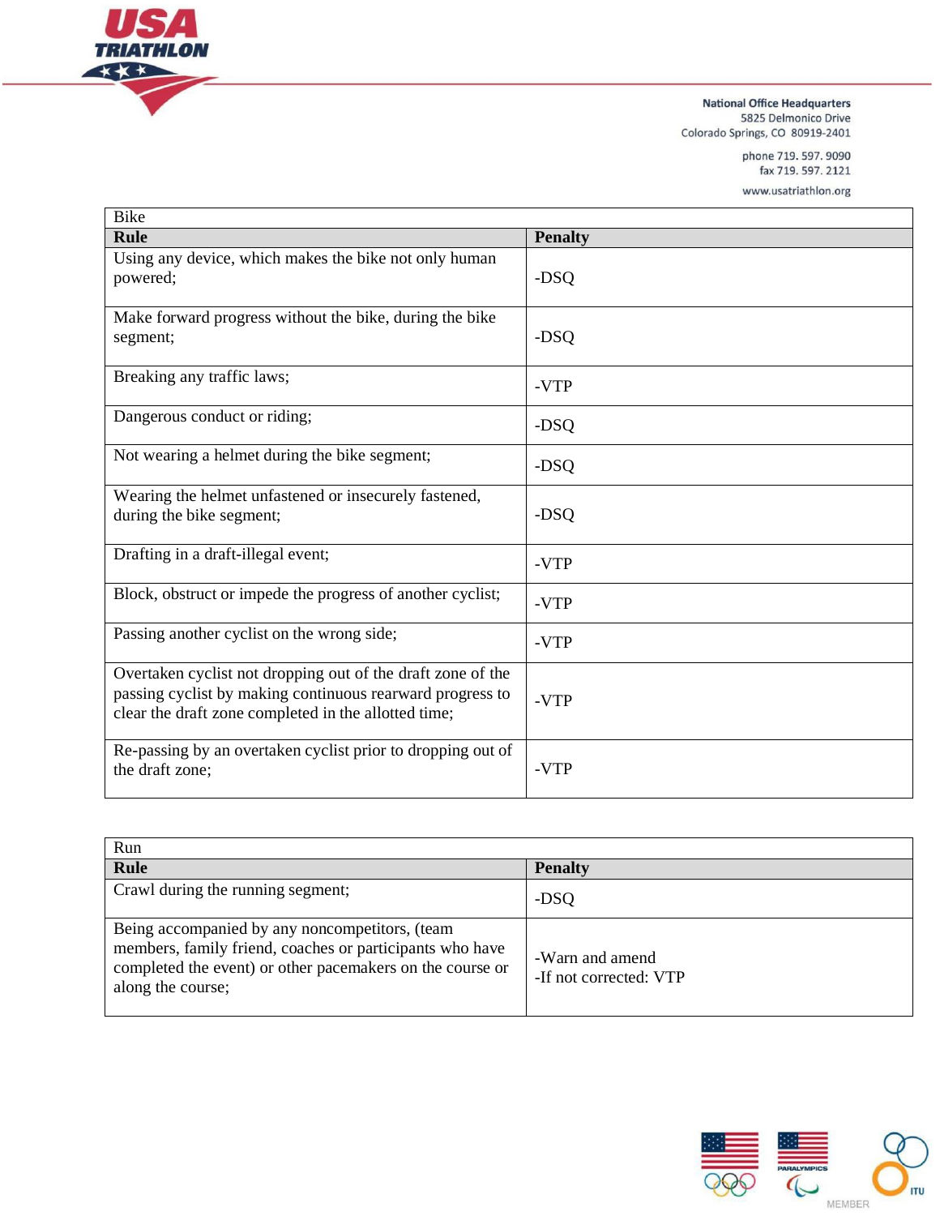| Bike | |
| --- | --- |
| **Rule** | **Penalty** |
| Using any device, which makes the bike not only human powered; | -DSQ |
| Make forward progress without the bike, during the bike segment; | -DSQ |
| Breaking any traffic laws; | -VTP |
| Dangerous conduct or riding; | -DSQ |
| Not wearing a helmet during the bike segment; | -DSQ |
| Wearing the helmet unfastened or insecurely fastened, during the bike segment; | -DSQ |
| Drafting in a draft-illegal event; | -VTP |
| Block, obstruct or impede the progress of another cyclist; | -VTP |
| Passing another cyclist on the wrong side; | -VTP |
| Overtaken cyclist not dropping out of the draft zone of the passing cyclist by making continuous rearward progress to clear the draft zone completed in the allotted time; | -VTP |
| Re-passing by an overtaken cyclist prior to dropping out of the draft zone; | -VTP |

| Run | |
| --- | --- |
| **Rule** | **Penalty** |
| Crawl during the running segment; | -DSQ |
| Being accompanied by any noncompetitors, (team members, family friend, coaches or participants who have completed the event) or other pacemakers on the course or along the course; | -Warn and amend<br>-If not corrected: VTP |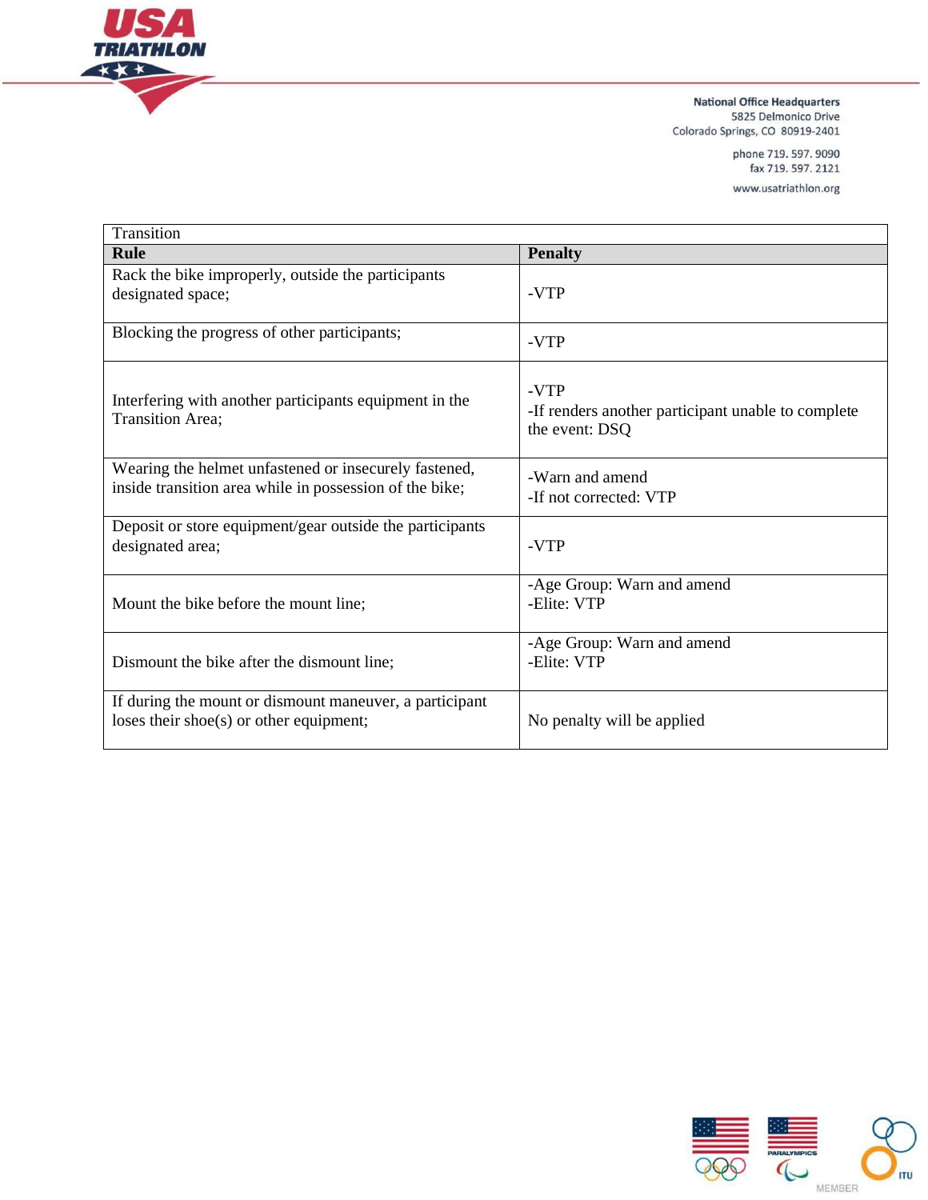| Transition | |
| --- | --- |
| **Rule** | **Penalty** |
| Rack the bike improperly, outside the participants designated space; | -VTP |
| Blocking the progress of other participants; | -VTP |
| Interfering with another participants equipment in the Transition Area; | -VTP<br>-If renders another participant unable to complete the event: DSQ |
| Wearing the helmet unfastened or insecurely fastened, inside transition area while in possession of the bike; | -Warn and amend<br>-If not corrected: VTP |
| Deposit or store equipment/gear outside the participants designated area; | -VTP |
| Mount the bike before the mount line; | -Age Group: Warn and amend<br>-Elite: VTP |
| Dismount the bike after the dismount line; | -Age Group: Warn and amend<br>-Elite: VTP |
| If during the mount or dismount maneuver, a participant loses their shoe(s) or other equipment; | No penalty will be applied |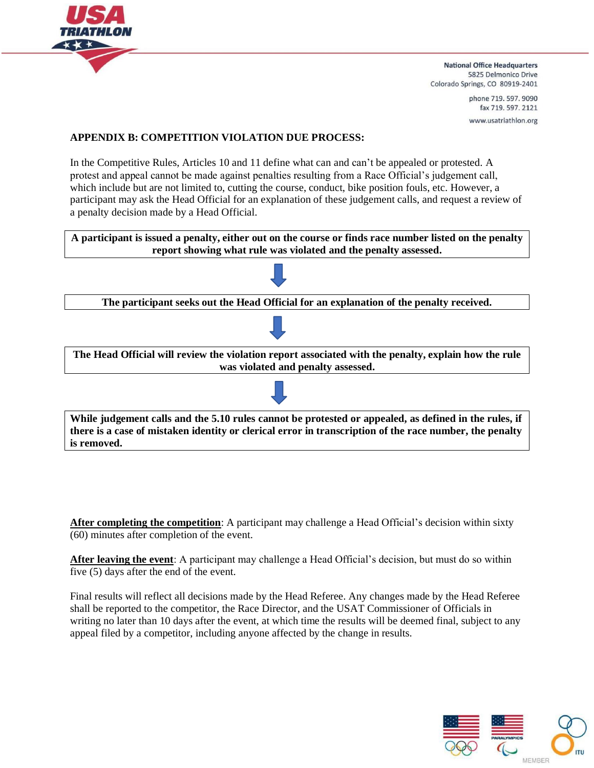## APPENDIX B: COMPETITION VIOLATION DUE PROCESS:

In the Competitive Rules, Articles 10 and 11 define what can and can't be appealed or protested. A protest and appeal cannot be made against penalties resulting from a Race Official's judgement call, which include but are not limited to, cutting the course, conduct, bike position fouls, etc. However, a participant may ask the Head Official for an explanation of these judgement calls, and request a review of a penalty decision made by a Head Official.

**A participant is issued a penalty, either out on the course or finds race number listed on the penalty report showing what rule was violated and the penalty assessed.**

↓

**The participant seeks out the Head Official for an explanation of the penalty received.**

↓

**The Head Official will review the violation report associated with the penalty, explain how the rule was violated and penalty assessed.**

↓

**While judgement calls and the 5.10 rules cannot be protested or appealed, as defined in the rules, if there is a case of mistaken identity or clerical error in transcription of the race number, the penalty is removed.**

<u>**After completing the competition**</u>: A participant may challenge a Head Official's decision within sixty (60) minutes after completion of the event.

<u>**After leaving the event**</u>: A participant may challenge a Head Official's decision, but must do so within five (5) days after the end of the event.

Final results will reflect all decisions made by the Head Referee. Any changes made by the Head Referee shall be reported to the competitor, the Race Director, and the USAT Commissioner of Officials in writing no later than 10 days after the event, at which time the results will be deemed final, subject to any appeal filed by a competitor, including anyone affected by the change in results.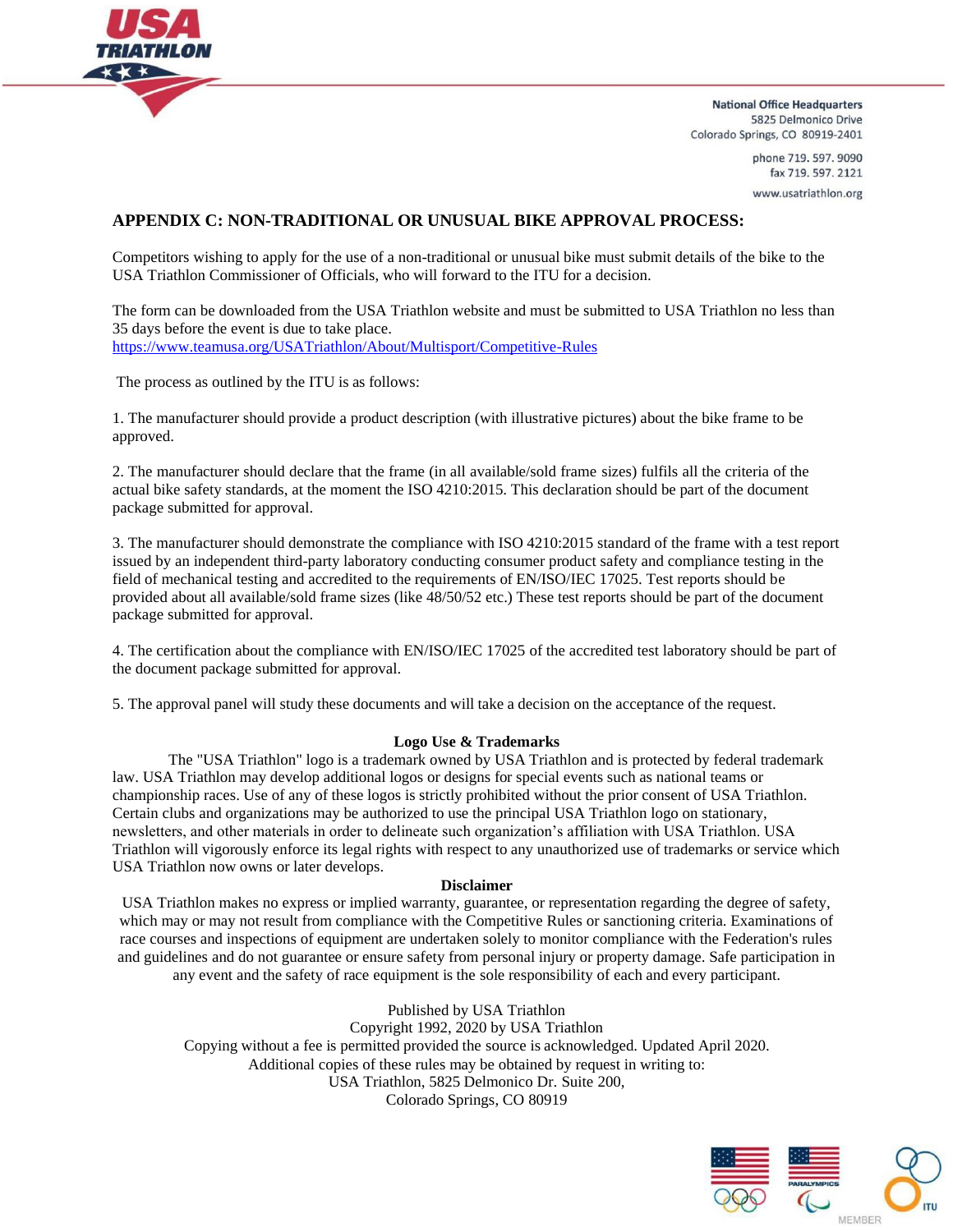National Office Headquarters
5825 Delmonico Drive
Colorado Springs, CO 80919-2401

phone 719. 597. 9090
fax 719. 597. 2121

www.usatriathlon.org

## APPENDIX C: NON-TRADITIONAL OR UNUSUAL BIKE APPROVAL PROCESS:

Competitors wishing to apply for the use of a non-traditional or unusual bike must submit details of the bike to the USA Triathlon Commissioner of Officials, who will forward to the ITU for a decision.

The form can be downloaded from the USA Triathlon website and must be submitted to USA Triathlon no less than 35 days before the event is due to take place.
https://www.teamusa.org/USATriathlon/About/Multisport/Competitive-Rules

The process as outlined by the ITU is as follows:

1. The manufacturer should provide a product description (with illustrative pictures) about the bike frame to be approved.

2. The manufacturer should declare that the frame (in all available/sold frame sizes) fulfils all the criteria of the actual bike safety standards, at the moment the ISO 4210:2015. This declaration should be part of the document package submitted for approval.

3. The manufacturer should demonstrate the compliance with ISO 4210:2015 standard of the frame with a test report issued by an independent third-party laboratory conducting consumer product safety and compliance testing in the field of mechanical testing and accredited to the requirements of EN/ISO/IEC 17025. Test reports should be provided about all available/sold frame sizes (like 48/50/52 etc.) These test reports should be part of the document package submitted for approval.

4. The certification about the compliance with EN/ISO/IEC 17025 of the accredited test laboratory should be part of the document package submitted for approval.

5. The approval panel will study these documents and will take a decision on the acceptance of the request.

**Logo Use & Trademarks**

The "USA Triathlon" logo is a trademark owned by USA Triathlon and is protected by federal trademark law. USA Triathlon may develop additional logos or designs for special events such as national teams or championship races. Use of any of these logos is strictly prohibited without the prior consent of USA Triathlon. Certain clubs and organizations may be authorized to use the principal USA Triathlon logo on stationary, newsletters, and other materials in order to delineate such organization's affiliation with USA Triathlon. USA Triathlon will vigorously enforce its legal rights with respect to any unauthorized use of trademarks or service which USA Triathlon now owns or later develops.

**Disclaimer**

USA Triathlon makes no express or implied warranty, guarantee, or representation regarding the degree of safety, which may or may not result from compliance with the Competitive Rules or sanctioning criteria. Examinations of race courses and inspections of equipment are undertaken solely to monitor compliance with the Federation's rules and guidelines and do not guarantee or ensure safety from personal injury or property damage. Safe participation in any event and the safety of race equipment is the sole responsibility of each and every participant.

Published by USA Triathlon
Copyright 1992, 2020 by USA Triathlon
Copying without a fee is permitted provided the source is acknowledged. Updated April 2020.
Additional copies of these rules may be obtained by request in writing to:
USA Triathlon, 5825 Delmonico Dr. Suite 200,
Colorado Springs, CO 80919